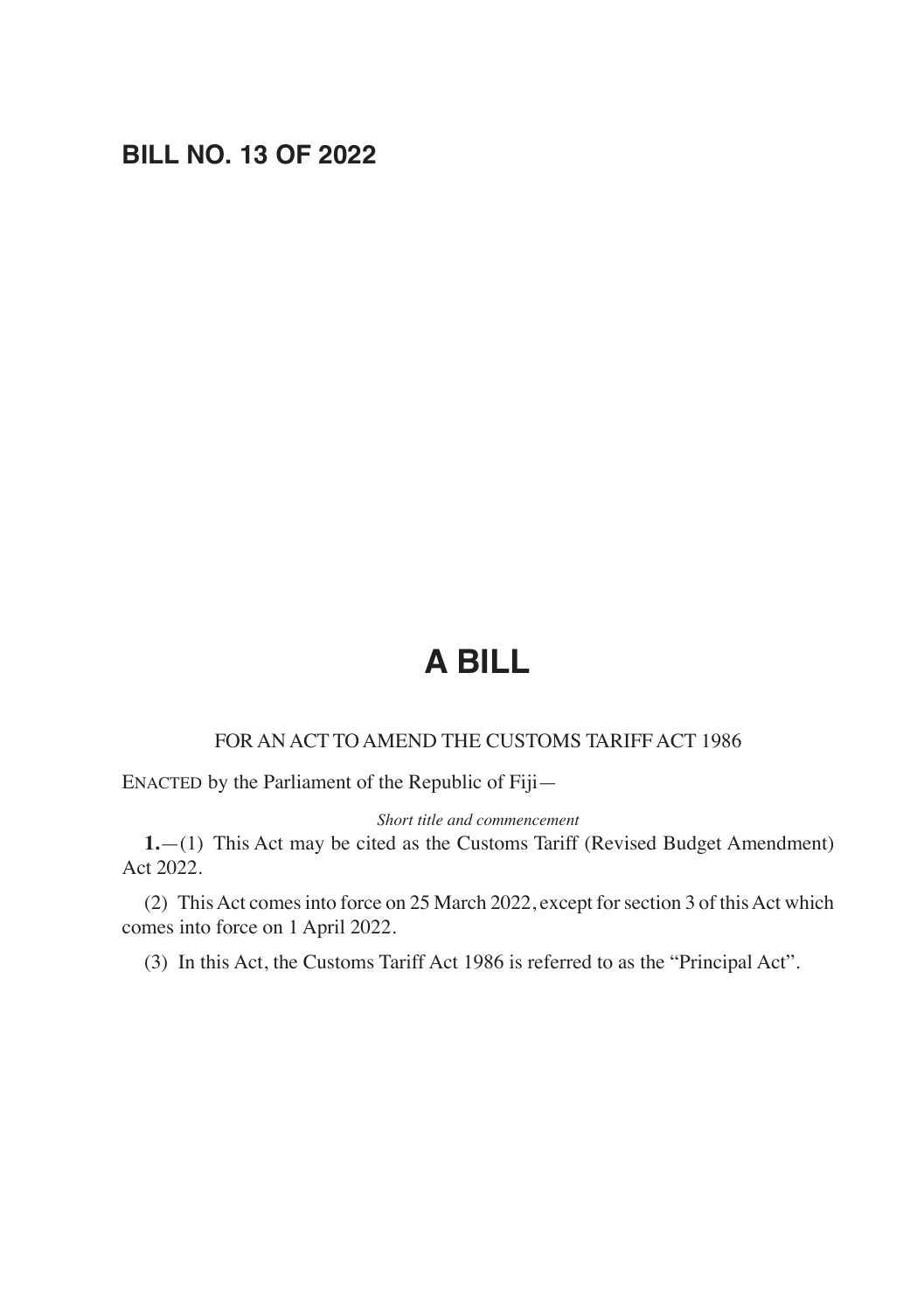**BILL NO. 13 OF 2022**

# A BILL

FOR AN ACT TO AMEND THE CUSTOMS TARIFF ACT 1986

ENACTED by the Parliament of the Republic of Fiji—

*Short title and commencement*

**1.**—(1) This Act may be cited as the Customs Tariff (Revised Budget Amendment) Act 2022.

(2) This Act comes into force on 25 March 2022, except for section 3 of this Act which comes into force on 1 April 2022.

(3) In this Act, the Customs Tariff Act 1986 is referred to as the "Principal Act".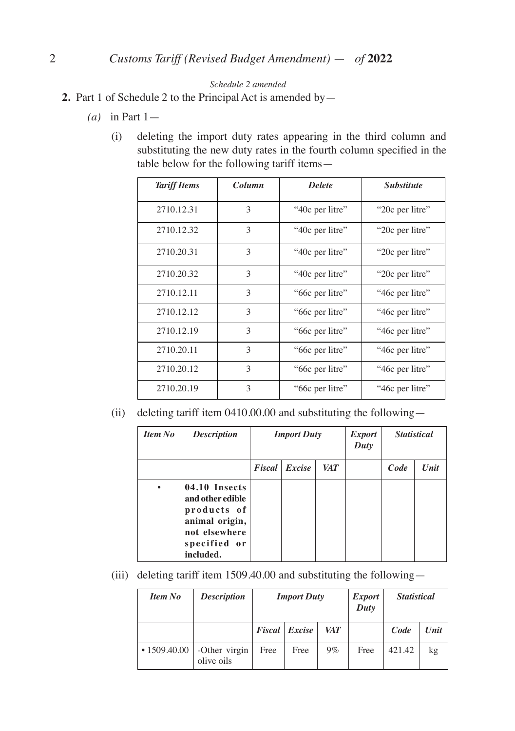*Schedule 2 amended*

**2.** Part 1 of Schedule 2 to the Principal Act is amended by—

*(a)* in Part 1—

(i) deleting the import duty rates appearing in the third column and substituting the new duty rates in the fourth column specified in the table below for the following tariff items—

| ***Tariff Items*** | ***Column*** | ***Delete*** | ***Substitute*** |
|---|---|---|---|
| 2710.12.31 | 3 | "40c per litre" | "20c per litre" |
| 2710.12.32 | 3 | "40c per litre" | "20c per litre" |
| 2710.20.31 | 3 | "40c per litre" | "20c per litre" |
| 2710.20.32 | 3 | "40c per litre" | "20c per litre" |
| 2710.12.11 | 3 | "66c per litre" | "46c per litre" |
| 2710.12.12 | 3 | "66c per litre" | "46c per litre" |
| 2710.12.19 | 3 | "66c per litre" | "46c per litre" |
| 2710.20.11 | 3 | "66c per litre" | "46c per litre" |
| 2710.20.12 | 3 | "66c per litre" | "46c per litre" |
| 2710.20.19 | 3 | "66c per litre" | "46c per litre" |

(ii) deleting tariff item 0410.00.00 and substituting the following—

| ***Item No*** | ***Description*** | ***Import Duty*** | | | ***Export Duty*** | ***Statistical*** | |
|---|---|---|---|---|---|---|---|
| | | ***Fiscal*** | ***Excise*** | ***VAT*** | | ***Code*** | ***Unit*** |
| • | **04.10 Insects and other edible products of animal origin, not elsewhere specified or included.** | | | | | | |

(iii) deleting tariff item 1509.40.00 and substituting the following—

| ***Item No*** | ***Description*** | ***Import Duty*** | | | ***Export Duty*** | ***Statistical*** | |
|---|---|---|---|---|---|---|---|
| | | ***Fiscal*** | ***Excise*** | ***VAT*** | | ***Code*** | ***Unit*** |
| • 1509.40.00 | -Other virgin olive oils | Free | Free | 9% | Free | 421.42 | kg |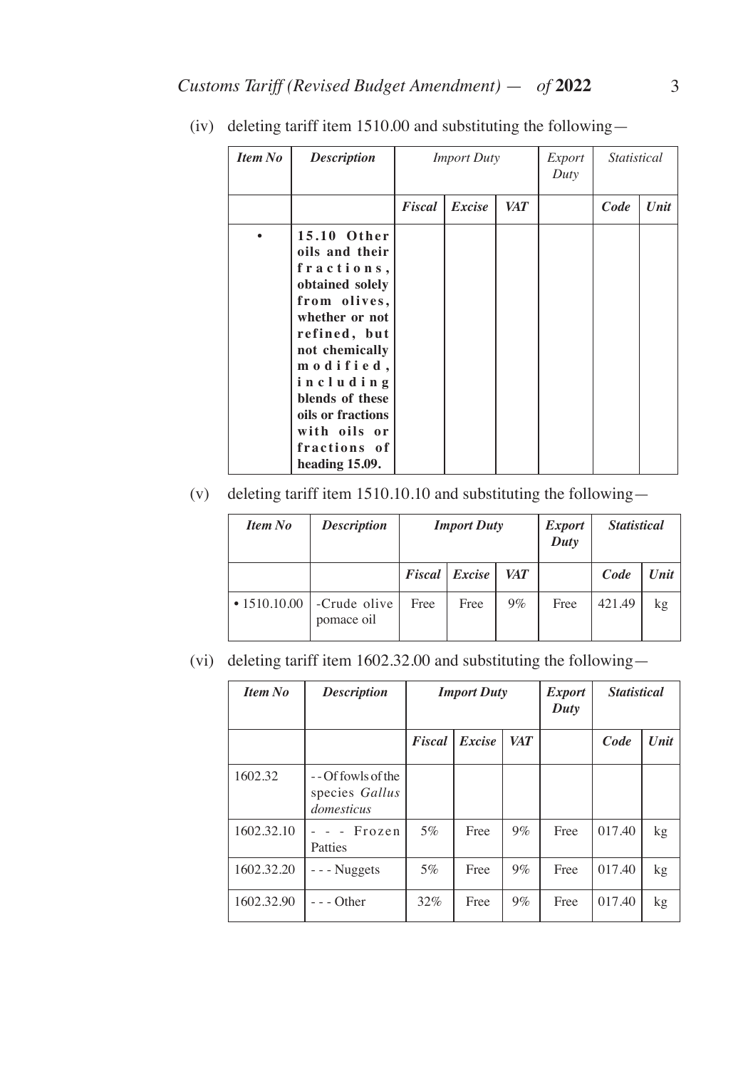(iv) deleting tariff item 1510.00 and substituting the following—

| *Item No* | *Description* | *Import Duty* | | | *Export Duty* | *Statistical* | |
|---|---|---|---|---|---|---|---|
| | | ***Fiscal*** | ***Excise*** | ***VAT*** | | ***Code*** | ***Unit*** |
| • | **15.10 Other oils and their fractions, obtained solely from olives, whether or not refined, but not chemically modified, including blends of these oils or fractions with oils or fractions of heading 15.09.** | | | | | | |

(v) deleting tariff item 1510.10.10 and substituting the following—

| *Item No* | *Description* | *Import Duty* | | | *Export Duty* | *Statistical* | |
|---|---|---|---|---|---|---|---|
| | | ***Fiscal*** | ***Excise*** | ***VAT*** | | ***Code*** | ***Unit*** |
| • 1510.10.00 | -Crude olive pomace oil | Free | Free | 9% | Free | 421.49 | kg |

(vi) deleting tariff item 1602.32.00 and substituting the following—

| *Item No* | *Description* | *Import Duty* | | | *Export Duty* | *Statistical* | |
|---|---|---|---|---|---|---|---|
| | | ***Fiscal*** | ***Excise*** | ***VAT*** | | ***Code*** | ***Unit*** |
| 1602.32 | - - Of fowls of the species *Gallus domesticus* | | | | | | |
| 1602.32.10 | - - - Frozen Patties | 5% | Free | 9% | Free | 017.40 | kg |
| 1602.32.20 | - - - Nuggets | 5% | Free | 9% | Free | 017.40 | kg |
| 1602.32.90 | - - - Other | 32% | Free | 9% | Free | 017.40 | kg |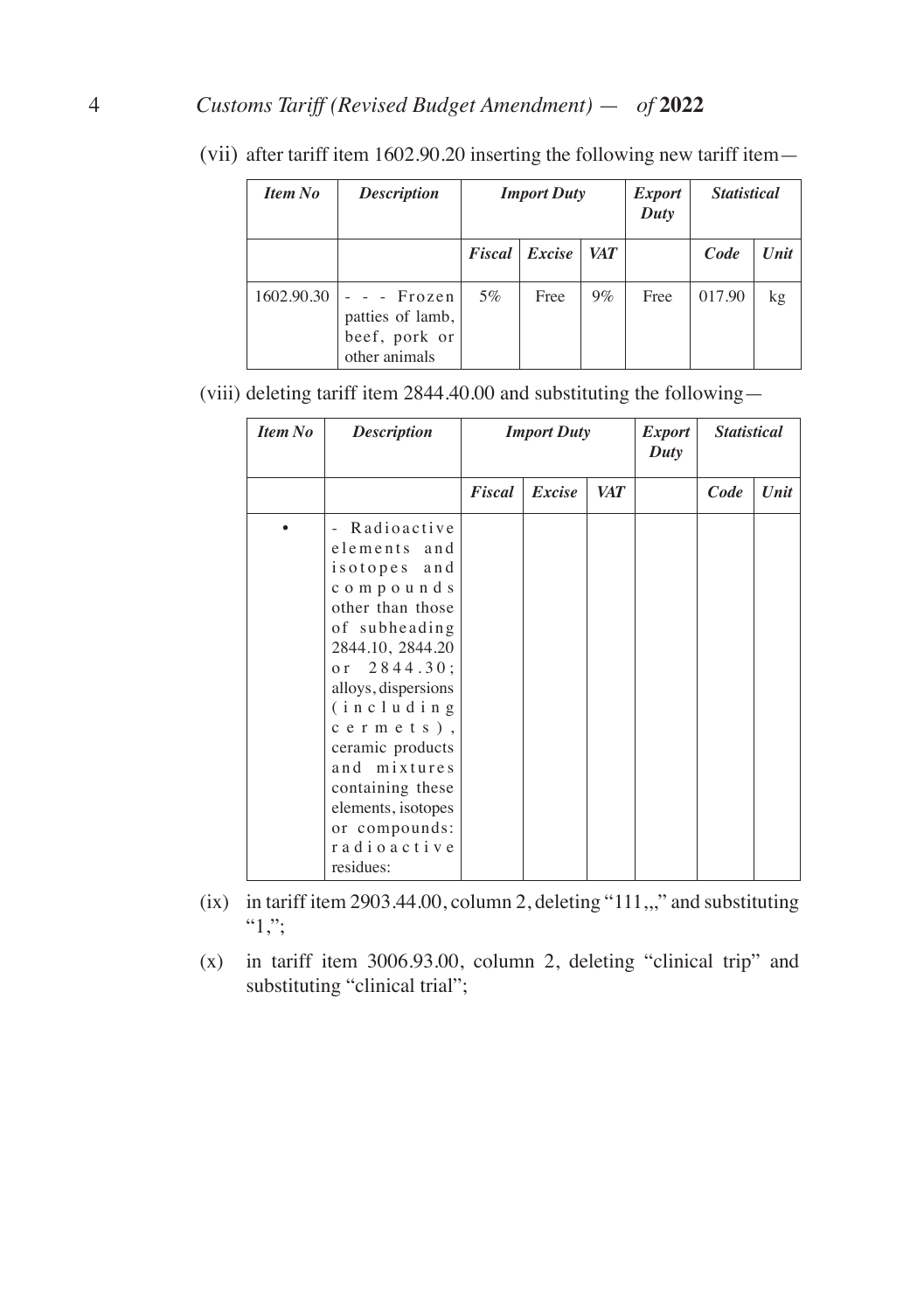(vii) after tariff item 1602.90.20 inserting the following new tariff item—

| *Item No* | *Description* | *Import Duty* | | | *Export Duty* | *Statistical* | |
|---|---|---|---|---|---|---|---|
| | | *Fiscal* | *Excise* | *VAT* | | *Code* | *Unit* |
| 1602.90.30 | - - - Frozen patties of lamb, beef, pork or other animals | 5% | Free | 9% | Free | 017.90 | kg |

(viii) deleting tariff item 2844.40.00 and substituting the following—

| *Item No* | *Description* | *Import Duty* | | | *Export Duty* | *Statistical* | |
|---|---|---|---|---|---|---|---|
| | | *Fiscal* | *Excise* | *VAT* | | *Code* | *Unit* |
| • | - Radioactive elements and isotopes and compounds other than those of subheading 2844.10, 2844.20 or 2844.30; alloys, dispersions (including cermets), ceramic products and mixtures containing these elements, isotopes or compounds: radioactive residues: | | | | | | |

(ix) in tariff item 2903.44.00, column 2, deleting "111,,," and substituting "1,";

(x) in tariff item 3006.93.00, column 2, deleting "clinical trip" and substituting "clinical trial";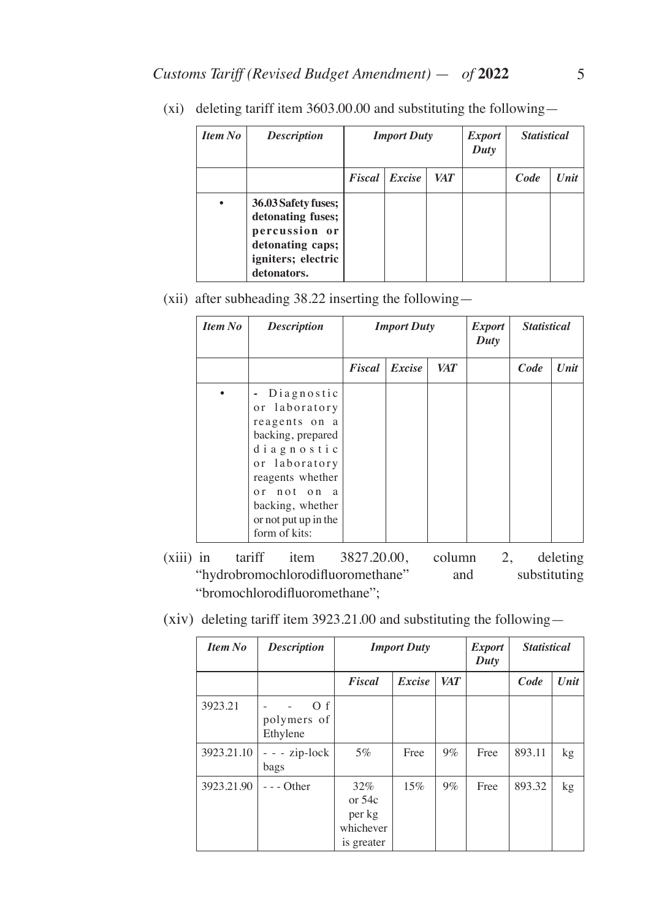(xi) deleting tariff item 3603.00.00 and substituting the following—

| *Item No* | *Description* | *Import Duty* | | | *Export Duty* | *Statistical* | |
|---|---|---|---|---|---|---|---|
| | | *Fiscal* | *Excise* | *VAT* | | *Code* | *Unit* |
| • | **36.03 Safety fuses; detonating fuses; percussion or detonating caps; igniters; electric detonators.** | | | | | | |

(xii) after subheading 38.22 inserting the following—

| *Item No* | *Description* | *Import Duty* | | | *Export Duty* | *Statistical* | |
|---|---|---|---|---|---|---|---|
| | | *Fiscal* | *Excise* | *VAT* | | *Code* | *Unit* |
| • | - Diagnostic or laboratory reagents on a backing, prepared diagnostic or laboratory reagents whether or not on a backing, whether or not put up in the form of kits: | | | | | | |

(xiii) in tariff item 3827.20.00, column 2, deleting "hydrobromochlorodifluoromethane" and substituting "bromochlorodifluoromethane";

(xiv) deleting tariff item 3923.21.00 and substituting the following—

| *Item No* | *Description* | *Import Duty* | | | *Export Duty* | *Statistical* | |
|---|---|---|---|---|---|---|---|
| | | *Fiscal* | *Excise* | *VAT* | | *Code* | *Unit* |
| 3923.21 | - - Of polymers of Ethylene | | | | | | |
| 3923.21.10 | - - - zip-lock bags | 5% | Free | 9% | Free | 893.11 | kg |
| 3923.21.90 | - - - Other | 32% or 54c per kg whichever is greater | 15% | 9% | Free | 893.32 | kg |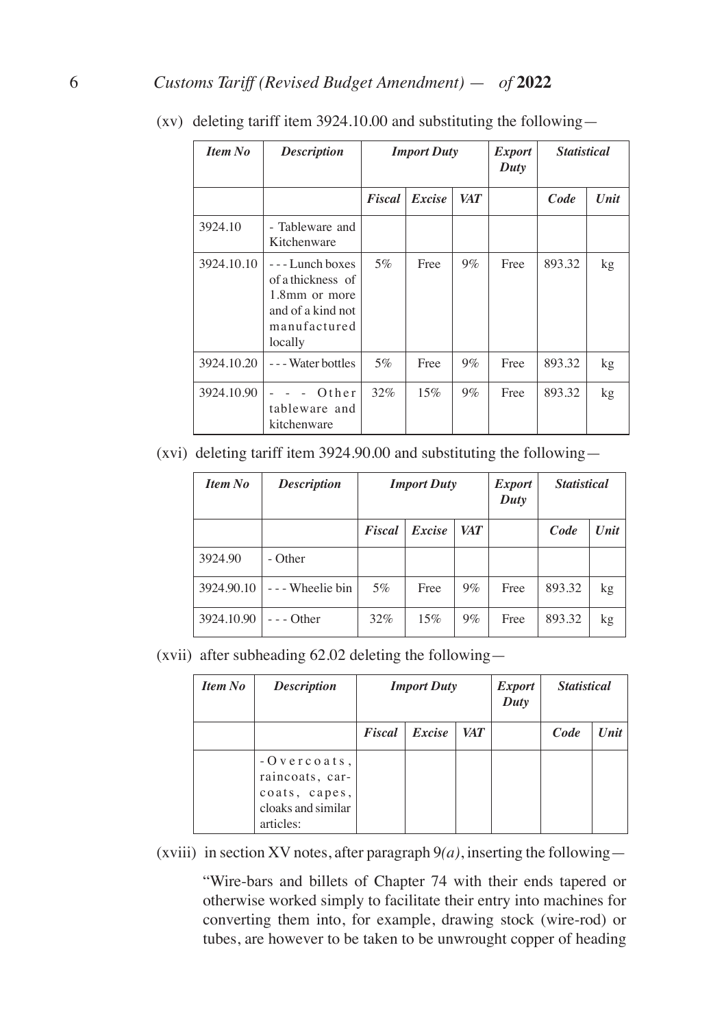(xv) deleting tariff item 3924.10.00 and substituting the following—

| *Item No* | *Description* | *Import Duty* | | | *Export Duty* | *Statistical* | |
|---|---|---|---|---|---|---|---|
| | | *Fiscal* | *Excise* | *VAT* | | *Code* | *Unit* |
| 3924.10 | - Tableware and Kitchenware | | | | | | |
| 3924.10.10 | - - - Lunch boxes of a thickness of 1.8mm or more and of a kind not manufactured locally | 5% | Free | 9% | Free | 893.32 | kg |
| 3924.10.20 | - - - Water bottles | 5% | Free | 9% | Free | 893.32 | kg |
| 3924.10.90 | - - - Other tableware and kitchenware | 32% | 15% | 9% | Free | 893.32 | kg |

(xvi) deleting tariff item 3924.90.00 and substituting the following—

| *Item No* | *Description* | *Import Duty* | | | *Export Duty* | *Statistical* | |
|---|---|---|---|---|---|---|---|
| | | *Fiscal* | *Excise* | *VAT* | | *Code* | *Unit* |
| 3924.90 | - Other | | | | | | |
| 3924.90.10 | - - - Wheelie bin | 5% | Free | 9% | Free | 893.32 | kg |
| 3924.10.90 | - - - Other | 32% | 15% | 9% | Free | 893.32 | kg |

(xvii) after subheading 62.02 deleting the following—

| *Item No* | *Description* | *Import Duty* | | | *Export Duty* | *Statistical* | |
|---|---|---|---|---|---|---|---|
| | | *Fiscal* | *Excise* | *VAT* | | *Code* | *Unit* |
| | - Overcoats, raincoats, car-coats, capes, cloaks and similar articles: | | | | | | |

(xviii) in section XV notes, after paragraph 9*(a)*, inserting the following—

"Wire-bars and billets of Chapter 74 with their ends tapered or otherwise worked simply to facilitate their entry into machines for converting them into, for example, drawing stock (wire-rod) or tubes, are however to be taken to be unwrought copper of heading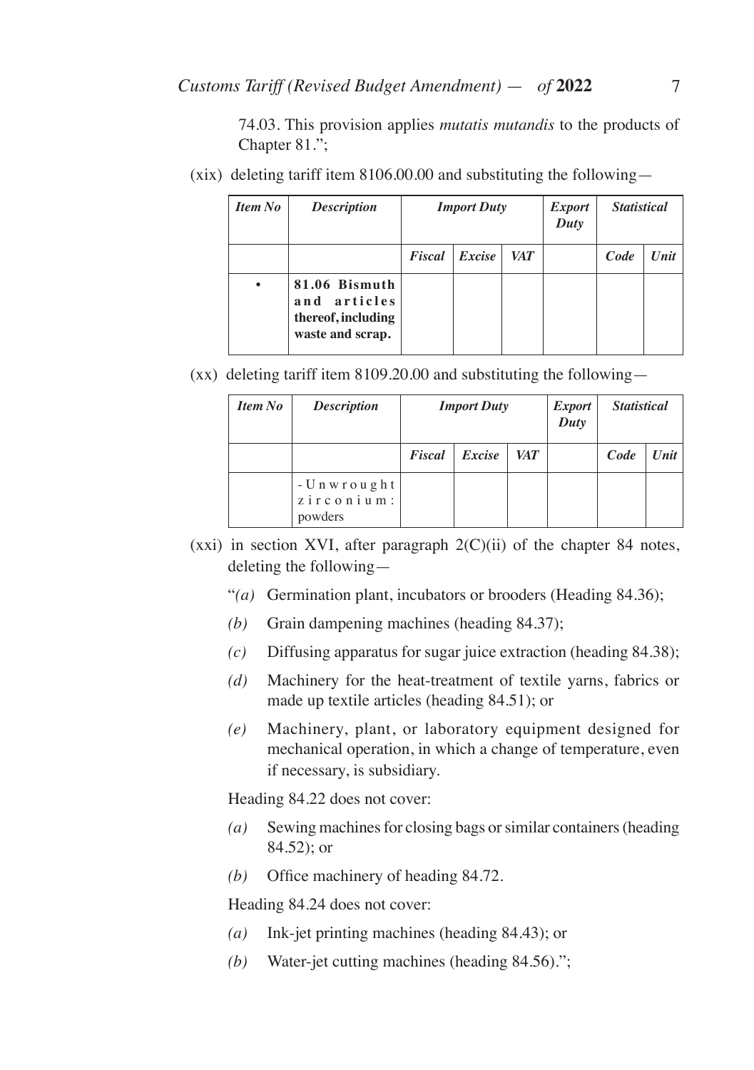74.03. This provision applies *mutatis mutandis* to the products of Chapter 81.";

(xix) deleting tariff item 8106.00.00 and substituting the following—

| *Item No* | *Description* | *Import Duty* | | | *Export Duty* | *Statistical* | |
|---|---|---|---|---|---|---|---|
| | | *Fiscal* | *Excise* | *VAT* | | *Code* | *Unit* |
| • | **81.06 Bismuth and articles thereof, including waste and scrap.** | | | | | | |

(xx) deleting tariff item 8109.20.00 and substituting the following—

| *Item No* | *Description* | *Import Duty* | | | *Export Duty* | *Statistical* | |
|---|---|---|---|---|---|---|---|
| | | *Fiscal* | *Excise* | *VAT* | | *Code* | *Unit* |
| | -Unwrought zirconium: powders | | | | | | |

(xxi) in section XVI, after paragraph 2(C)(ii) of the chapter 84 notes, deleting the following—

"*(a)* Germination plant, incubators or brooders (Heading 84.36);

*(b)* Grain dampening machines (heading 84.37);

*(c)* Diffusing apparatus for sugar juice extraction (heading 84.38);

*(d)* Machinery for the heat-treatment of textile yarns, fabrics or made up textile articles (heading 84.51); or

*(e)* Machinery, plant, or laboratory equipment designed for mechanical operation, in which a change of temperature, even if necessary, is subsidiary.

Heading 84.22 does not cover:

*(a)* Sewing machines for closing bags or similar containers (heading 84.52); or

*(b)* Office machinery of heading 84.72.

Heading 84.24 does not cover:

*(a)* Ink-jet printing machines (heading 84.43); or

*(b)* Water-jet cutting machines (heading 84.56).";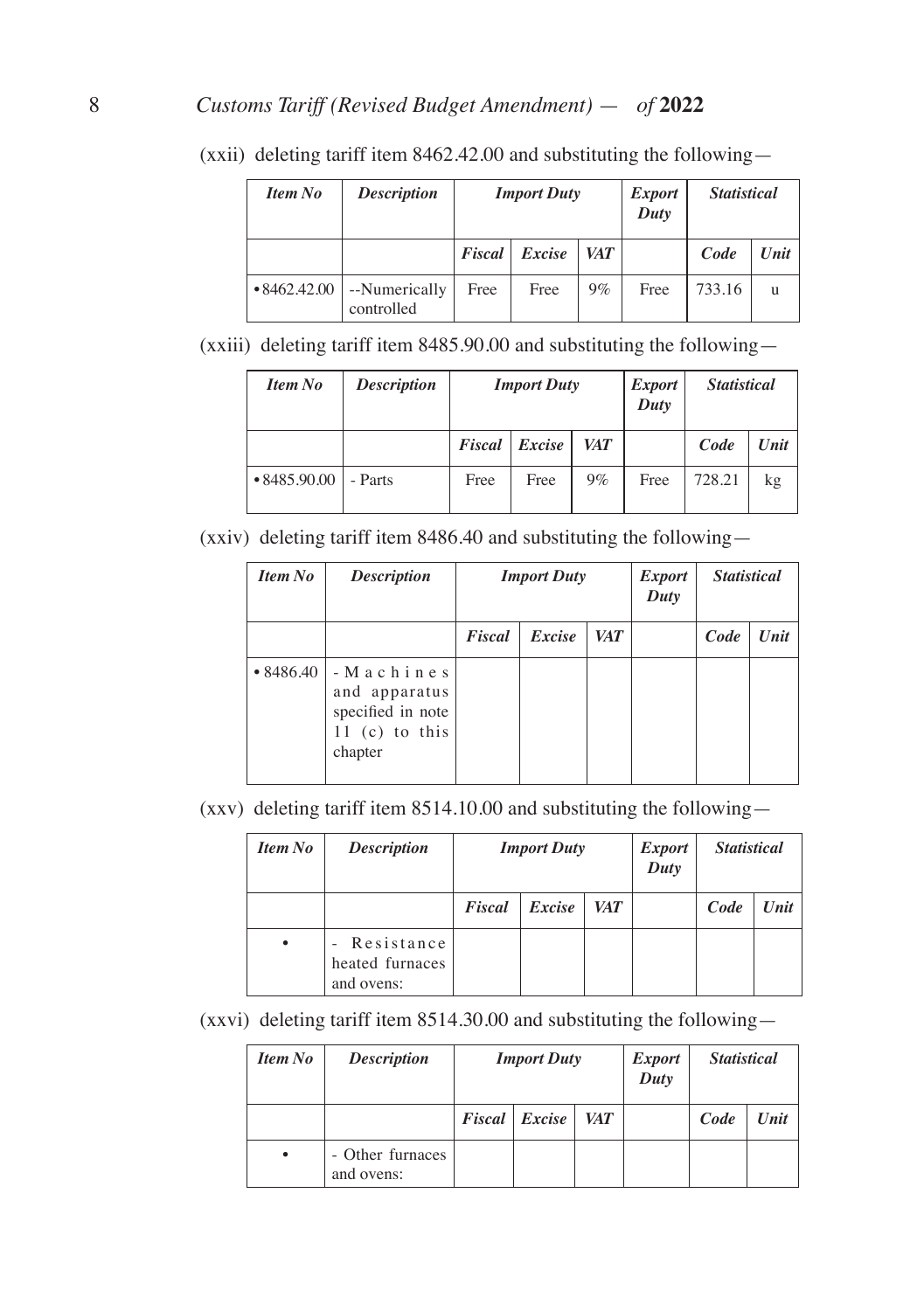(xxii) deleting tariff item 8462.42.00 and substituting the following—

| *Item No* | *Description* | *Import Duty* | | | *Export Duty* | *Statistical* | |
|---|---|---|---|---|---|---|---|
| | | *Fiscal* | *Excise* | *VAT* | | *Code* | *Unit* |
| • 8462.42.00 | --Numerically controlled | Free | Free | 9% | Free | 733.16 | u |

(xxiii) deleting tariff item 8485.90.00 and substituting the following—

| *Item No* | *Description* | *Import Duty* | | | *Export Duty* | *Statistical* | |
|---|---|---|---|---|---|---|---|
| | | *Fiscal* | *Excise* | *VAT* | | *Code* | *Unit* |
| • 8485.90.00 | - Parts | Free | Free | 9% | Free | 728.21 | kg |

(xxiv) deleting tariff item 8486.40 and substituting the following—

| *Item No* | *Description* | *Import Duty* | | | *Export Duty* | *Statistical* | |
|---|---|---|---|---|---|---|---|
| | | *Fiscal* | *Excise* | *VAT* | | *Code* | *Unit* |
| • 8486.40 | - Machines and apparatus specified in note 11 (c) to this chapter | | | | | | |

(xxv) deleting tariff item 8514.10.00 and substituting the following—

| *Item No* | *Description* | *Import Duty* | | | *Export Duty* | *Statistical* | |
|---|---|---|---|---|---|---|---|
| | | *Fiscal* | *Excise* | *VAT* | | *Code* | *Unit* |
| • | - Resistance heated furnaces and ovens: | | | | | | |

(xxvi) deleting tariff item 8514.30.00 and substituting the following—

| *Item No* | *Description* | *Import Duty* | | | *Export Duty* | *Statistical* | |
|---|---|---|---|---|---|---|---|
| | | *Fiscal* | *Excise* | *VAT* | | *Code* | *Unit* |
| • | - Other furnaces and ovens: | | | | | | |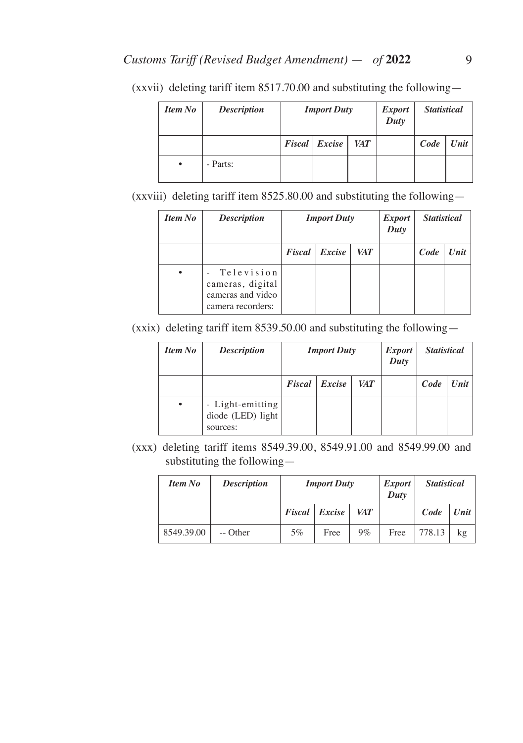(xxvii) deleting tariff item 8517.70.00 and substituting the following—

| *Item No* | *Description* | *Import Duty* | | | *Export Duty* | *Statistical* | |
|---|---|---|---|---|---|---|---|
| | | *Fiscal* | *Excise* | *VAT* | | *Code* | *Unit* |
| • | - Parts: | | | | | | |

(xxviii) deleting tariff item 8525.80.00 and substituting the following—

| *Item No* | *Description* | *Import Duty* | | | *Export Duty* | *Statistical* | |
|---|---|---|---|---|---|---|---|
| | | *Fiscal* | *Excise* | *VAT* | | *Code* | *Unit* |
| • | - Television cameras, digital cameras and video camera recorders: | | | | | | |

(xxix) deleting tariff item 8539.50.00 and substituting the following—

| *Item No* | *Description* | *Import Duty* | | | *Export Duty* | *Statistical* | |
|---|---|---|---|---|---|---|---|
| | | *Fiscal* | *Excise* | *VAT* | | *Code* | *Unit* |
| • | - Light-emitting diode (LED) light sources: | | | | | | |

(xxx) deleting tariff items 8549.39.00, 8549.91.00 and 8549.99.00 and substituting the following—

| *Item No* | *Description* | *Import Duty* | | | *Export Duty* | *Statistical* | |
|---|---|---|---|---|---|---|---|
| | | *Fiscal* | *Excise* | *VAT* | | *Code* | *Unit* |
| 8549.39.00 | -- Other | 5% | Free | 9% | Free | 778.13 | kg |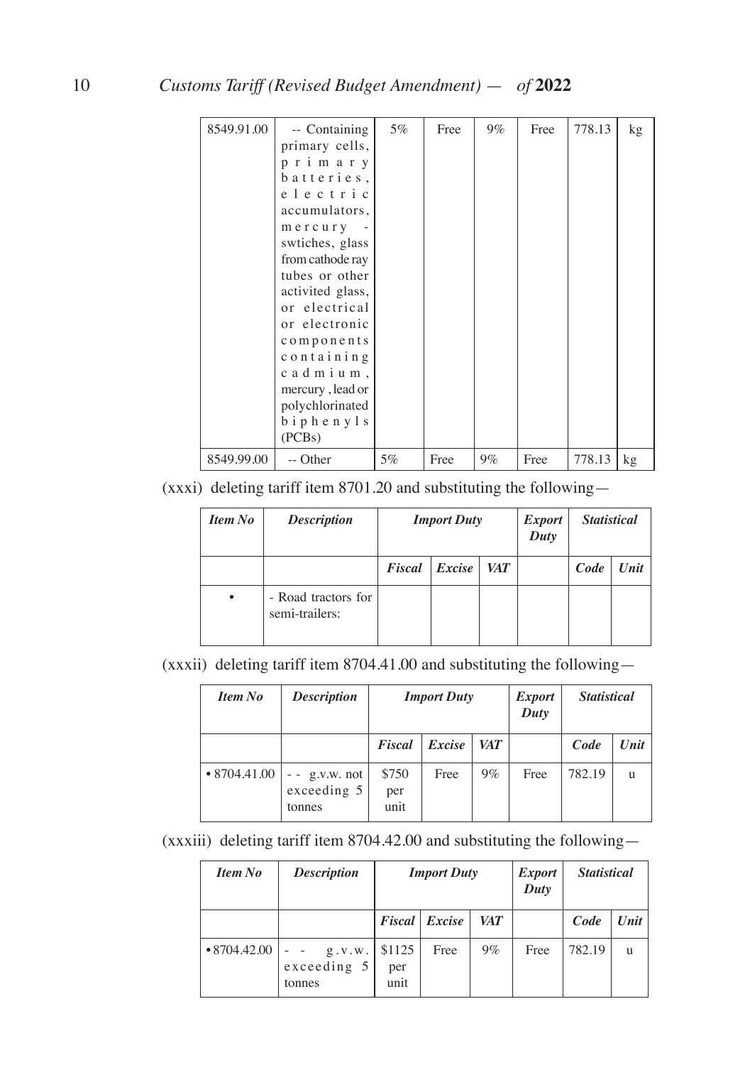| | | | | | | | |
|---|---|---|---|---|---|---|---|
| 8549.91.00 | -- Containing primary cells, primary batteries, electric accumulators, mercury - swtiches, glass from cathode ray tubes or other activited glass, or electrical or electronic components containing cadmium, mercury , lead or polychlorinated biphenyls (PCBs) | 5% | Free | 9% | Free | 778.13 | kg |
| 8549.99.00 | -- Other | 5% | Free | 9% | Free | 778.13 | kg |

(xxxi) deleting tariff item 8701.20 and substituting the following—

| ***Item No*** | ***Description*** | ***Import Duty*** | | | ***Export Duty*** | ***Statistical*** | |
|---|---|---|---|---|---|---|---|
| | | ***Fiscal*** | ***Excise*** | ***VAT*** | | ***Code*** | ***Unit*** |
| • | - Road tractors for semi-trailers: | | | | | | |

(xxxii) deleting tariff item 8704.41.00 and substituting the following—

| ***Item No*** | ***Description*** | ***Import Duty*** | | | ***Export Duty*** | ***Statistical*** | |
|---|---|---|---|---|---|---|---|
| | | ***Fiscal*** | ***Excise*** | ***VAT*** | | ***Code*** | ***Unit*** |
| • 8704.41.00 | - - g.v.w. not exceeding 5 tonnes | $750 per unit | Free | 9% | Free | 782.19 | u |

(xxxiii) deleting tariff item 8704.42.00 and substituting the following—

| ***Item No*** | ***Description*** | ***Import Duty*** | | | ***Export Duty*** | ***Statistical*** | |
|---|---|---|---|---|---|---|---|
| | | ***Fiscal*** | ***Excise*** | ***VAT*** | | ***Code*** | ***Unit*** |
| • 8704.42.00 | - - g.v.w. exceeding 5 tonnes | $1125 per unit | Free | 9% | Free | 782.19 | u |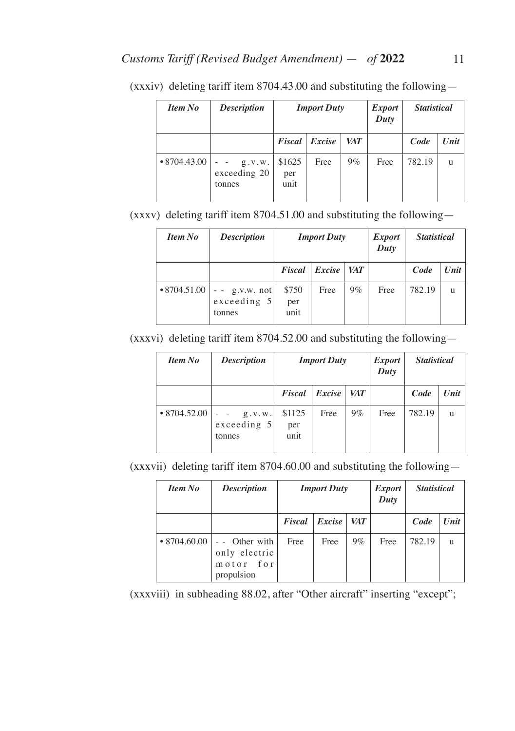(xxxiv) deleting tariff item 8704.43.00 and substituting the following—

| *Item No* | *Description* | *Import Duty* | | | *Export Duty* | *Statistical* | |
|---|---|---|---|---|---|---|---|
| | | *Fiscal* | *Excise* | *VAT* | | *Code* | *Unit* |
| • 8704.43.00 | - - g.v.w. exceeding 20 tonnes | $1625 per unit | Free | 9% | Free | 782.19 | u |

(xxxv) deleting tariff item 8704.51.00 and substituting the following—

| *Item No* | *Description* | *Import Duty* | | | *Export Duty* | *Statistical* | |
|---|---|---|---|---|---|---|---|
| | | *Fiscal* | *Excise* | *VAT* | | *Code* | *Unit* |
| • 8704.51.00 | - - g.v.w. not exceeding 5 tonnes | $750 per unit | Free | 9% | Free | 782.19 | u |

(xxxvi) deleting tariff item 8704.52.00 and substituting the following—

| *Item No* | *Description* | *Import Duty* | | | *Export Duty* | *Statistical* | |
|---|---|---|---|---|---|---|---|
| | | *Fiscal* | *Excise* | *VAT* | | *Code* | *Unit* |
| • 8704.52.00 | - - g.v.w. exceeding 5 tonnes | $1125 per unit | Free | 9% | Free | 782.19 | u |

(xxxvii) deleting tariff item 8704.60.00 and substituting the following—

| *Item No* | *Description* | *Import Duty* | | | *Export Duty* | *Statistical* | |
|---|---|---|---|---|---|---|---|
| | | *Fiscal* | *Excise* | *VAT* | | *Code* | *Unit* |
| • 8704.60.00 | - - Other with only electric motor for propulsion | Free | Free | 9% | Free | 782.19 | u |

(xxxviii) in subheading 88.02, after "Other aircraft" inserting "except";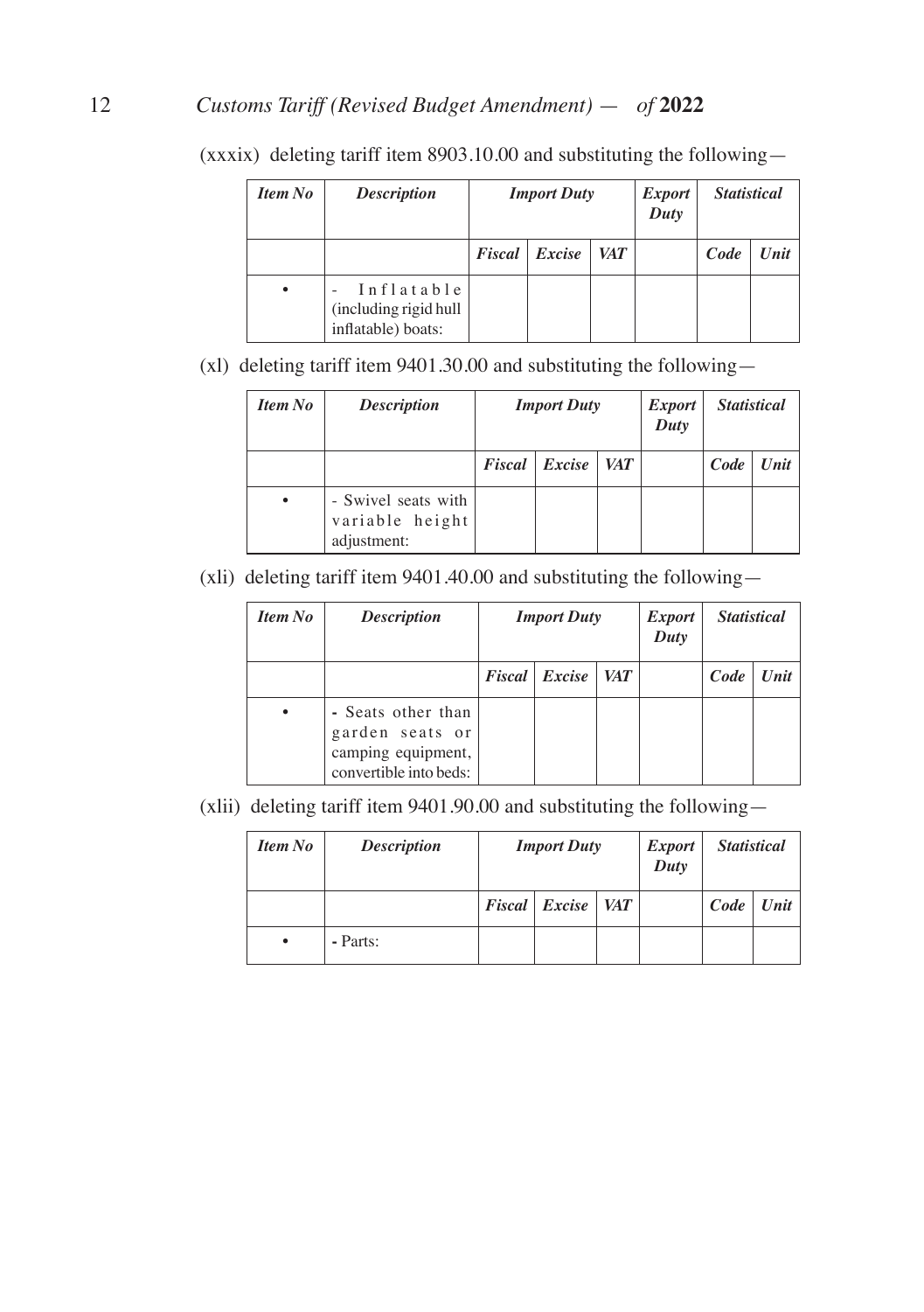(xxxix) deleting tariff item 8903.10.00 and substituting the following—

| *Item No* | *Description* | *Import Duty* | | | *Export Duty* | *Statistical* | |
|---|---|---|---|---|---|---|---|
| | | *Fiscal* | *Excise* | *VAT* | | *Code* | *Unit* |
| • | - Inflatable (including rigid hull inflatable) boats: | | | | | | |

(xl) deleting tariff item 9401.30.00 and substituting the following—

| *Item No* | *Description* | *Import Duty* | | | *Export Duty* | *Statistical* | |
|---|---|---|---|---|---|---|---|
| | | *Fiscal* | *Excise* | *VAT* | | *Code* | *Unit* |
| • | - Swivel seats with variable height adjustment: | | | | | | |

(xli) deleting tariff item 9401.40.00 and substituting the following—

| *Item No* | *Description* | *Import Duty* | | | *Export Duty* | *Statistical* | |
|---|---|---|---|---|---|---|---|
| | | *Fiscal* | *Excise* | *VAT* | | *Code* | *Unit* |
| • | - Seats other than garden seats or camping equipment, convertible into beds: | | | | | | |

(xlii) deleting tariff item 9401.90.00 and substituting the following—

| *Item No* | *Description* | *Import Duty* | | | *Export Duty* | *Statistical* | |
|---|---|---|---|---|---|---|---|
| | | *Fiscal* | *Excise* | *VAT* | | *Code* | *Unit* |
| • | - Parts: | | | | | | |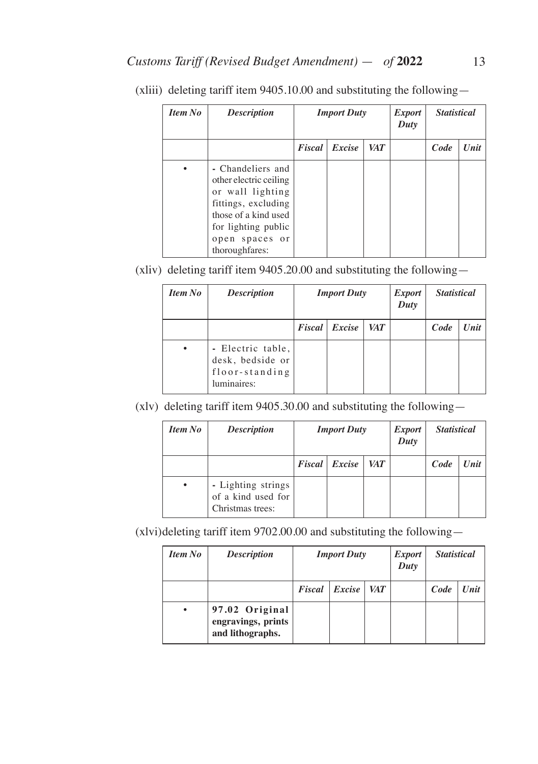(xliii) deleting tariff item 9405.10.00 and substituting the following—

| *Item No* | *Description* | *Import Duty* | | | *Export Duty* | *Statistical* | |
|---|---|---|---|---|---|---|---|
| | | *Fiscal* | *Excise* | *VAT* | | *Code* | *Unit* |
| • | - Chandeliers and other electric ceiling or wall lighting fittings, excluding those of a kind used for lighting public open spaces or thoroughfares: | | | | | | |

(xliv) deleting tariff item 9405.20.00 and substituting the following—

| *Item No* | *Description* | *Import Duty* | | | *Export Duty* | *Statistical* | |
|---|---|---|---|---|---|---|---|
| | | *Fiscal* | *Excise* | *VAT* | | *Code* | *Unit* |
| • | - Electric table, desk, bedside or floor-standing luminaires: | | | | | | |

(xlv) deleting tariff item 9405.30.00 and substituting the following—

| *Item No* | *Description* | *Import Duty* | | | *Export Duty* | *Statistical* | |
|---|---|---|---|---|---|---|---|
| | | *Fiscal* | *Excise* | *VAT* | | *Code* | *Unit* |
| • | - Lighting strings of a kind used for Christmas trees: | | | | | | |

(xlvi)deleting tariff item 9702.00.00 and substituting the following—

| *Item No* | *Description* | *Import Duty* | | | *Export Duty* | *Statistical* | |
|---|---|---|---|---|---|---|---|
| | | *Fiscal* | *Excise* | *VAT* | | *Code* | *Unit* |
| • | **97.02 Original engravings, prints and lithographs.** | | | | | | |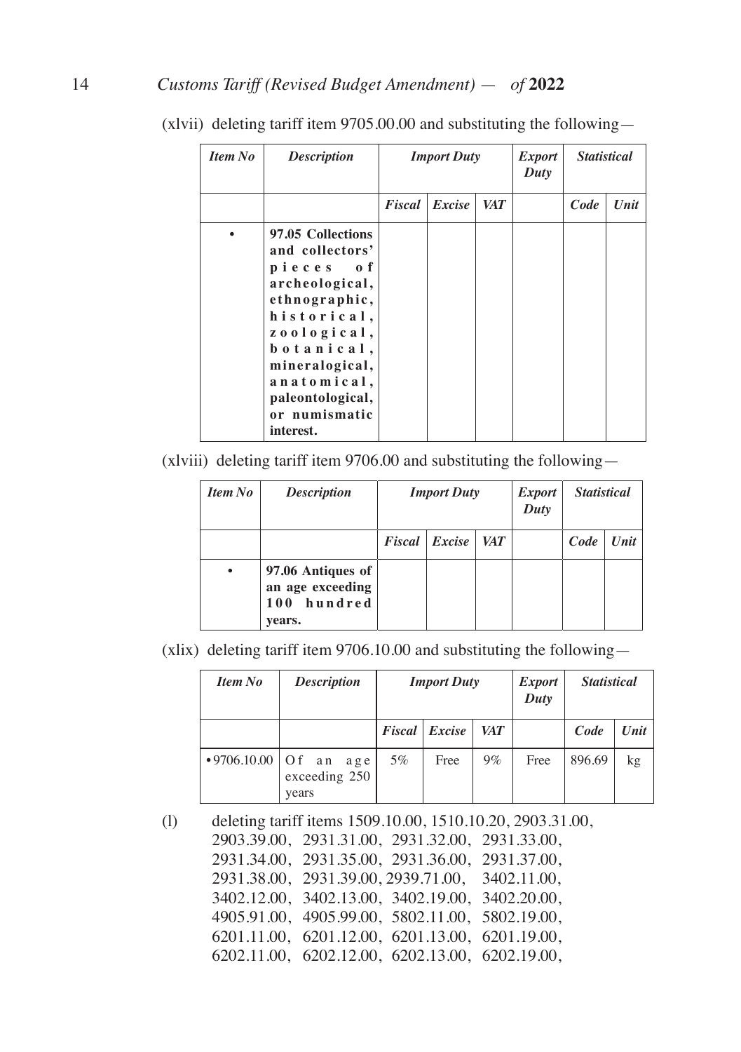(xlvii) deleting tariff item 9705.00.00 and substituting the following—

| *Item No* | *Description* | *Import Duty* | | | *Export Duty* | *Statistical* | |
|---|---|---|---|---|---|---|---|
| | | *Fiscal* | *Excise* | *VAT* | | *Code* | *Unit* |
| • | **97.05 Collections and collectors' pieces of archeological, ethnographic, historical, zoological, botanical, mineralogical, anatomical, paleontological, or numismatic interest.** | | | | | | |

(xlviii) deleting tariff item 9706.00 and substituting the following—

| *Item No* | *Description* | *Import Duty* | | | *Export Duty* | *Statistical* | |
|---|---|---|---|---|---|---|---|
| | | *Fiscal* | *Excise* | *VAT* | | *Code* | *Unit* |
| • | **97.06 Antiques of an age exceeding 100 hundred years.** | | | | | | |

(xlix) deleting tariff item 9706.10.00 and substituting the following—

| *Item No* | *Description* | *Import Duty* | | | *Export Duty* | *Statistical* | |
|---|---|---|---|---|---|---|---|
| | | *Fiscal* | *Excise* | *VAT* | | *Code* | *Unit* |
| •9706.10.00 | Of an age exceeding 250 years | 5% | Free | 9% | Free | 896.69 | kg |

(l) deleting tariff items 1509.10.00, 1510.10.20, 2903.31.00, 2903.39.00, 2931.31.00, 2931.32.00, 2931.33.00, 2931.34.00, 2931.35.00, 2931.36.00, 2931.37.00, 2931.38.00, 2931.39.00, 2939.71.00, 3402.11.00, 3402.12.00, 3402.13.00, 3402.19.00, 3402.20.00, 4905.91.00, 4905.99.00, 5802.11.00, 5802.19.00, 6201.11.00, 6201.12.00, 6201.13.00, 6201.19.00, 6202.11.00, 6202.12.00, 6202.13.00, 6202.19.00,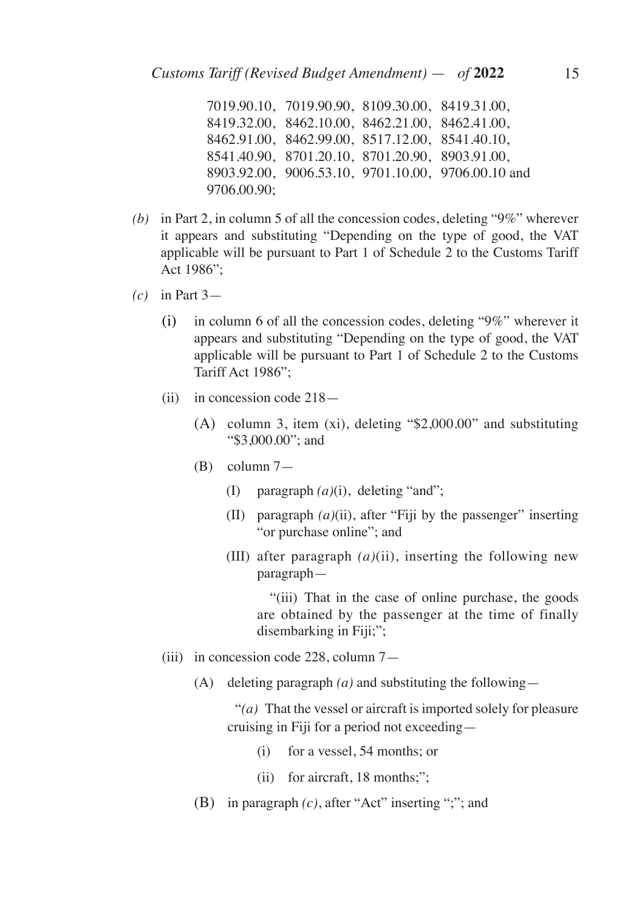7019.90.10, 7019.90.90, 8109.30.00, 8419.31.00, 8419.32.00, 8462.10.00, 8462.21.00, 8462.41.00, 8462.91.00, 8462.99.00, 8517.12.00, 8541.40.10, 8541.40.90, 8701.20.10, 8701.20.90, 8903.91.00, 8903.92.00, 9006.53.10, 9701.10.00, 9706.00.10 and 9706.00.90;

*(b)* in Part 2, in column 5 of all the concession codes, deleting "9%" wherever it appears and substituting "Depending on the type of good, the VAT applicable will be pursuant to Part 1 of Schedule 2 to the Customs Tariff Act 1986";

*(c)* in Part 3—

(i) in column 6 of all the concession codes, deleting "9%" wherever it appears and substituting "Depending on the type of good, the VAT applicable will be pursuant to Part 1 of Schedule 2 to the Customs Tariff Act 1986";

(ii) in concession code 218—

(A) column 3, item (xi), deleting "$2,000.00" and substituting "$3,000.00"; and

(B) column 7—

(I) paragraph *(a)*(i), deleting "and";

(II) paragraph *(a)*(ii), after "Fiji by the passenger" inserting "or purchase online"; and

(III) after paragraph *(a)*(ii), inserting the following new paragraph—

"(iii) That in the case of online purchase, the goods are obtained by the passenger at the time of finally disembarking in Fiji;";

(iii) in concession code 228, column 7—

(A) deleting paragraph *(a)* and substituting the following—

"*(a)* That the vessel or aircraft is imported solely for pleasure cruising in Fiji for a period not exceeding—

(i) for a vessel, 54 months; or

(ii) for aircraft, 18 months;";

(B) in paragraph *(c)*, after "Act" inserting ";"; and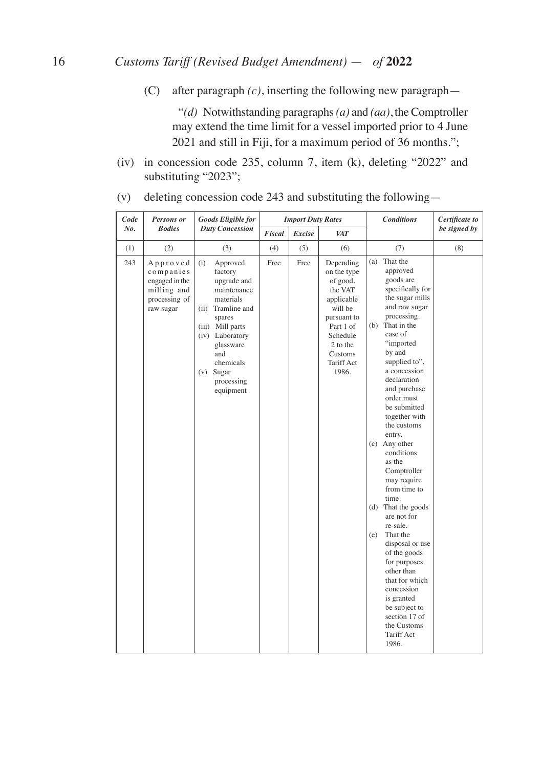(C) after paragraph *(c)*, inserting the following new paragraph—

"*(d)* Notwithstanding paragraphs *(a)* and *(aa)*, the Comptroller may extend the time limit for a vessel imported prior to 4 June 2021 and still in Fiji, for a maximum period of 36 months.";

(iv) in concession code 235, column 7, item (k), deleting "2022" and substituting "2023";

(v) deleting concession code 243 and substituting the following—

| *Code No.* | *Persons or Bodies* | *Goods Eligible for Duty Concession* | *Import Duty Rates* | | | *Conditions* | *Certificate to be signed by* |
|---|---|---|---|---|---|---|---|
| | | | *Fiscal* | *Excise* | *VAT* | | |
| (1) | (2) | (3) | (4) | (5) | (6) | (7) | (8) |
| 243 | Approved companies engaged in the milling and processing of raw sugar | (i) Approved factory upgrade and maintenance materials<br>(ii) Tramline and spares<br>(iii) Mill parts<br>(iv) Laboratory glassware and chemicals<br>(v) Sugar processing equipment | Free | Free | Depending on the type of good, the VAT applicable will be pursuant to Part 1 of Schedule 2 to the Customs Tariff Act 1986. | (a) That the approved goods are specifically for the sugar mills and raw sugar processing.<br>(b) That in the case of "imported by and supplied to", a concession declaration and purchase order must be submitted together with the customs entry.<br>(c) Any other conditions as the Comptroller may require from time to time.<br>(d) That the goods are not for re-sale.<br>(e) That the disposal or use of the goods for purposes other than that for which concession is granted be subject to section 17 of the Customs Tariff Act 1986. | |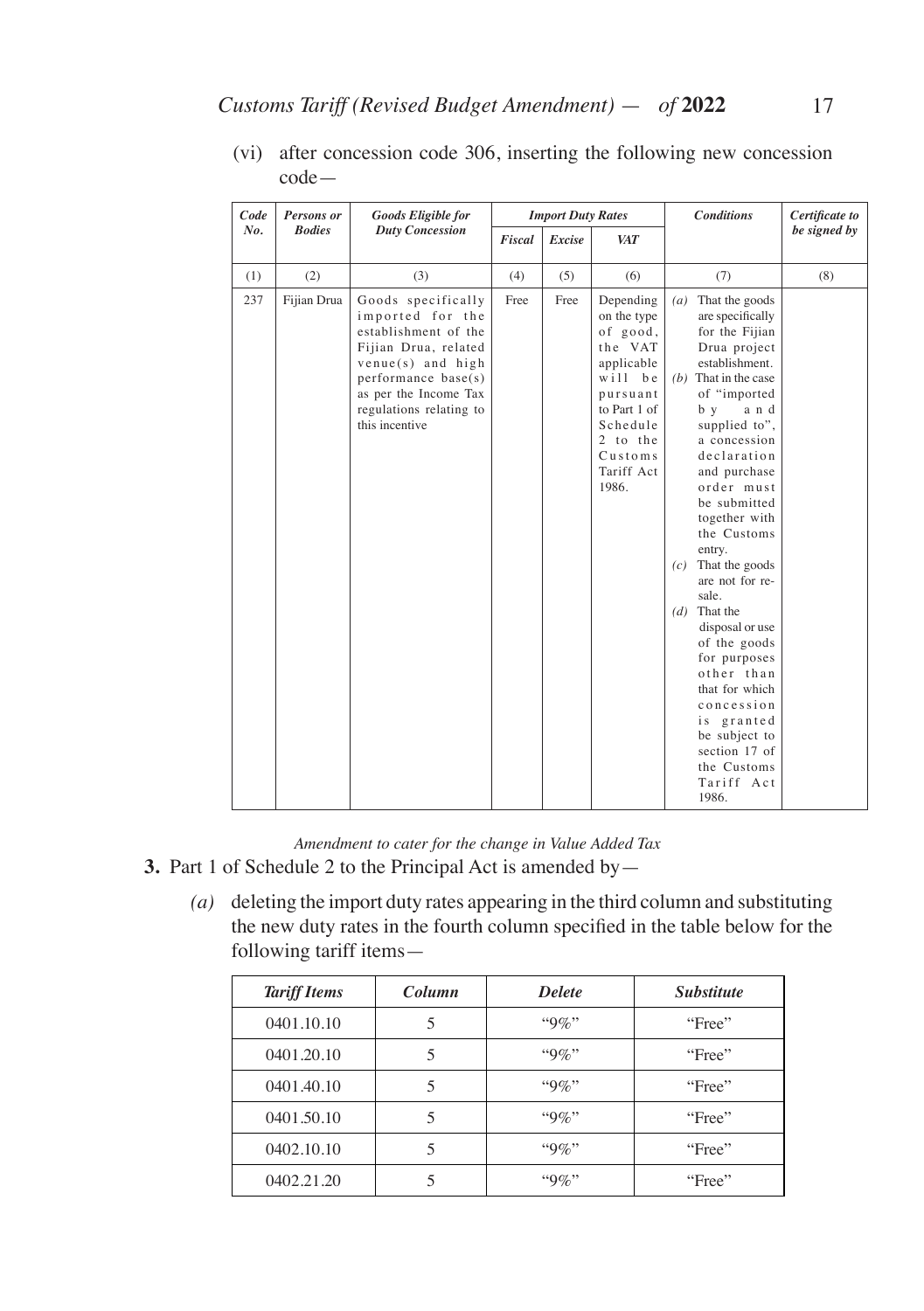(vi) after concession code 306, inserting the following new concession code—

| Code No. | Persons or Bodies | Goods Eligible for Duty Concession | Import Duty Rates | | | Conditions | Certificate to be signed by |
|---|---|---|---|---|---|---|---|
| | | | Fiscal | Excise | VAT | | |
| (1) | (2) | (3) | (4) | (5) | (6) | (7) | (8) |
| 237 | Fijian Drua | Goods specifically imported for the establishment of the Fijian Drua, related venue(s) and high performance base(s) as per the Income Tax regulations relating to this incentive | Free | Free | Depending on the type of good, the VAT applicable will be pursuant to Part 1 of Schedule 2 to the Customs Tariff Act 1986. | *(a)* That the goods are specifically for the Fijian Drua project establishment. *(b)* That in the case of "imported by and supplied to", a concession declaration and purchase order must be submitted together with the Customs entry. *(c)* That the goods are not for re-sale. *(d)* That the disposal or use of the goods for purposes other than that for which concession is granted be subject to section 17 of the Customs Tariff Act 1986. | |

*Amendment to cater for the change in Value Added Tax*

**3.** Part 1 of Schedule 2 to the Principal Act is amended by—

*(a)* deleting the import duty rates appearing in the third column and substituting the new duty rates in the fourth column specified in the table below for the following tariff items—

| Tariff Items | Column | Delete | Substitute |
|---|---|---|---|
| 0401.10.10 | 5 | "9%" | "Free" |
| 0401.20.10 | 5 | "9%" | "Free" |
| 0401.40.10 | 5 | "9%" | "Free" |
| 0401.50.10 | 5 | "9%" | "Free" |
| 0402.10.10 | 5 | "9%" | "Free" |
| 0402.21.20 | 5 | "9%" | "Free" |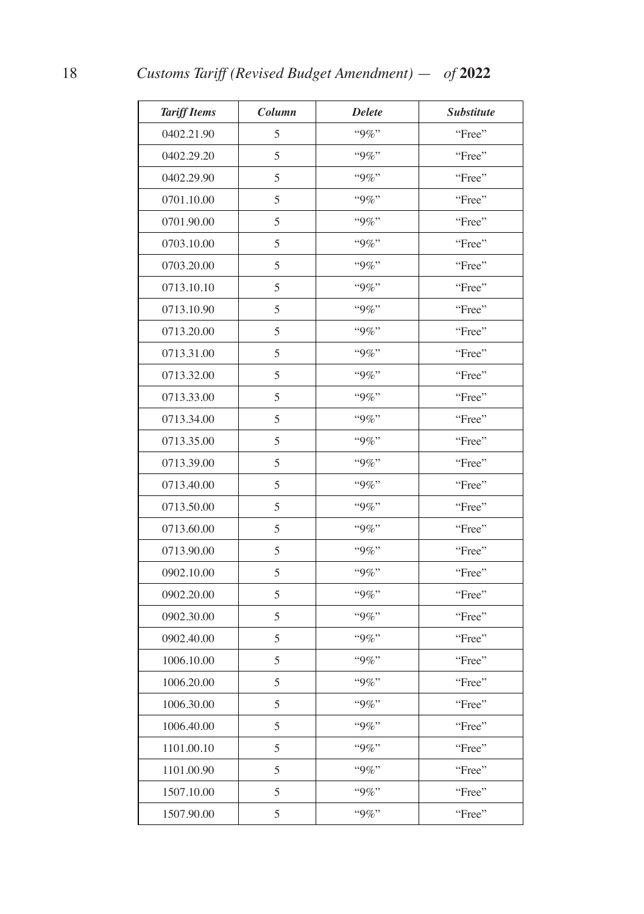| *Tariff Items* | *Column* | *Delete* | *Substitute* |
|---|---|---|---|
| 0402.21.90 | 5 | "9%" | "Free" |
| 0402.29.20 | 5 | "9%" | "Free" |
| 0402.29.90 | 5 | "9%" | "Free" |
| 0701.10.00 | 5 | "9%" | "Free" |
| 0701.90.00 | 5 | "9%" | "Free" |
| 0703.10.00 | 5 | "9%" | "Free" |
| 0703.20.00 | 5 | "9%" | "Free" |
| 0713.10.10 | 5 | "9%" | "Free" |
| 0713.10.90 | 5 | "9%" | "Free" |
| 0713.20.00 | 5 | "9%" | "Free" |
| 0713.31.00 | 5 | "9%" | "Free" |
| 0713.32.00 | 5 | "9%" | "Free" |
| 0713.33.00 | 5 | "9%" | "Free" |
| 0713.34.00 | 5 | "9%" | "Free" |
| 0713.35.00 | 5 | "9%" | "Free" |
| 0713.39.00 | 5 | "9%" | "Free" |
| 0713.40.00 | 5 | "9%" | "Free" |
| 0713.50.00 | 5 | "9%" | "Free" |
| 0713.60.00 | 5 | "9%" | "Free" |
| 0713.90.00 | 5 | "9%" | "Free" |
| 0902.10.00 | 5 | "9%" | "Free" |
| 0902.20.00 | 5 | "9%" | "Free" |
| 0902.30.00 | 5 | "9%" | "Free" |
| 0902.40.00 | 5 | "9%" | "Free" |
| 1006.10.00 | 5 | "9%" | "Free" |
| 1006.20.00 | 5 | "9%" | "Free" |
| 1006.30.00 | 5 | "9%" | "Free" |
| 1006.40.00 | 5 | "9%" | "Free" |
| 1101.00.10 | 5 | "9%" | "Free" |
| 1101.00.90 | 5 | "9%" | "Free" |
| 1507.10.00 | 5 | "9%" | "Free" |
| 1507.90.00 | 5 | "9%" | "Free" |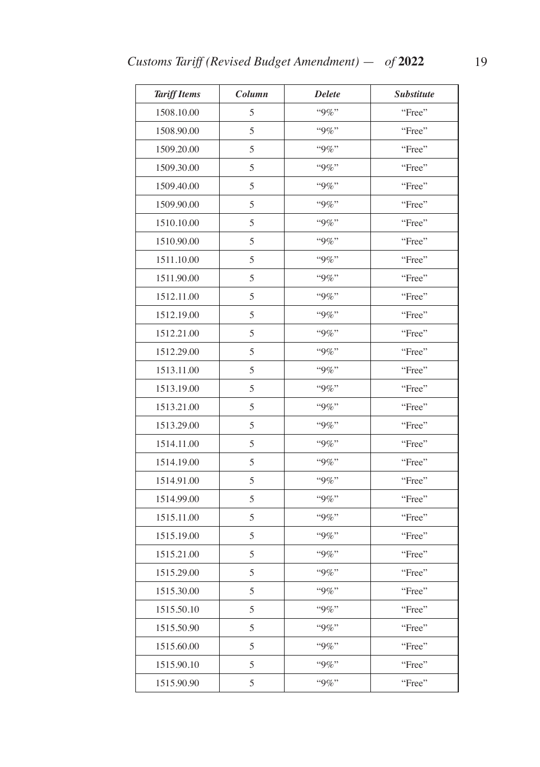| *Tariff Items* | *Column* | *Delete* | *Substitute* |
|---|---|---|---|
| 1508.10.00 | 5 | "9%" | "Free" |
| 1508.90.00 | 5 | "9%" | "Free" |
| 1509.20.00 | 5 | "9%" | "Free" |
| 1509.30.00 | 5 | "9%" | "Free" |
| 1509.40.00 | 5 | "9%" | "Free" |
| 1509.90.00 | 5 | "9%" | "Free" |
| 1510.10.00 | 5 | "9%" | "Free" |
| 1510.90.00 | 5 | "9%" | "Free" |
| 1511.10.00 | 5 | "9%" | "Free" |
| 1511.90.00 | 5 | "9%" | "Free" |
| 1512.11.00 | 5 | "9%" | "Free" |
| 1512.19.00 | 5 | "9%" | "Free" |
| 1512.21.00 | 5 | "9%" | "Free" |
| 1512.29.00 | 5 | "9%" | "Free" |
| 1513.11.00 | 5 | "9%" | "Free" |
| 1513.19.00 | 5 | "9%" | "Free" |
| 1513.21.00 | 5 | "9%" | "Free" |
| 1513.29.00 | 5 | "9%" | "Free" |
| 1514.11.00 | 5 | "9%" | "Free" |
| 1514.19.00 | 5 | "9%" | "Free" |
| 1514.91.00 | 5 | "9%" | "Free" |
| 1514.99.00 | 5 | "9%" | "Free" |
| 1515.11.00 | 5 | "9%" | "Free" |
| 1515.19.00 | 5 | "9%" | "Free" |
| 1515.21.00 | 5 | "9%" | "Free" |
| 1515.29.00 | 5 | "9%" | "Free" |
| 1515.30.00 | 5 | "9%" | "Free" |
| 1515.50.10 | 5 | "9%" | "Free" |
| 1515.50.90 | 5 | "9%" | "Free" |
| 1515.60.00 | 5 | "9%" | "Free" |
| 1515.90.10 | 5 | "9%" | "Free" |
| 1515.90.90 | 5 | "9%" | "Free" |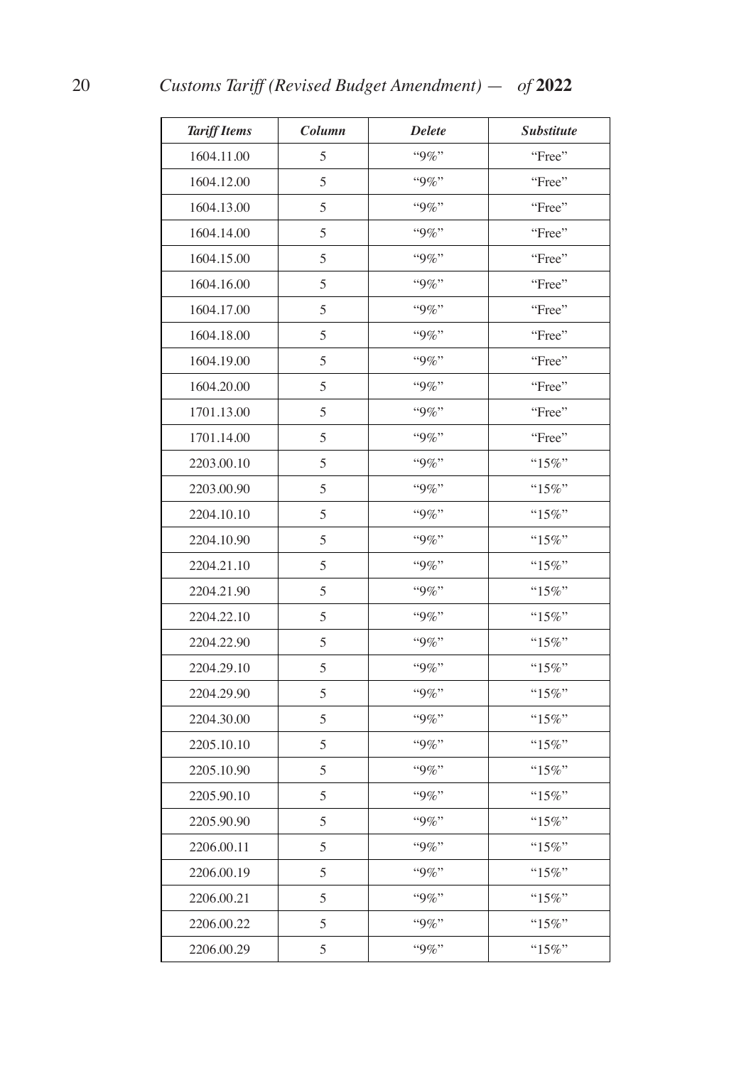| *Tariff Items* | *Column* | *Delete* | *Substitute* |
|---|---|---|---|
| 1604.11.00 | 5 | "9%" | "Free" |
| 1604.12.00 | 5 | "9%" | "Free" |
| 1604.13.00 | 5 | "9%" | "Free" |
| 1604.14.00 | 5 | "9%" | "Free" |
| 1604.15.00 | 5 | "9%" | "Free" |
| 1604.16.00 | 5 | "9%" | "Free" |
| 1604.17.00 | 5 | "9%" | "Free" |
| 1604.18.00 | 5 | "9%" | "Free" |
| 1604.19.00 | 5 | "9%" | "Free" |
| 1604.20.00 | 5 | "9%" | "Free" |
| 1701.13.00 | 5 | "9%" | "Free" |
| 1701.14.00 | 5 | "9%" | "Free" |
| 2203.00.10 | 5 | "9%" | "15%" |
| 2203.00.90 | 5 | "9%" | "15%" |
| 2204.10.10 | 5 | "9%" | "15%" |
| 2204.10.90 | 5 | "9%" | "15%" |
| 2204.21.10 | 5 | "9%" | "15%" |
| 2204.21.90 | 5 | "9%" | "15%" |
| 2204.22.10 | 5 | "9%" | "15%" |
| 2204.22.90 | 5 | "9%" | "15%" |
| 2204.29.10 | 5 | "9%" | "15%" |
| 2204.29.90 | 5 | "9%" | "15%" |
| 2204.30.00 | 5 | "9%" | "15%" |
| 2205.10.10 | 5 | "9%" | "15%" |
| 2205.10.90 | 5 | "9%" | "15%" |
| 2205.90.10 | 5 | "9%" | "15%" |
| 2205.90.90 | 5 | "9%" | "15%" |
| 2206.00.11 | 5 | "9%" | "15%" |
| 2206.00.19 | 5 | "9%" | "15%" |
| 2206.00.21 | 5 | "9%" | "15%" |
| 2206.00.22 | 5 | "9%" | "15%" |
| 2206.00.29 | 5 | "9%" | "15%" |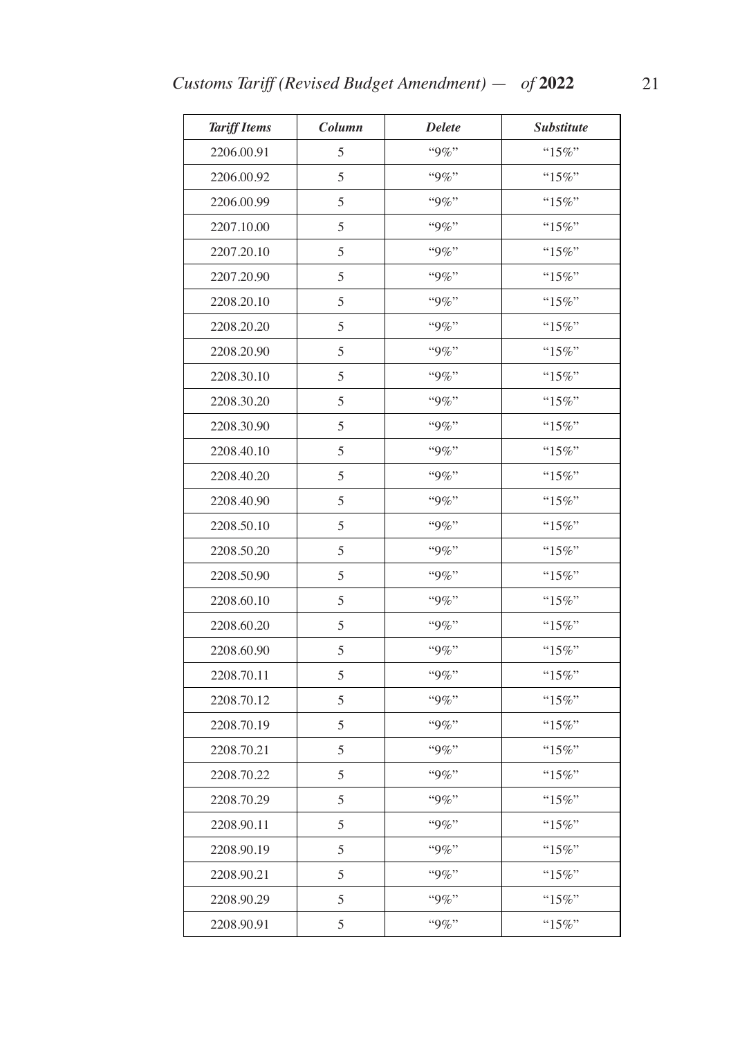| *Tariff Items* | *Column* | *Delete* | *Substitute* |
|---|---|---|---|
| 2206.00.91 | 5 | "9%" | "15%" |
| 2206.00.92 | 5 | "9%" | "15%" |
| 2206.00.99 | 5 | "9%" | "15%" |
| 2207.10.00 | 5 | "9%" | "15%" |
| 2207.20.10 | 5 | "9%" | "15%" |
| 2207.20.90 | 5 | "9%" | "15%" |
| 2208.20.10 | 5 | "9%" | "15%" |
| 2208.20.20 | 5 | "9%" | "15%" |
| 2208.20.90 | 5 | "9%" | "15%" |
| 2208.30.10 | 5 | "9%" | "15%" |
| 2208.30.20 | 5 | "9%" | "15%" |
| 2208.30.90 | 5 | "9%" | "15%" |
| 2208.40.10 | 5 | "9%" | "15%" |
| 2208.40.20 | 5 | "9%" | "15%" |
| 2208.40.90 | 5 | "9%" | "15%" |
| 2208.50.10 | 5 | "9%" | "15%" |
| 2208.50.20 | 5 | "9%" | "15%" |
| 2208.50.90 | 5 | "9%" | "15%" |
| 2208.60.10 | 5 | "9%" | "15%" |
| 2208.60.20 | 5 | "9%" | "15%" |
| 2208.60.90 | 5 | "9%" | "15%" |
| 2208.70.11 | 5 | "9%" | "15%" |
| 2208.70.12 | 5 | "9%" | "15%" |
| 2208.70.19 | 5 | "9%" | "15%" |
| 2208.70.21 | 5 | "9%" | "15%" |
| 2208.70.22 | 5 | "9%" | "15%" |
| 2208.70.29 | 5 | "9%" | "15%" |
| 2208.90.11 | 5 | "9%" | "15%" |
| 2208.90.19 | 5 | "9%" | "15%" |
| 2208.90.21 | 5 | "9%" | "15%" |
| 2208.90.29 | 5 | "9%" | "15%" |
| 2208.90.91 | 5 | "9%" | "15%" |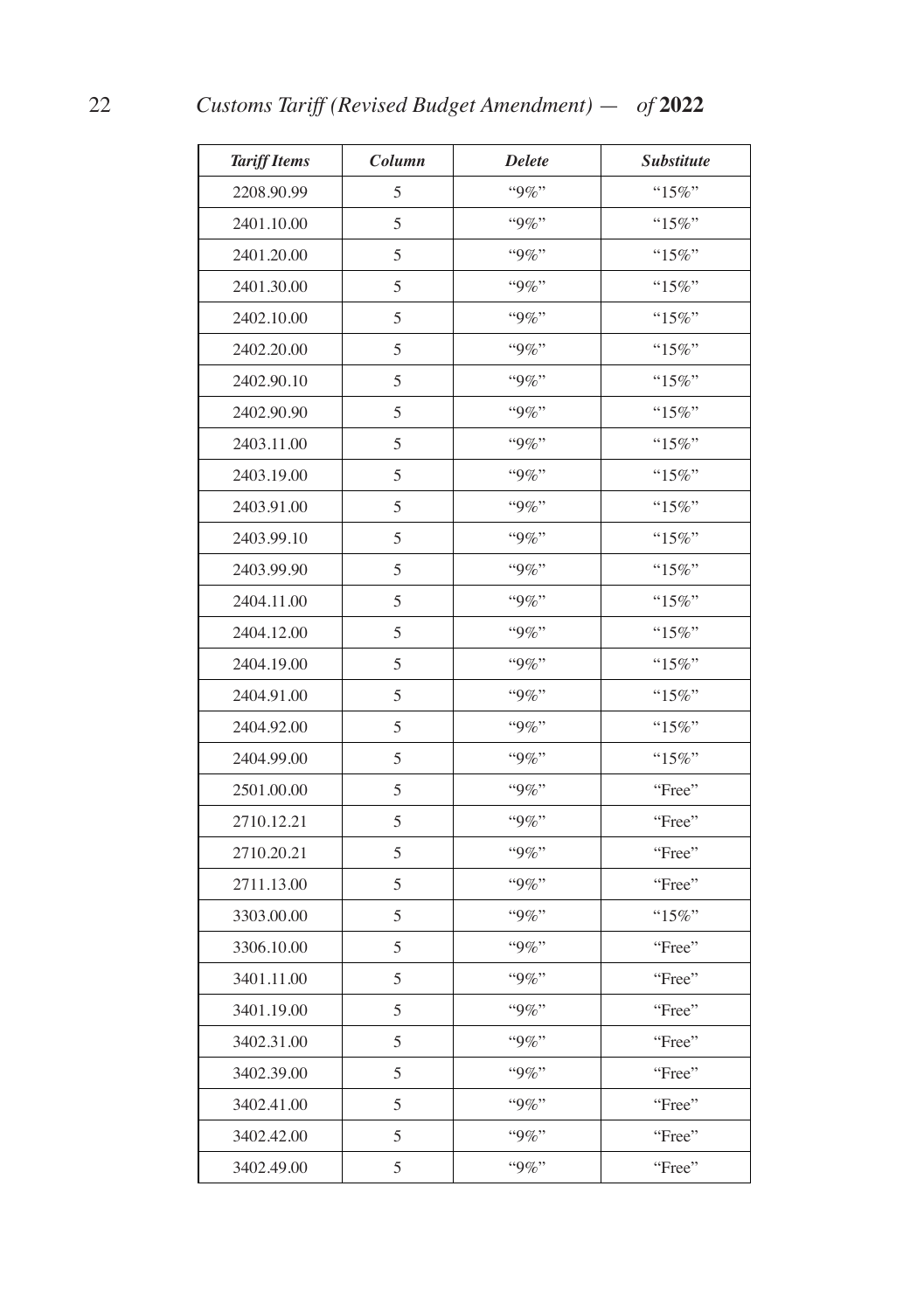| *Tariff Items* | *Column* | *Delete* | *Substitute* |
|---|---|---|---|
| 2208.90.99 | 5 | "9%" | "15%" |
| 2401.10.00 | 5 | "9%" | "15%" |
| 2401.20.00 | 5 | "9%" | "15%" |
| 2401.30.00 | 5 | "9%" | "15%" |
| 2402.10.00 | 5 | "9%" | "15%" |
| 2402.20.00 | 5 | "9%" | "15%" |
| 2402.90.10 | 5 | "9%" | "15%" |
| 2402.90.90 | 5 | "9%" | "15%" |
| 2403.11.00 | 5 | "9%" | "15%" |
| 2403.19.00 | 5 | "9%" | "15%" |
| 2403.91.00 | 5 | "9%" | "15%" |
| 2403.99.10 | 5 | "9%" | "15%" |
| 2403.99.90 | 5 | "9%" | "15%" |
| 2404.11.00 | 5 | "9%" | "15%" |
| 2404.12.00 | 5 | "9%" | "15%" |
| 2404.19.00 | 5 | "9%" | "15%" |
| 2404.91.00 | 5 | "9%" | "15%" |
| 2404.92.00 | 5 | "9%" | "15%" |
| 2404.99.00 | 5 | "9%" | "15%" |
| 2501.00.00 | 5 | "9%" | "Free" |
| 2710.12.21 | 5 | "9%" | "Free" |
| 2710.20.21 | 5 | "9%" | "Free" |
| 2711.13.00 | 5 | "9%" | "Free" |
| 3303.00.00 | 5 | "9%" | "15%" |
| 3306.10.00 | 5 | "9%" | "Free" |
| 3401.11.00 | 5 | "9%" | "Free" |
| 3401.19.00 | 5 | "9%" | "Free" |
| 3402.31.00 | 5 | "9%" | "Free" |
| 3402.39.00 | 5 | "9%" | "Free" |
| 3402.41.00 | 5 | "9%" | "Free" |
| 3402.42.00 | 5 | "9%" | "Free" |
| 3402.49.00 | 5 | "9%" | "Free" |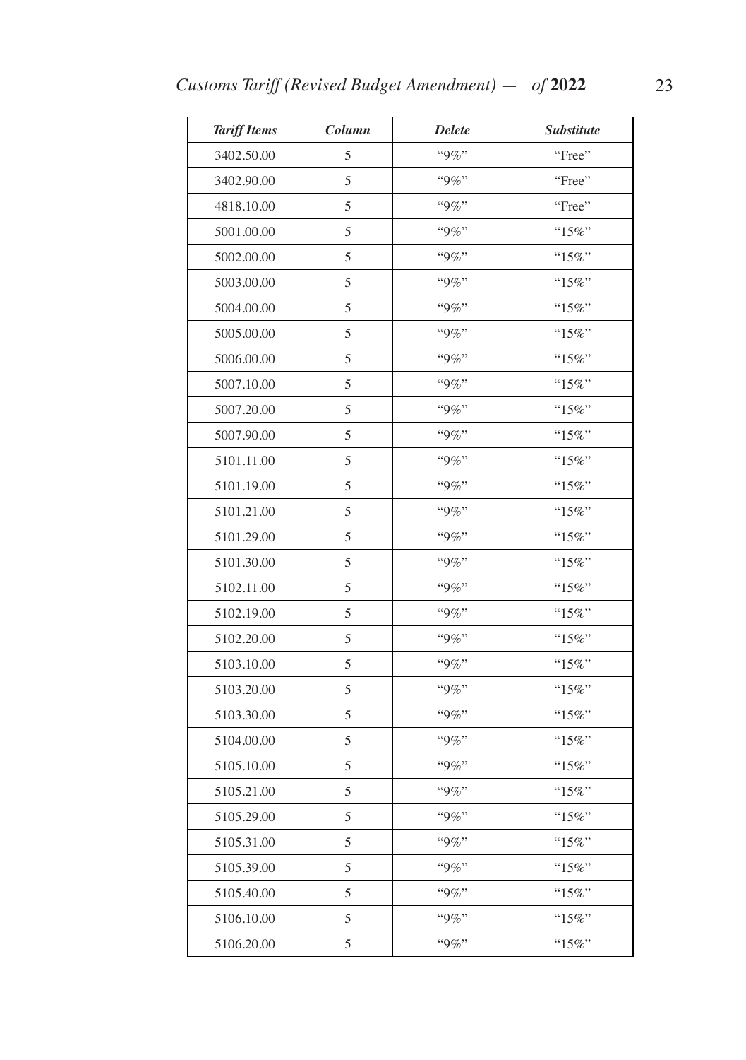| *Tariff Items* | *Column* | *Delete* | *Substitute* |
|---|---|---|---|
| 3402.50.00 | 5 | "9%" | "Free" |
| 3402.90.00 | 5 | "9%" | "Free" |
| 4818.10.00 | 5 | "9%" | "Free" |
| 5001.00.00 | 5 | "9%" | "15%" |
| 5002.00.00 | 5 | "9%" | "15%" |
| 5003.00.00 | 5 | "9%" | "15%" |
| 5004.00.00 | 5 | "9%" | "15%" |
| 5005.00.00 | 5 | "9%" | "15%" |
| 5006.00.00 | 5 | "9%" | "15%" |
| 5007.10.00 | 5 | "9%" | "15%" |
| 5007.20.00 | 5 | "9%" | "15%" |
| 5007.90.00 | 5 | "9%" | "15%" |
| 5101.11.00 | 5 | "9%" | "15%" |
| 5101.19.00 | 5 | "9%" | "15%" |
| 5101.21.00 | 5 | "9%" | "15%" |
| 5101.29.00 | 5 | "9%" | "15%" |
| 5101.30.00 | 5 | "9%" | "15%" |
| 5102.11.00 | 5 | "9%" | "15%" |
| 5102.19.00 | 5 | "9%" | "15%" |
| 5102.20.00 | 5 | "9%" | "15%" |
| 5103.10.00 | 5 | "9%" | "15%" |
| 5103.20.00 | 5 | "9%" | "15%" |
| 5103.30.00 | 5 | "9%" | "15%" |
| 5104.00.00 | 5 | "9%" | "15%" |
| 5105.10.00 | 5 | "9%" | "15%" |
| 5105.21.00 | 5 | "9%" | "15%" |
| 5105.29.00 | 5 | "9%" | "15%" |
| 5105.31.00 | 5 | "9%" | "15%" |
| 5105.39.00 | 5 | "9%" | "15%" |
| 5105.40.00 | 5 | "9%" | "15%" |
| 5106.10.00 | 5 | "9%" | "15%" |
| 5106.20.00 | 5 | "9%" | "15%" |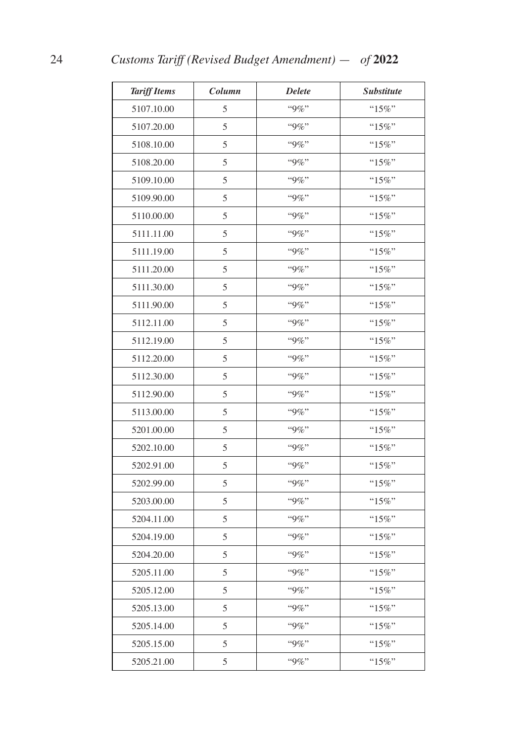| *Tariff Items* | *Column* | *Delete* | *Substitute* |
|---|---|---|---|
| 5107.10.00 | 5 | "9%" | "15%" |
| 5107.20.00 | 5 | "9%" | "15%" |
| 5108.10.00 | 5 | "9%" | "15%" |
| 5108.20.00 | 5 | "9%" | "15%" |
| 5109.10.00 | 5 | "9%" | "15%" |
| 5109.90.00 | 5 | "9%" | "15%" |
| 5110.00.00 | 5 | "9%" | "15%" |
| 5111.11.00 | 5 | "9%" | "15%" |
| 5111.19.00 | 5 | "9%" | "15%" |
| 5111.20.00 | 5 | "9%" | "15%" |
| 5111.30.00 | 5 | "9%" | "15%" |
| 5111.90.00 | 5 | "9%" | "15%" |
| 5112.11.00 | 5 | "9%" | "15%" |
| 5112.19.00 | 5 | "9%" | "15%" |
| 5112.20.00 | 5 | "9%" | "15%" |
| 5112.30.00 | 5 | "9%" | "15%" |
| 5112.90.00 | 5 | "9%" | "15%" |
| 5113.00.00 | 5 | "9%" | "15%" |
| 5201.00.00 | 5 | "9%" | "15%" |
| 5202.10.00 | 5 | "9%" | "15%" |
| 5202.91.00 | 5 | "9%" | "15%" |
| 5202.99.00 | 5 | "9%" | "15%" |
| 5203.00.00 | 5 | "9%" | "15%" |
| 5204.11.00 | 5 | "9%" | "15%" |
| 5204.19.00 | 5 | "9%" | "15%" |
| 5204.20.00 | 5 | "9%" | "15%" |
| 5205.11.00 | 5 | "9%" | "15%" |
| 5205.12.00 | 5 | "9%" | "15%" |
| 5205.13.00 | 5 | "9%" | "15%" |
| 5205.14.00 | 5 | "9%" | "15%" |
| 5205.15.00 | 5 | "9%" | "15%" |
| 5205.21.00 | 5 | "9%" | "15%" |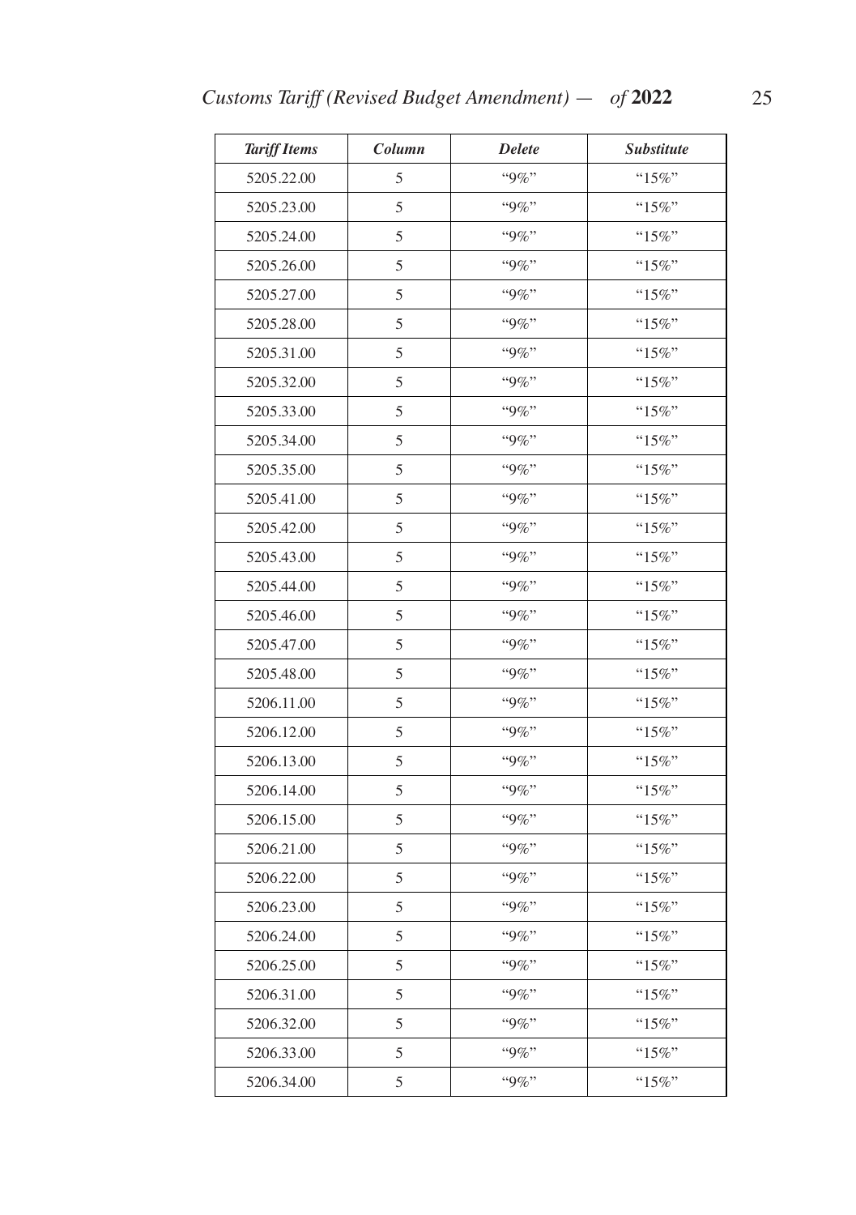| *Tariff Items* | *Column* | *Delete* | *Substitute* |
|---|---|---|---|
| 5205.22.00 | 5 | "9%" | "15%" |
| 5205.23.00 | 5 | "9%" | "15%" |
| 5205.24.00 | 5 | "9%" | "15%" |
| 5205.26.00 | 5 | "9%" | "15%" |
| 5205.27.00 | 5 | "9%" | "15%" |
| 5205.28.00 | 5 | "9%" | "15%" |
| 5205.31.00 | 5 | "9%" | "15%" |
| 5205.32.00 | 5 | "9%" | "15%" |
| 5205.33.00 | 5 | "9%" | "15%" |
| 5205.34.00 | 5 | "9%" | "15%" |
| 5205.35.00 | 5 | "9%" | "15%" |
| 5205.41.00 | 5 | "9%" | "15%" |
| 5205.42.00 | 5 | "9%" | "15%" |
| 5205.43.00 | 5 | "9%" | "15%" |
| 5205.44.00 | 5 | "9%" | "15%" |
| 5205.46.00 | 5 | "9%" | "15%" |
| 5205.47.00 | 5 | "9%" | "15%" |
| 5205.48.00 | 5 | "9%" | "15%" |
| 5206.11.00 | 5 | "9%" | "15%" |
| 5206.12.00 | 5 | "9%" | "15%" |
| 5206.13.00 | 5 | "9%" | "15%" |
| 5206.14.00 | 5 | "9%" | "15%" |
| 5206.15.00 | 5 | "9%" | "15%" |
| 5206.21.00 | 5 | "9%" | "15%" |
| 5206.22.00 | 5 | "9%" | "15%" |
| 5206.23.00 | 5 | "9%" | "15%" |
| 5206.24.00 | 5 | "9%" | "15%" |
| 5206.25.00 | 5 | "9%" | "15%" |
| 5206.31.00 | 5 | "9%" | "15%" |
| 5206.32.00 | 5 | "9%" | "15%" |
| 5206.33.00 | 5 | "9%" | "15%" |
| 5206.34.00 | 5 | "9%" | "15%" |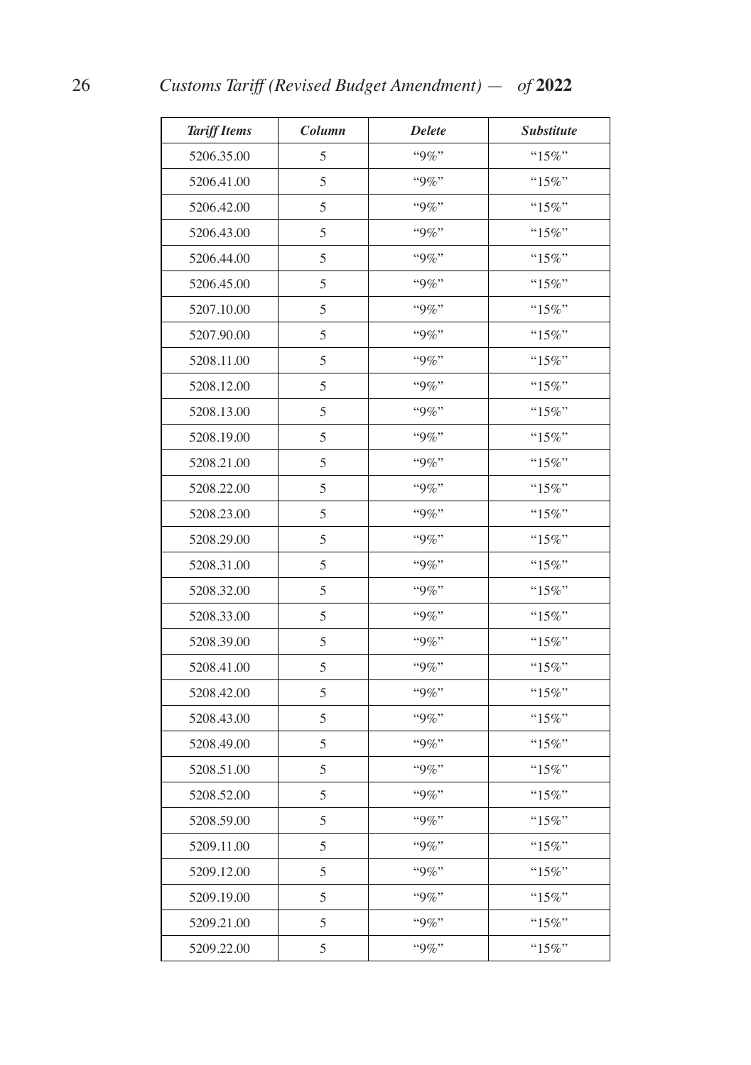| *Tariff Items* | *Column* | *Delete* | *Substitute* |
|---|---|---|---|
| 5206.35.00 | 5 | "9%" | "15%" |
| 5206.41.00 | 5 | "9%" | "15%" |
| 5206.42.00 | 5 | "9%" | "15%" |
| 5206.43.00 | 5 | "9%" | "15%" |
| 5206.44.00 | 5 | "9%" | "15%" |
| 5206.45.00 | 5 | "9%" | "15%" |
| 5207.10.00 | 5 | "9%" | "15%" |
| 5207.90.00 | 5 | "9%" | "15%" |
| 5208.11.00 | 5 | "9%" | "15%" |
| 5208.12.00 | 5 | "9%" | "15%" |
| 5208.13.00 | 5 | "9%" | "15%" |
| 5208.19.00 | 5 | "9%" | "15%" |
| 5208.21.00 | 5 | "9%" | "15%" |
| 5208.22.00 | 5 | "9%" | "15%" |
| 5208.23.00 | 5 | "9%" | "15%" |
| 5208.29.00 | 5 | "9%" | "15%" |
| 5208.31.00 | 5 | "9%" | "15%" |
| 5208.32.00 | 5 | "9%" | "15%" |
| 5208.33.00 | 5 | "9%" | "15%" |
| 5208.39.00 | 5 | "9%" | "15%" |
| 5208.41.00 | 5 | "9%" | "15%" |
| 5208.42.00 | 5 | "9%" | "15%" |
| 5208.43.00 | 5 | "9%" | "15%" |
| 5208.49.00 | 5 | "9%" | "15%" |
| 5208.51.00 | 5 | "9%" | "15%" |
| 5208.52.00 | 5 | "9%" | "15%" |
| 5208.59.00 | 5 | "9%" | "15%" |
| 5209.11.00 | 5 | "9%" | "15%" |
| 5209.12.00 | 5 | "9%" | "15%" |
| 5209.19.00 | 5 | "9%" | "15%" |
| 5209.21.00 | 5 | "9%" | "15%" |
| 5209.22.00 | 5 | "9%" | "15%" |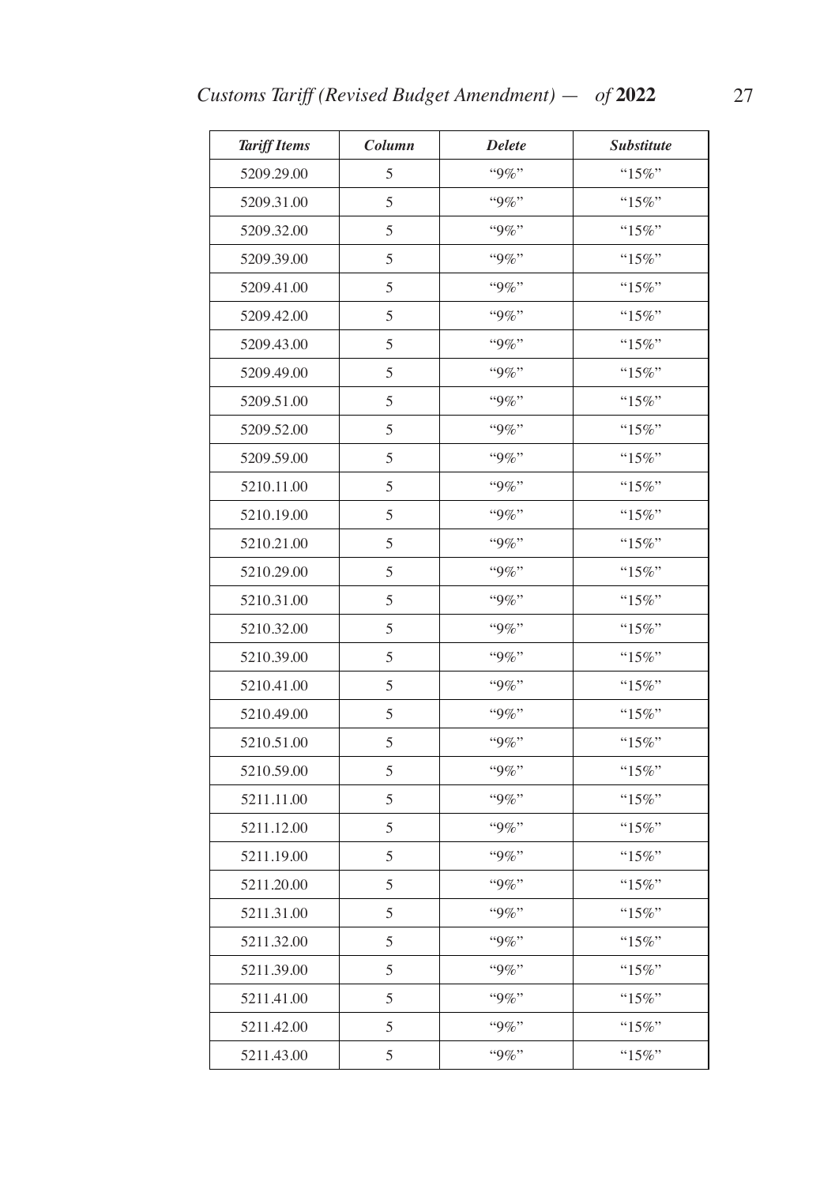| *Tariff Items* | *Column* | *Delete* | *Substitute* |
|---|---|---|---|
| 5209.29.00 | 5 | "9%" | "15%" |
| 5209.31.00 | 5 | "9%" | "15%" |
| 5209.32.00 | 5 | "9%" | "15%" |
| 5209.39.00 | 5 | "9%" | "15%" |
| 5209.41.00 | 5 | "9%" | "15%" |
| 5209.42.00 | 5 | "9%" | "15%" |
| 5209.43.00 | 5 | "9%" | "15%" |
| 5209.49.00 | 5 | "9%" | "15%" |
| 5209.51.00 | 5 | "9%" | "15%" |
| 5209.52.00 | 5 | "9%" | "15%" |
| 5209.59.00 | 5 | "9%" | "15%" |
| 5210.11.00 | 5 | "9%" | "15%" |
| 5210.19.00 | 5 | "9%" | "15%" |
| 5210.21.00 | 5 | "9%" | "15%" |
| 5210.29.00 | 5 | "9%" | "15%" |
| 5210.31.00 | 5 | "9%" | "15%" |
| 5210.32.00 | 5 | "9%" | "15%" |
| 5210.39.00 | 5 | "9%" | "15%" |
| 5210.41.00 | 5 | "9%" | "15%" |
| 5210.49.00 | 5 | "9%" | "15%" |
| 5210.51.00 | 5 | "9%" | "15%" |
| 5210.59.00 | 5 | "9%" | "15%" |
| 5211.11.00 | 5 | "9%" | "15%" |
| 5211.12.00 | 5 | "9%" | "15%" |
| 5211.19.00 | 5 | "9%" | "15%" |
| 5211.20.00 | 5 | "9%" | "15%" |
| 5211.31.00 | 5 | "9%" | "15%" |
| 5211.32.00 | 5 | "9%" | "15%" |
| 5211.39.00 | 5 | "9%" | "15%" |
| 5211.41.00 | 5 | "9%" | "15%" |
| 5211.42.00 | 5 | "9%" | "15%" |
| 5211.43.00 | 5 | "9%" | "15%" |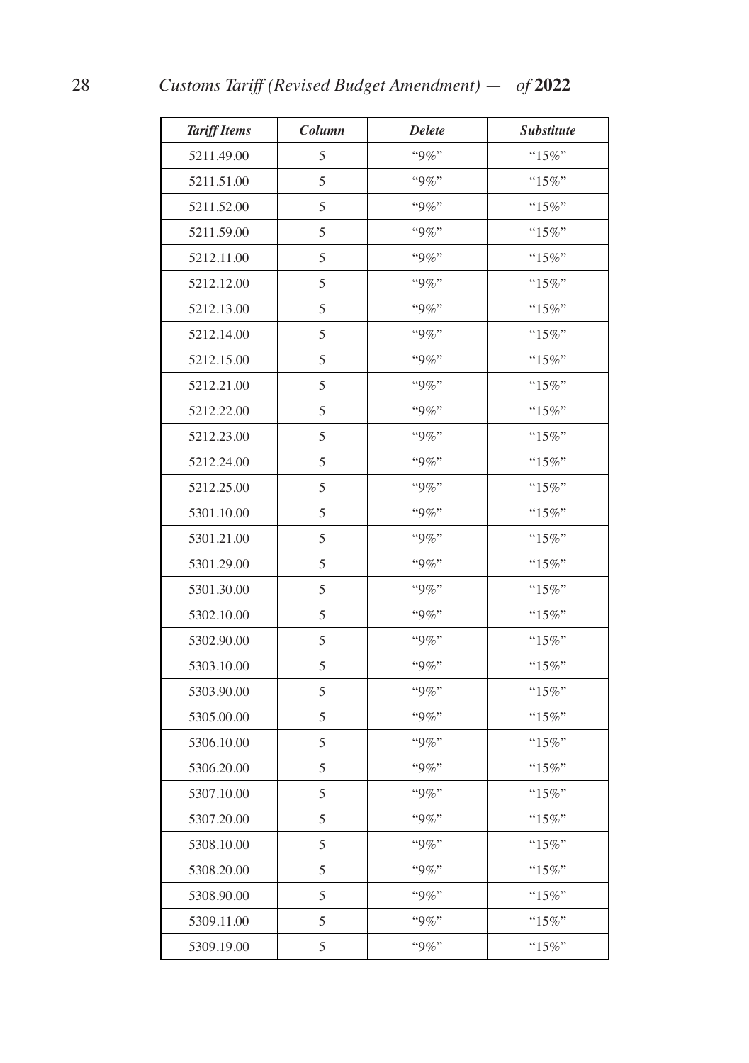| *Tariff Items* | *Column* | *Delete* | *Substitute* |
|---|---|---|---|
| 5211.49.00 | 5 | "9%" | "15%" |
| 5211.51.00 | 5 | "9%" | "15%" |
| 5211.52.00 | 5 | "9%" | "15%" |
| 5211.59.00 | 5 | "9%" | "15%" |
| 5212.11.00 | 5 | "9%" | "15%" |
| 5212.12.00 | 5 | "9%" | "15%" |
| 5212.13.00 | 5 | "9%" | "15%" |
| 5212.14.00 | 5 | "9%" | "15%" |
| 5212.15.00 | 5 | "9%" | "15%" |
| 5212.21.00 | 5 | "9%" | "15%" |
| 5212.22.00 | 5 | "9%" | "15%" |
| 5212.23.00 | 5 | "9%" | "15%" |
| 5212.24.00 | 5 | "9%" | "15%" |
| 5212.25.00 | 5 | "9%" | "15%" |
| 5301.10.00 | 5 | "9%" | "15%" |
| 5301.21.00 | 5 | "9%" | "15%" |
| 5301.29.00 | 5 | "9%" | "15%" |
| 5301.30.00 | 5 | "9%" | "15%" |
| 5302.10.00 | 5 | "9%" | "15%" |
| 5302.90.00 | 5 | "9%" | "15%" |
| 5303.10.00 | 5 | "9%" | "15%" |
| 5303.90.00 | 5 | "9%" | "15%" |
| 5305.00.00 | 5 | "9%" | "15%" |
| 5306.10.00 | 5 | "9%" | "15%" |
| 5306.20.00 | 5 | "9%" | "15%" |
| 5307.10.00 | 5 | "9%" | "15%" |
| 5307.20.00 | 5 | "9%" | "15%" |
| 5308.10.00 | 5 | "9%" | "15%" |
| 5308.20.00 | 5 | "9%" | "15%" |
| 5308.90.00 | 5 | "9%" | "15%" |
| 5309.11.00 | 5 | "9%" | "15%" |
| 5309.19.00 | 5 | "9%" | "15%" |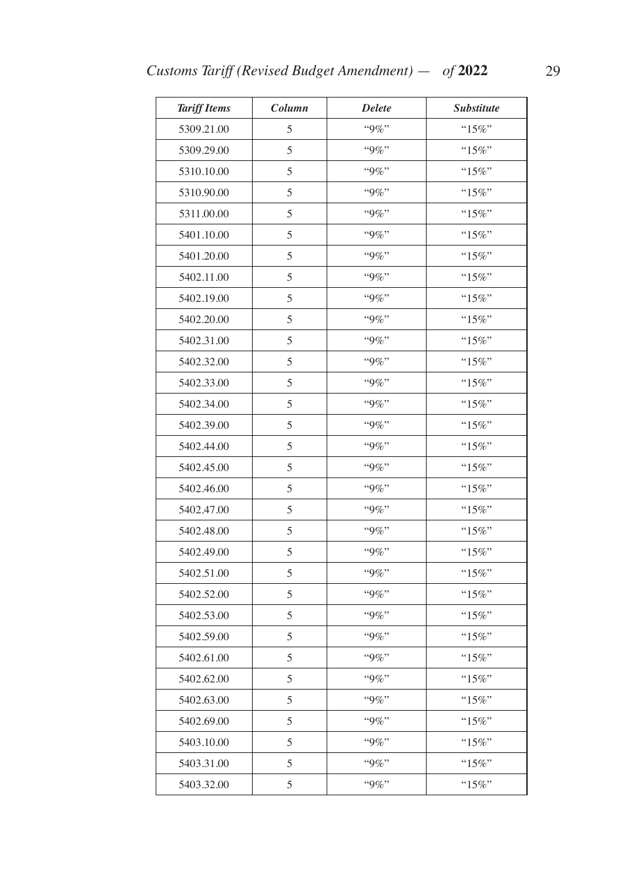| *Tariff Items* | *Column* | *Delete* | *Substitute* |
|---|---|---|---|
| 5309.21.00 | 5 | "9%" | "15%" |
| 5309.29.00 | 5 | "9%" | "15%" |
| 5310.10.00 | 5 | "9%" | "15%" |
| 5310.90.00 | 5 | "9%" | "15%" |
| 5311.00.00 | 5 | "9%" | "15%" |
| 5401.10.00 | 5 | "9%" | "15%" |
| 5401.20.00 | 5 | "9%" | "15%" |
| 5402.11.00 | 5 | "9%" | "15%" |
| 5402.19.00 | 5 | "9%" | "15%" |
| 5402.20.00 | 5 | "9%" | "15%" |
| 5402.31.00 | 5 | "9%" | "15%" |
| 5402.32.00 | 5 | "9%" | "15%" |
| 5402.33.00 | 5 | "9%" | "15%" |
| 5402.34.00 | 5 | "9%" | "15%" |
| 5402.39.00 | 5 | "9%" | "15%" |
| 5402.44.00 | 5 | "9%" | "15%" |
| 5402.45.00 | 5 | "9%" | "15%" |
| 5402.46.00 | 5 | "9%" | "15%" |
| 5402.47.00 | 5 | "9%" | "15%" |
| 5402.48.00 | 5 | "9%" | "15%" |
| 5402.49.00 | 5 | "9%" | "15%" |
| 5402.51.00 | 5 | "9%" | "15%" |
| 5402.52.00 | 5 | "9%" | "15%" |
| 5402.53.00 | 5 | "9%" | "15%" |
| 5402.59.00 | 5 | "9%" | "15%" |
| 5402.61.00 | 5 | "9%" | "15%" |
| 5402.62.00 | 5 | "9%" | "15%" |
| 5402.63.00 | 5 | "9%" | "15%" |
| 5402.69.00 | 5 | "9%" | "15%" |
| 5403.10.00 | 5 | "9%" | "15%" |
| 5403.31.00 | 5 | "9%" | "15%" |
| 5403.32.00 | 5 | "9%" | "15%" |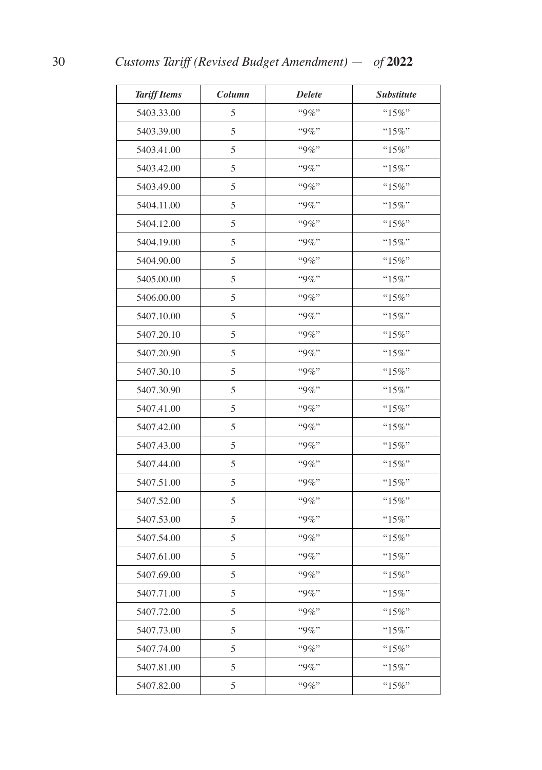| *Tariff Items* | *Column* | *Delete* | *Substitute* |
|---|---|---|---|
| 5403.33.00 | 5 | "9%" | "15%" |
| 5403.39.00 | 5 | "9%" | "15%" |
| 5403.41.00 | 5 | "9%" | "15%" |
| 5403.42.00 | 5 | "9%" | "15%" |
| 5403.49.00 | 5 | "9%" | "15%" |
| 5404.11.00 | 5 | "9%" | "15%" |
| 5404.12.00 | 5 | "9%" | "15%" |
| 5404.19.00 | 5 | "9%" | "15%" |
| 5404.90.00 | 5 | "9%" | "15%" |
| 5405.00.00 | 5 | "9%" | "15%" |
| 5406.00.00 | 5 | "9%" | "15%" |
| 5407.10.00 | 5 | "9%" | "15%" |
| 5407.20.10 | 5 | "9%" | "15%" |
| 5407.20.90 | 5 | "9%" | "15%" |
| 5407.30.10 | 5 | "9%" | "15%" |
| 5407.30.90 | 5 | "9%" | "15%" |
| 5407.41.00 | 5 | "9%" | "15%" |
| 5407.42.00 | 5 | "9%" | "15%" |
| 5407.43.00 | 5 | "9%" | "15%" |
| 5407.44.00 | 5 | "9%" | "15%" |
| 5407.51.00 | 5 | "9%" | "15%" |
| 5407.52.00 | 5 | "9%" | "15%" |
| 5407.53.00 | 5 | "9%" | "15%" |
| 5407.54.00 | 5 | "9%" | "15%" |
| 5407.61.00 | 5 | "9%" | "15%" |
| 5407.69.00 | 5 | "9%" | "15%" |
| 5407.71.00 | 5 | "9%" | "15%" |
| 5407.72.00 | 5 | "9%" | "15%" |
| 5407.73.00 | 5 | "9%" | "15%" |
| 5407.74.00 | 5 | "9%" | "15%" |
| 5407.81.00 | 5 | "9%" | "15%" |
| 5407.82.00 | 5 | "9%" | "15%" |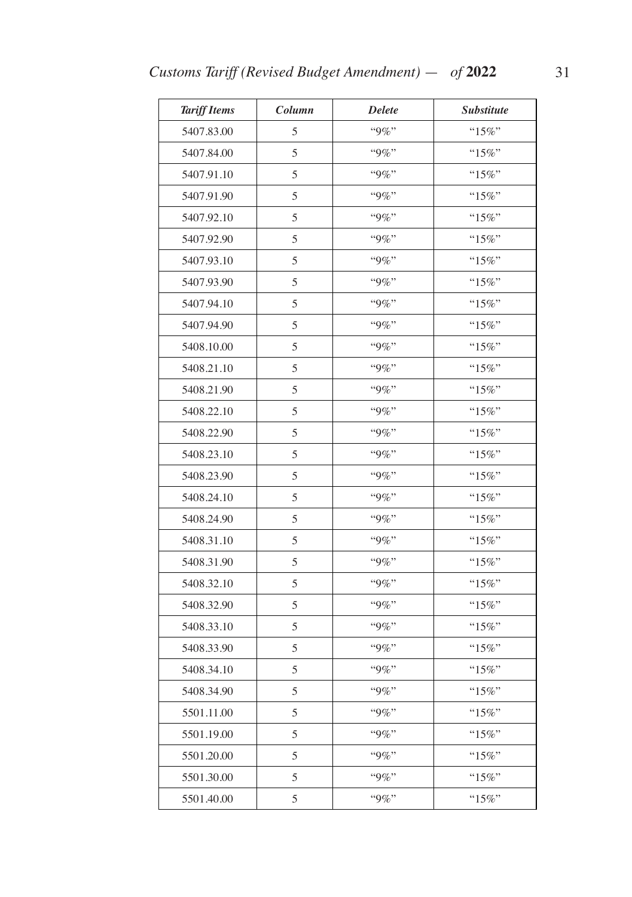| *Tariff Items* | *Column* | *Delete* | *Substitute* |
|---|---|---|---|
| 5407.83.00 | 5 | "9%" | "15%" |
| 5407.84.00 | 5 | "9%" | "15%" |
| 5407.91.10 | 5 | "9%" | "15%" |
| 5407.91.90 | 5 | "9%" | "15%" |
| 5407.92.10 | 5 | "9%" | "15%" |
| 5407.92.90 | 5 | "9%" | "15%" |
| 5407.93.10 | 5 | "9%" | "15%" |
| 5407.93.90 | 5 | "9%" | "15%" |
| 5407.94.10 | 5 | "9%" | "15%" |
| 5407.94.90 | 5 | "9%" | "15%" |
| 5408.10.00 | 5 | "9%" | "15%" |
| 5408.21.10 | 5 | "9%" | "15%" |
| 5408.21.90 | 5 | "9%" | "15%" |
| 5408.22.10 | 5 | "9%" | "15%" |
| 5408.22.90 | 5 | "9%" | "15%" |
| 5408.23.10 | 5 | "9%" | "15%" |
| 5408.23.90 | 5 | "9%" | "15%" |
| 5408.24.10 | 5 | "9%" | "15%" |
| 5408.24.90 | 5 | "9%" | "15%" |
| 5408.31.10 | 5 | "9%" | "15%" |
| 5408.31.90 | 5 | "9%" | "15%" |
| 5408.32.10 | 5 | "9%" | "15%" |
| 5408.32.90 | 5 | "9%" | "15%" |
| 5408.33.10 | 5 | "9%" | "15%" |
| 5408.33.90 | 5 | "9%" | "15%" |
| 5408.34.10 | 5 | "9%" | "15%" |
| 5408.34.90 | 5 | "9%" | "15%" |
| 5501.11.00 | 5 | "9%" | "15%" |
| 5501.19.00 | 5 | "9%" | "15%" |
| 5501.20.00 | 5 | "9%" | "15%" |
| 5501.30.00 | 5 | "9%" | "15%" |
| 5501.40.00 | 5 | "9%" | "15%" |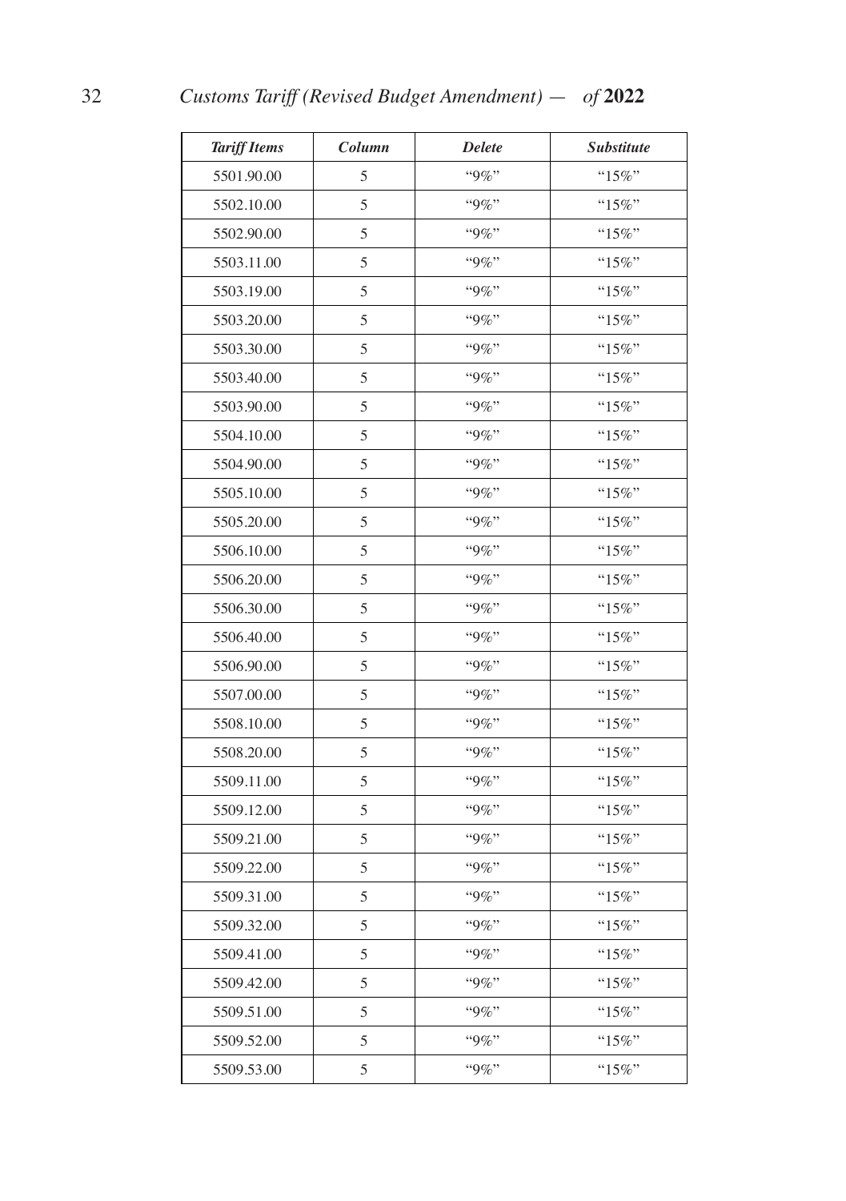| *Tariff Items* | *Column* | *Delete* | *Substitute* |
|---|---|---|---|
| 5501.90.00 | 5 | "9%" | "15%" |
| 5502.10.00 | 5 | "9%" | "15%" |
| 5502.90.00 | 5 | "9%" | "15%" |
| 5503.11.00 | 5 | "9%" | "15%" |
| 5503.19.00 | 5 | "9%" | "15%" |
| 5503.20.00 | 5 | "9%" | "15%" |
| 5503.30.00 | 5 | "9%" | "15%" |
| 5503.40.00 | 5 | "9%" | "15%" |
| 5503.90.00 | 5 | "9%" | "15%" |
| 5504.10.00 | 5 | "9%" | "15%" |
| 5504.90.00 | 5 | "9%" | "15%" |
| 5505.10.00 | 5 | "9%" | "15%" |
| 5505.20.00 | 5 | "9%" | "15%" |
| 5506.10.00 | 5 | "9%" | "15%" |
| 5506.20.00 | 5 | "9%" | "15%" |
| 5506.30.00 | 5 | "9%" | "15%" |
| 5506.40.00 | 5 | "9%" | "15%" |
| 5506.90.00 | 5 | "9%" | "15%" |
| 5507.00.00 | 5 | "9%" | "15%" |
| 5508.10.00 | 5 | "9%" | "15%" |
| 5508.20.00 | 5 | "9%" | "15%" |
| 5509.11.00 | 5 | "9%" | "15%" |
| 5509.12.00 | 5 | "9%" | "15%" |
| 5509.21.00 | 5 | "9%" | "15%" |
| 5509.22.00 | 5 | "9%" | "15%" |
| 5509.31.00 | 5 | "9%" | "15%" |
| 5509.32.00 | 5 | "9%" | "15%" |
| 5509.41.00 | 5 | "9%" | "15%" |
| 5509.42.00 | 5 | "9%" | "15%" |
| 5509.51.00 | 5 | "9%" | "15%" |
| 5509.52.00 | 5 | "9%" | "15%" |
| 5509.53.00 | 5 | "9%" | "15%" |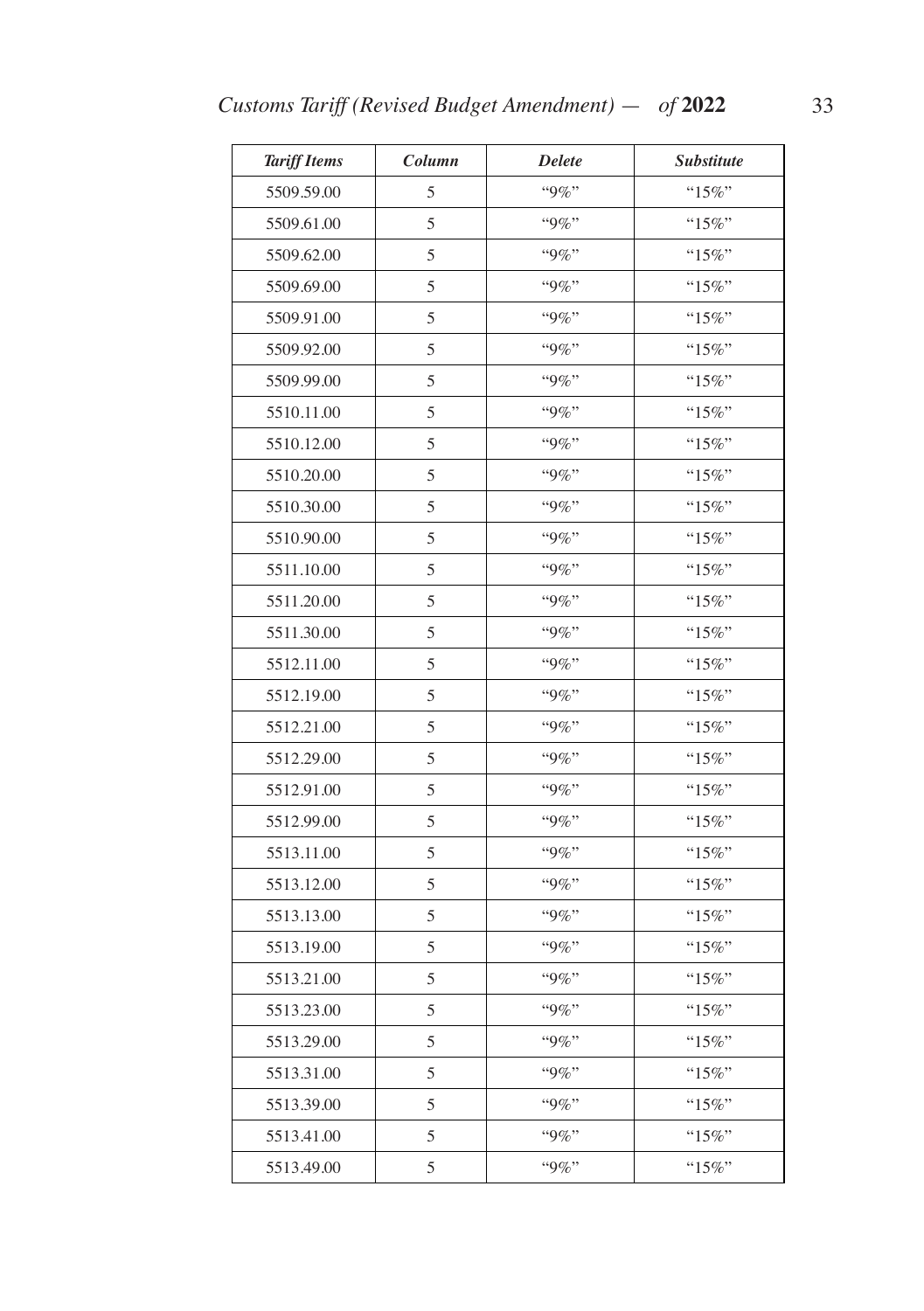| *Tariff Items* | *Column* | *Delete* | *Substitute* |
|---|---|---|---|
| 5509.59.00 | 5 | "9%" | "15%" |
| 5509.61.00 | 5 | "9%" | "15%" |
| 5509.62.00 | 5 | "9%" | "15%" |
| 5509.69.00 | 5 | "9%" | "15%" |
| 5509.91.00 | 5 | "9%" | "15%" |
| 5509.92.00 | 5 | "9%" | "15%" |
| 5509.99.00 | 5 | "9%" | "15%" |
| 5510.11.00 | 5 | "9%" | "15%" |
| 5510.12.00 | 5 | "9%" | "15%" |
| 5510.20.00 | 5 | "9%" | "15%" |
| 5510.30.00 | 5 | "9%" | "15%" |
| 5510.90.00 | 5 | "9%" | "15%" |
| 5511.10.00 | 5 | "9%" | "15%" |
| 5511.20.00 | 5 | "9%" | "15%" |
| 5511.30.00 | 5 | "9%" | "15%" |
| 5512.11.00 | 5 | "9%" | "15%" |
| 5512.19.00 | 5 | "9%" | "15%" |
| 5512.21.00 | 5 | "9%" | "15%" |
| 5512.29.00 | 5 | "9%" | "15%" |
| 5512.91.00 | 5 | "9%" | "15%" |
| 5512.99.00 | 5 | "9%" | "15%" |
| 5513.11.00 | 5 | "9%" | "15%" |
| 5513.12.00 | 5 | "9%" | "15%" |
| 5513.13.00 | 5 | "9%" | "15%" |
| 5513.19.00 | 5 | "9%" | "15%" |
| 5513.21.00 | 5 | "9%" | "15%" |
| 5513.23.00 | 5 | "9%" | "15%" |
| 5513.29.00 | 5 | "9%" | "15%" |
| 5513.31.00 | 5 | "9%" | "15%" |
| 5513.39.00 | 5 | "9%" | "15%" |
| 5513.41.00 | 5 | "9%" | "15%" |
| 5513.49.00 | 5 | "9%" | "15%" |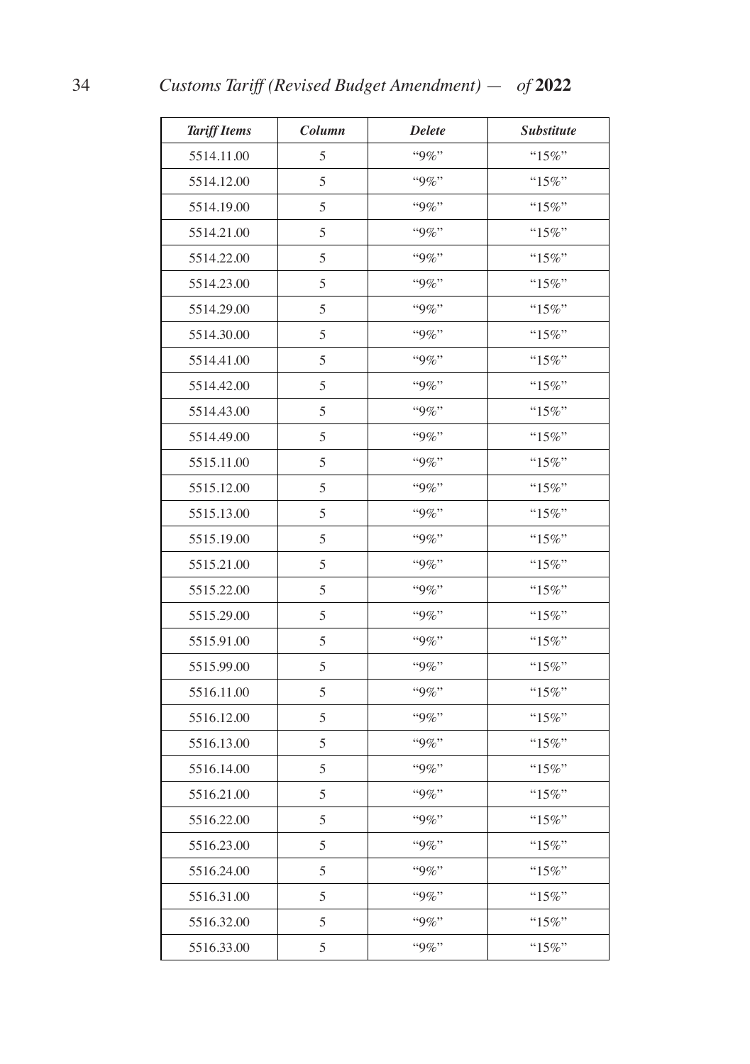| *Tariff Items* | *Column* | *Delete* | *Substitute* |
|---|---|---|---|
| 5514.11.00 | 5 | "9%" | "15%" |
| 5514.12.00 | 5 | "9%" | "15%" |
| 5514.19.00 | 5 | "9%" | "15%" |
| 5514.21.00 | 5 | "9%" | "15%" |
| 5514.22.00 | 5 | "9%" | "15%" |
| 5514.23.00 | 5 | "9%" | "15%" |
| 5514.29.00 | 5 | "9%" | "15%" |
| 5514.30.00 | 5 | "9%" | "15%" |
| 5514.41.00 | 5 | "9%" | "15%" |
| 5514.42.00 | 5 | "9%" | "15%" |
| 5514.43.00 | 5 | "9%" | "15%" |
| 5514.49.00 | 5 | "9%" | "15%" |
| 5515.11.00 | 5 | "9%" | "15%" |
| 5515.12.00 | 5 | "9%" | "15%" |
| 5515.13.00 | 5 | "9%" | "15%" |
| 5515.19.00 | 5 | "9%" | "15%" |
| 5515.21.00 | 5 | "9%" | "15%" |
| 5515.22.00 | 5 | "9%" | "15%" |
| 5515.29.00 | 5 | "9%" | "15%" |
| 5515.91.00 | 5 | "9%" | "15%" |
| 5515.99.00 | 5 | "9%" | "15%" |
| 5516.11.00 | 5 | "9%" | "15%" |
| 5516.12.00 | 5 | "9%" | "15%" |
| 5516.13.00 | 5 | "9%" | "15%" |
| 5516.14.00 | 5 | "9%" | "15%" |
| 5516.21.00 | 5 | "9%" | "15%" |
| 5516.22.00 | 5 | "9%" | "15%" |
| 5516.23.00 | 5 | "9%" | "15%" |
| 5516.24.00 | 5 | "9%" | "15%" |
| 5516.31.00 | 5 | "9%" | "15%" |
| 5516.32.00 | 5 | "9%" | "15%" |
| 5516.33.00 | 5 | "9%" | "15%" |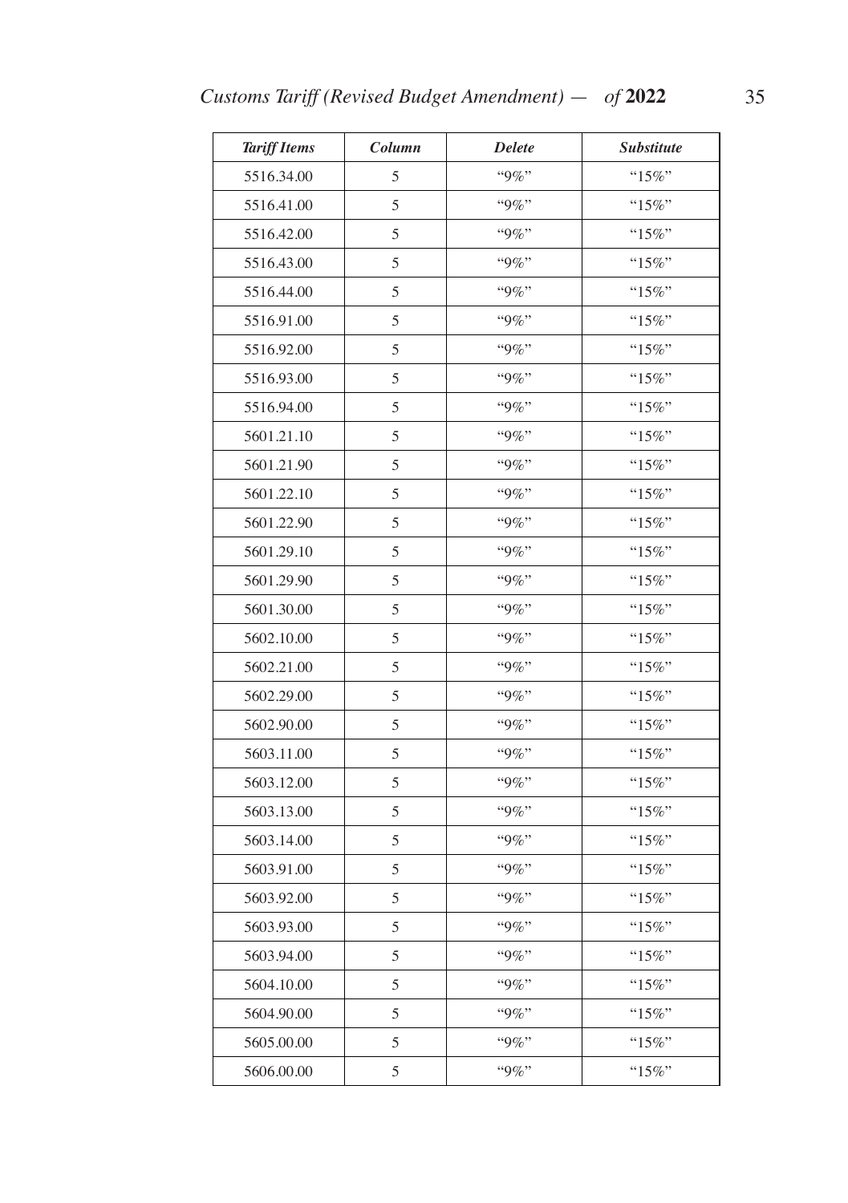| *Tariff Items* | *Column* | *Delete* | *Substitute* |
|---|---|---|---|
| 5516.34.00 | 5 | “9%” | “15%” |
| 5516.41.00 | 5 | “9%” | “15%” |
| 5516.42.00 | 5 | “9%” | “15%” |
| 5516.43.00 | 5 | “9%” | “15%” |
| 5516.44.00 | 5 | “9%” | “15%” |
| 5516.91.00 | 5 | “9%” | “15%” |
| 5516.92.00 | 5 | “9%” | “15%” |
| 5516.93.00 | 5 | “9%” | “15%” |
| 5516.94.00 | 5 | “9%” | “15%” |
| 5601.21.10 | 5 | “9%” | “15%” |
| 5601.21.90 | 5 | “9%” | “15%” |
| 5601.22.10 | 5 | “9%” | “15%” |
| 5601.22.90 | 5 | “9%” | “15%” |
| 5601.29.10 | 5 | “9%” | “15%” |
| 5601.29.90 | 5 | “9%” | “15%” |
| 5601.30.00 | 5 | “9%” | “15%” |
| 5602.10.00 | 5 | “9%” | “15%” |
| 5602.21.00 | 5 | “9%” | “15%” |
| 5602.29.00 | 5 | “9%” | “15%” |
| 5602.90.00 | 5 | “9%” | “15%” |
| 5603.11.00 | 5 | “9%” | “15%” |
| 5603.12.00 | 5 | “9%” | “15%” |
| 5603.13.00 | 5 | “9%” | “15%” |
| 5603.14.00 | 5 | “9%” | “15%” |
| 5603.91.00 | 5 | “9%” | “15%” |
| 5603.92.00 | 5 | “9%” | “15%” |
| 5603.93.00 | 5 | “9%” | “15%” |
| 5603.94.00 | 5 | “9%” | “15%” |
| 5604.10.00 | 5 | “9%” | “15%” |
| 5604.90.00 | 5 | “9%” | “15%” |
| 5605.00.00 | 5 | “9%” | “15%” |
| 5606.00.00 | 5 | “9%” | “15%” |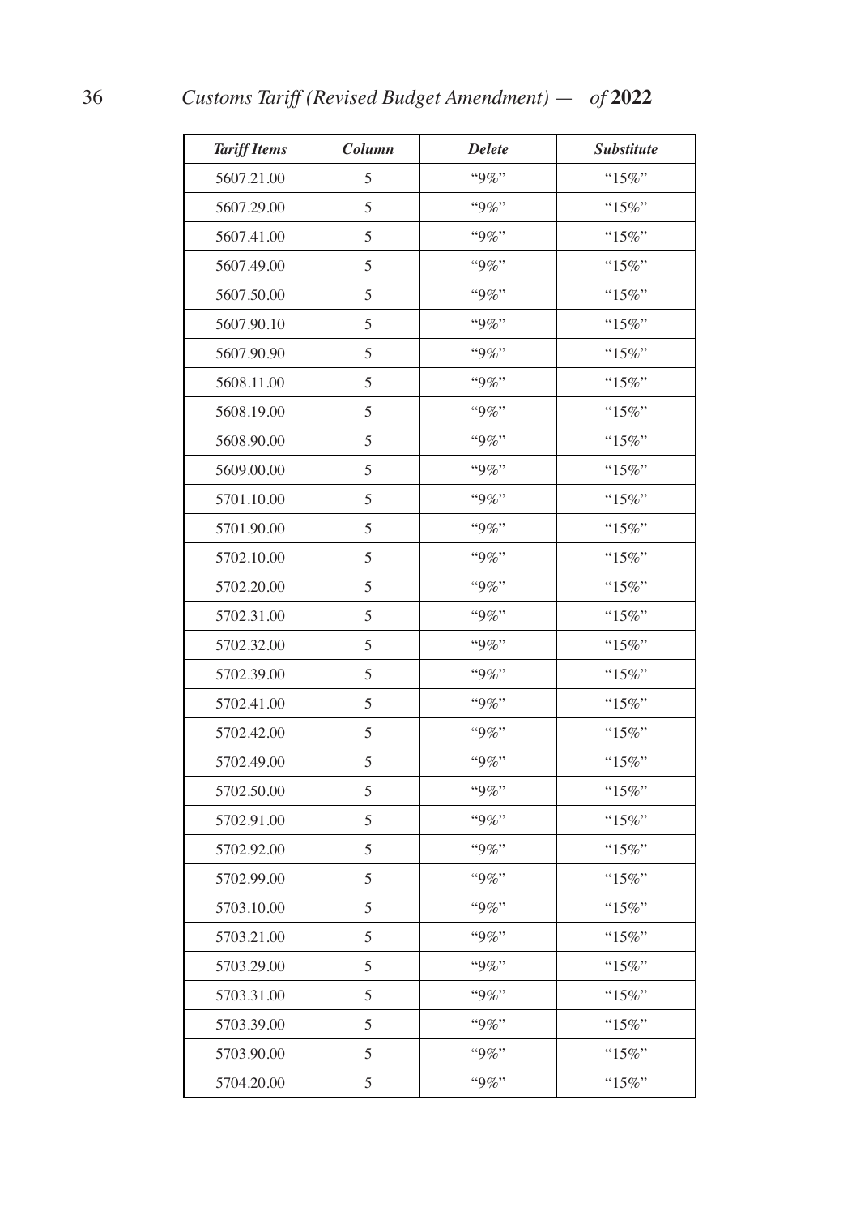| *Tariff Items* | *Column* | *Delete* | *Substitute* |
|---|---|---|---|
| 5607.21.00 | 5 | "9%" | "15%" |
| 5607.29.00 | 5 | "9%" | "15%" |
| 5607.41.00 | 5 | "9%" | "15%" |
| 5607.49.00 | 5 | "9%" | "15%" |
| 5607.50.00 | 5 | "9%" | "15%" |
| 5607.90.10 | 5 | "9%" | "15%" |
| 5607.90.90 | 5 | "9%" | "15%" |
| 5608.11.00 | 5 | "9%" | "15%" |
| 5608.19.00 | 5 | "9%" | "15%" |
| 5608.90.00 | 5 | "9%" | "15%" |
| 5609.00.00 | 5 | "9%" | "15%" |
| 5701.10.00 | 5 | "9%" | "15%" |
| 5701.90.00 | 5 | "9%" | "15%" |
| 5702.10.00 | 5 | "9%" | "15%" |
| 5702.20.00 | 5 | "9%" | "15%" |
| 5702.31.00 | 5 | "9%" | "15%" |
| 5702.32.00 | 5 | "9%" | "15%" |
| 5702.39.00 | 5 | "9%" | "15%" |
| 5702.41.00 | 5 | "9%" | "15%" |
| 5702.42.00 | 5 | "9%" | "15%" |
| 5702.49.00 | 5 | "9%" | "15%" |
| 5702.50.00 | 5 | "9%" | "15%" |
| 5702.91.00 | 5 | "9%" | "15%" |
| 5702.92.00 | 5 | "9%" | "15%" |
| 5702.99.00 | 5 | "9%" | "15%" |
| 5703.10.00 | 5 | "9%" | "15%" |
| 5703.21.00 | 5 | "9%" | "15%" |
| 5703.29.00 | 5 | "9%" | "15%" |
| 5703.31.00 | 5 | "9%" | "15%" |
| 5703.39.00 | 5 | "9%" | "15%" |
| 5703.90.00 | 5 | "9%" | "15%" |
| 5704.20.00 | 5 | "9%" | "15%" |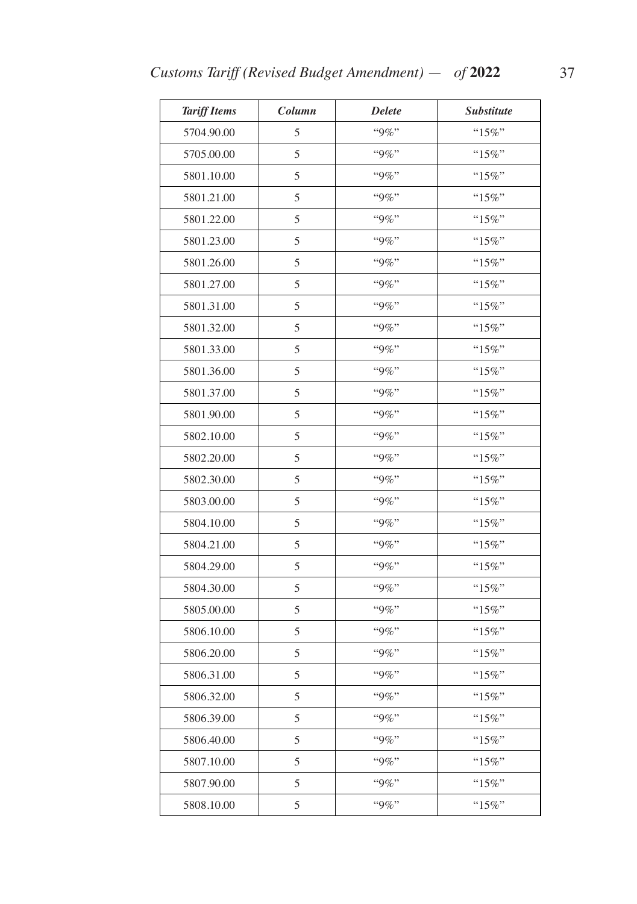| *Tariff Items* | *Column* | *Delete* | *Substitute* |
|---|---|---|---|
| 5704.90.00 | 5 | "9%" | "15%" |
| 5705.00.00 | 5 | "9%" | "15%" |
| 5801.10.00 | 5 | "9%" | "15%" |
| 5801.21.00 | 5 | "9%" | "15%" |
| 5801.22.00 | 5 | "9%" | "15%" |
| 5801.23.00 | 5 | "9%" | "15%" |
| 5801.26.00 | 5 | "9%" | "15%" |
| 5801.27.00 | 5 | "9%" | "15%" |
| 5801.31.00 | 5 | "9%" | "15%" |
| 5801.32.00 | 5 | "9%" | "15%" |
| 5801.33.00 | 5 | "9%" | "15%" |
| 5801.36.00 | 5 | "9%" | "15%" |
| 5801.37.00 | 5 | "9%" | "15%" |
| 5801.90.00 | 5 | "9%" | "15%" |
| 5802.10.00 | 5 | "9%" | "15%" |
| 5802.20.00 | 5 | "9%" | "15%" |
| 5802.30.00 | 5 | "9%" | "15%" |
| 5803.00.00 | 5 | "9%" | "15%" |
| 5804.10.00 | 5 | "9%" | "15%" |
| 5804.21.00 | 5 | "9%" | "15%" |
| 5804.29.00 | 5 | "9%" | "15%" |
| 5804.30.00 | 5 | "9%" | "15%" |
| 5805.00.00 | 5 | "9%" | "15%" |
| 5806.10.00 | 5 | "9%" | "15%" |
| 5806.20.00 | 5 | "9%" | "15%" |
| 5806.31.00 | 5 | "9%" | "15%" |
| 5806.32.00 | 5 | "9%" | "15%" |
| 5806.39.00 | 5 | "9%" | "15%" |
| 5806.40.00 | 5 | "9%" | "15%" |
| 5807.10.00 | 5 | "9%" | "15%" |
| 5807.90.00 | 5 | "9%" | "15%" |
| 5808.10.00 | 5 | "9%" | "15%" |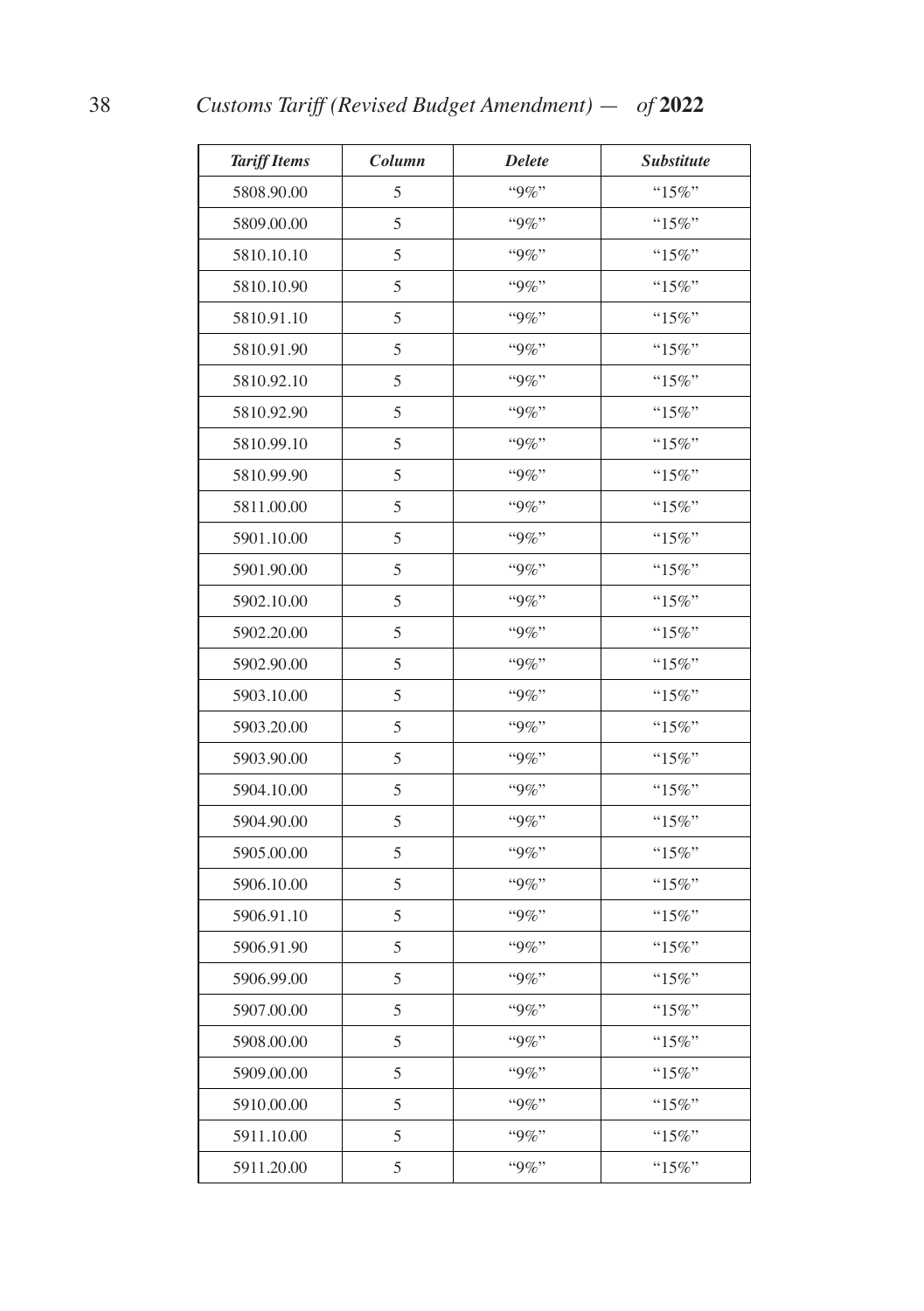| *Tariff Items* | *Column* | *Delete* | *Substitute* |
|---|---|---|---|
| 5808.90.00 | 5 | "9%" | "15%" |
| 5809.00.00 | 5 | "9%" | "15%" |
| 5810.10.10 | 5 | "9%" | "15%" |
| 5810.10.90 | 5 | "9%" | "15%" |
| 5810.91.10 | 5 | "9%" | "15%" |
| 5810.91.90 | 5 | "9%" | "15%" |
| 5810.92.10 | 5 | "9%" | "15%" |
| 5810.92.90 | 5 | "9%" | "15%" |
| 5810.99.10 | 5 | "9%" | "15%" |
| 5810.99.90 | 5 | "9%" | "15%" |
| 5811.00.00 | 5 | "9%" | "15%" |
| 5901.10.00 | 5 | "9%" | "15%" |
| 5901.90.00 | 5 | "9%" | "15%" |
| 5902.10.00 | 5 | "9%" | "15%" |
| 5902.20.00 | 5 | "9%" | "15%" |
| 5902.90.00 | 5 | "9%" | "15%" |
| 5903.10.00 | 5 | "9%" | "15%" |
| 5903.20.00 | 5 | "9%" | "15%" |
| 5903.90.00 | 5 | "9%" | "15%" |
| 5904.10.00 | 5 | "9%" | "15%" |
| 5904.90.00 | 5 | "9%" | "15%" |
| 5905.00.00 | 5 | "9%" | "15%" |
| 5906.10.00 | 5 | "9%" | "15%" |
| 5906.91.10 | 5 | "9%" | "15%" |
| 5906.91.90 | 5 | "9%" | "15%" |
| 5906.99.00 | 5 | "9%" | "15%" |
| 5907.00.00 | 5 | "9%" | "15%" |
| 5908.00.00 | 5 | "9%" | "15%" |
| 5909.00.00 | 5 | "9%" | "15%" |
| 5910.00.00 | 5 | "9%" | "15%" |
| 5911.10.00 | 5 | "9%" | "15%" |
| 5911.20.00 | 5 | "9%" | "15%" |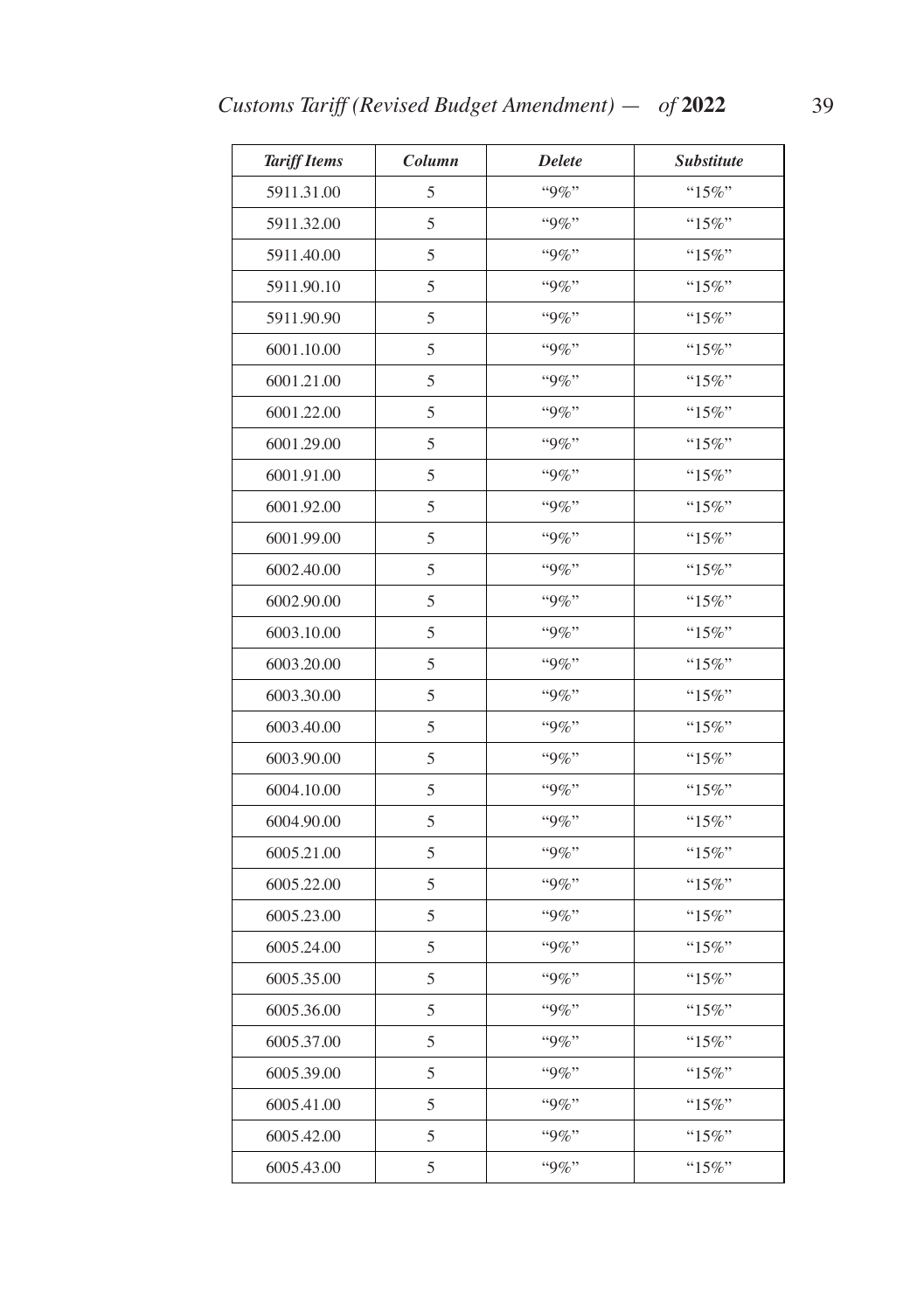| *Tariff Items* | *Column* | *Delete* | *Substitute* |
|---|---|---|---|
| 5911.31.00 | 5 | "9%" | "15%" |
| 5911.32.00 | 5 | "9%" | "15%" |
| 5911.40.00 | 5 | "9%" | "15%" |
| 5911.90.10 | 5 | "9%" | "15%" |
| 5911.90.90 | 5 | "9%" | "15%" |
| 6001.10.00 | 5 | "9%" | "15%" |
| 6001.21.00 | 5 | "9%" | "15%" |
| 6001.22.00 | 5 | "9%" | "15%" |
| 6001.29.00 | 5 | "9%" | "15%" |
| 6001.91.00 | 5 | "9%" | "15%" |
| 6001.92.00 | 5 | "9%" | "15%" |
| 6001.99.00 | 5 | "9%" | "15%" |
| 6002.40.00 | 5 | "9%" | "15%" |
| 6002.90.00 | 5 | "9%" | "15%" |
| 6003.10.00 | 5 | "9%" | "15%" |
| 6003.20.00 | 5 | "9%" | "15%" |
| 6003.30.00 | 5 | "9%" | "15%" |
| 6003.40.00 | 5 | "9%" | "15%" |
| 6003.90.00 | 5 | "9%" | "15%" |
| 6004.10.00 | 5 | "9%" | "15%" |
| 6004.90.00 | 5 | "9%" | "15%" |
| 6005.21.00 | 5 | "9%" | "15%" |
| 6005.22.00 | 5 | "9%" | "15%" |
| 6005.23.00 | 5 | "9%" | "15%" |
| 6005.24.00 | 5 | "9%" | "15%" |
| 6005.35.00 | 5 | "9%" | "15%" |
| 6005.36.00 | 5 | "9%" | "15%" |
| 6005.37.00 | 5 | "9%" | "15%" |
| 6005.39.00 | 5 | "9%" | "15%" |
| 6005.41.00 | 5 | "9%" | "15%" |
| 6005.42.00 | 5 | "9%" | "15%" |
| 6005.43.00 | 5 | "9%" | "15%" |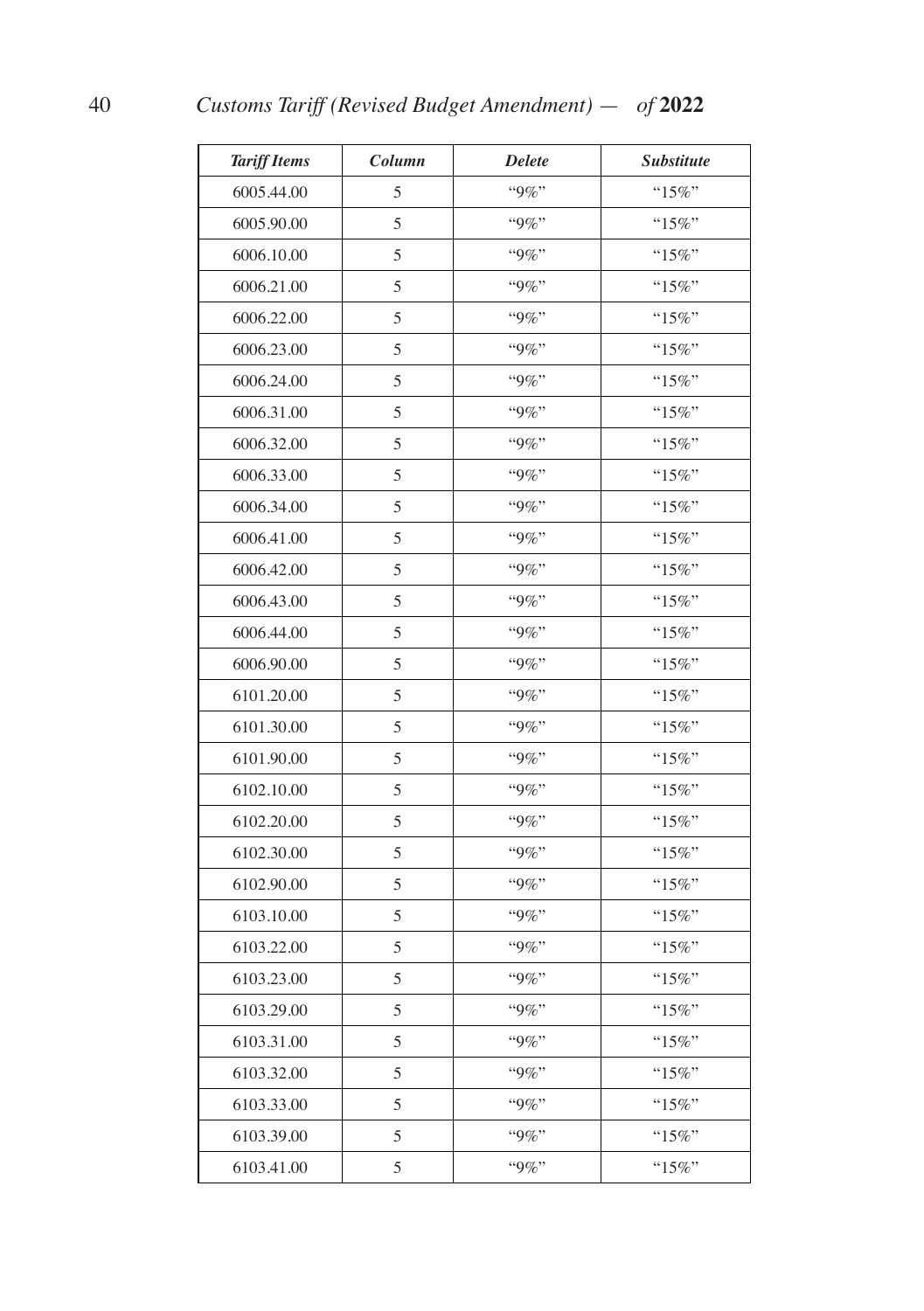| *Tariff Items* | *Column* | *Delete* | *Substitute* |
|---|---|---|---|
| 6005.44.00 | 5 | “9%” | “15%” |
| 6005.90.00 | 5 | “9%” | “15%” |
| 6006.10.00 | 5 | “9%” | “15%” |
| 6006.21.00 | 5 | “9%” | “15%” |
| 6006.22.00 | 5 | “9%” | “15%” |
| 6006.23.00 | 5 | “9%” | “15%” |
| 6006.24.00 | 5 | “9%” | “15%” |
| 6006.31.00 | 5 | “9%” | “15%” |
| 6006.32.00 | 5 | “9%” | “15%” |
| 6006.33.00 | 5 | “9%” | “15%” |
| 6006.34.00 | 5 | “9%” | “15%” |
| 6006.41.00 | 5 | “9%” | “15%” |
| 6006.42.00 | 5 | “9%” | “15%” |
| 6006.43.00 | 5 | “9%” | “15%” |
| 6006.44.00 | 5 | “9%” | “15%” |
| 6006.90.00 | 5 | “9%” | “15%” |
| 6101.20.00 | 5 | “9%” | “15%” |
| 6101.30.00 | 5 | “9%” | “15%” |
| 6101.90.00 | 5 | “9%” | “15%” |
| 6102.10.00 | 5 | “9%” | “15%” |
| 6102.20.00 | 5 | “9%” | “15%” |
| 6102.30.00 | 5 | “9%” | “15%” |
| 6102.90.00 | 5 | “9%” | “15%” |
| 6103.10.00 | 5 | “9%” | “15%” |
| 6103.22.00 | 5 | “9%” | “15%” |
| 6103.23.00 | 5 | “9%” | “15%” |
| 6103.29.00 | 5 | “9%” | “15%” |
| 6103.31.00 | 5 | “9%” | “15%” |
| 6103.32.00 | 5 | “9%” | “15%” |
| 6103.33.00 | 5 | “9%” | “15%” |
| 6103.39.00 | 5 | “9%” | “15%” |
| 6103.41.00 | 5 | “9%” | “15%” |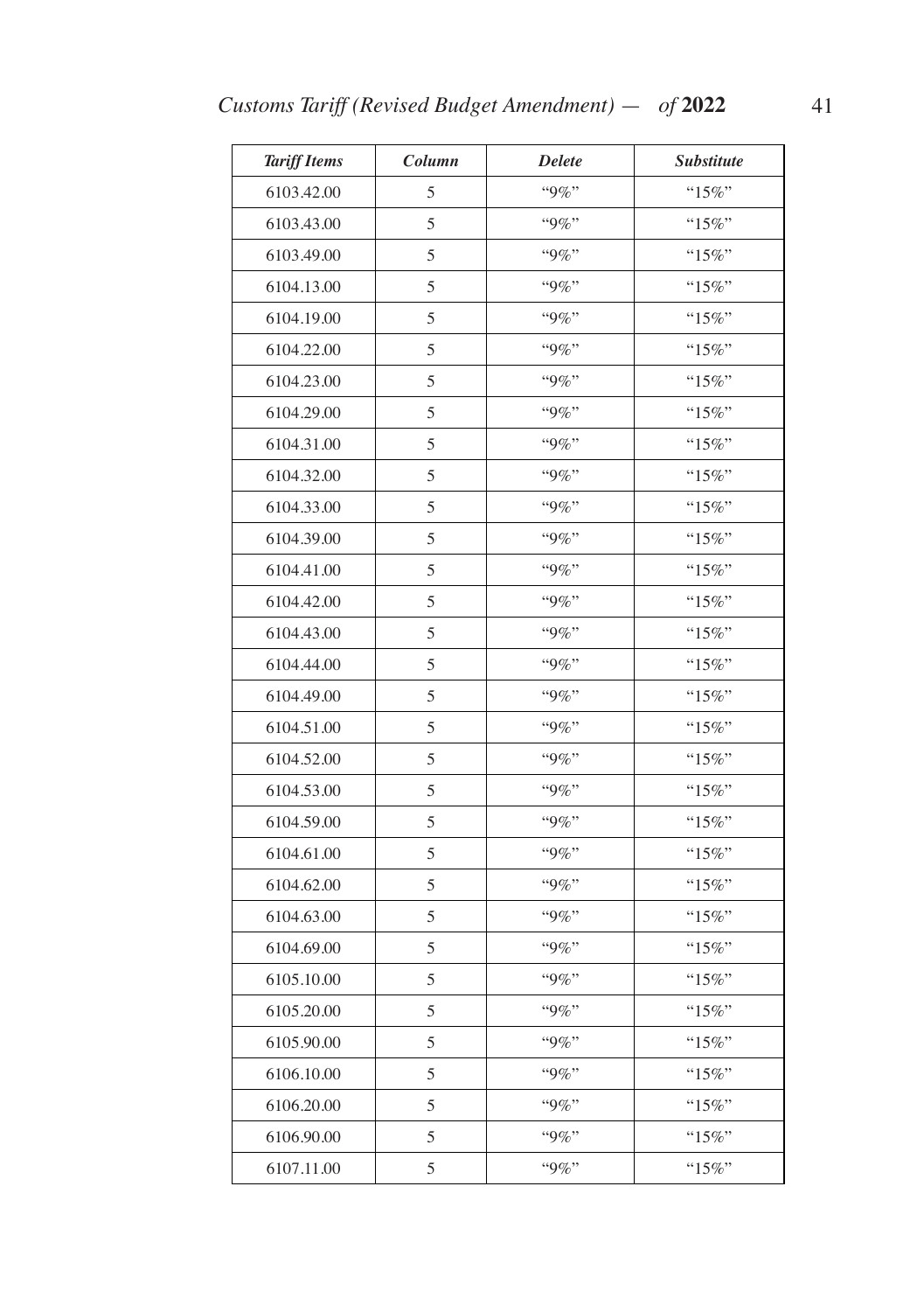| *Tariff Items* | *Column* | *Delete* | *Substitute* |
|---|---|---|---|
| 6103.42.00 | 5 | "9%" | "15%" |
| 6103.43.00 | 5 | "9%" | "15%" |
| 6103.49.00 | 5 | "9%" | "15%" |
| 6104.13.00 | 5 | "9%" | "15%" |
| 6104.19.00 | 5 | "9%" | "15%" |
| 6104.22.00 | 5 | "9%" | "15%" |
| 6104.23.00 | 5 | "9%" | "15%" |
| 6104.29.00 | 5 | "9%" | "15%" |
| 6104.31.00 | 5 | "9%" | "15%" |
| 6104.32.00 | 5 | "9%" | "15%" |
| 6104.33.00 | 5 | "9%" | "15%" |
| 6104.39.00 | 5 | "9%" | "15%" |
| 6104.41.00 | 5 | "9%" | "15%" |
| 6104.42.00 | 5 | "9%" | "15%" |
| 6104.43.00 | 5 | "9%" | "15%" |
| 6104.44.00 | 5 | "9%" | "15%" |
| 6104.49.00 | 5 | "9%" | "15%" |
| 6104.51.00 | 5 | "9%" | "15%" |
| 6104.52.00 | 5 | "9%" | "15%" |
| 6104.53.00 | 5 | "9%" | "15%" |
| 6104.59.00 | 5 | "9%" | "15%" |
| 6104.61.00 | 5 | "9%" | "15%" |
| 6104.62.00 | 5 | "9%" | "15%" |
| 6104.63.00 | 5 | "9%" | "15%" |
| 6104.69.00 | 5 | "9%" | "15%" |
| 6105.10.00 | 5 | "9%" | "15%" |
| 6105.20.00 | 5 | "9%" | "15%" |
| 6105.90.00 | 5 | "9%" | "15%" |
| 6106.10.00 | 5 | "9%" | "15%" |
| 6106.20.00 | 5 | "9%" | "15%" |
| 6106.90.00 | 5 | "9%" | "15%" |
| 6107.11.00 | 5 | "9%" | "15%" |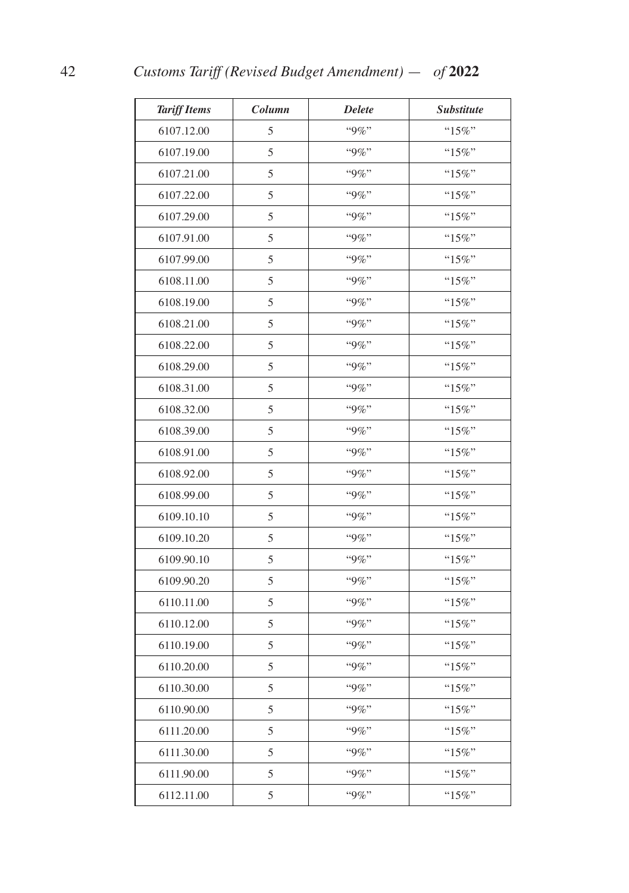| *Tariff Items* | *Column* | *Delete* | *Substitute* |
|---|---|---|---|
| 6107.12.00 | 5 | “9%” | “15%” |
| 6107.19.00 | 5 | “9%” | “15%” |
| 6107.21.00 | 5 | “9%” | “15%” |
| 6107.22.00 | 5 | “9%” | “15%” |
| 6107.29.00 | 5 | “9%” | “15%” |
| 6107.91.00 | 5 | “9%” | “15%” |
| 6107.99.00 | 5 | “9%” | “15%” |
| 6108.11.00 | 5 | “9%” | “15%” |
| 6108.19.00 | 5 | “9%” | “15%” |
| 6108.21.00 | 5 | “9%” | “15%” |
| 6108.22.00 | 5 | “9%” | “15%” |
| 6108.29.00 | 5 | “9%” | “15%” |
| 6108.31.00 | 5 | “9%” | “15%” |
| 6108.32.00 | 5 | “9%” | “15%” |
| 6108.39.00 | 5 | “9%” | “15%” |
| 6108.91.00 | 5 | “9%” | “15%” |
| 6108.92.00 | 5 | “9%” | “15%” |
| 6108.99.00 | 5 | “9%” | “15%” |
| 6109.10.10 | 5 | “9%” | “15%” |
| 6109.10.20 | 5 | “9%” | “15%” |
| 6109.90.10 | 5 | “9%” | “15%” |
| 6109.90.20 | 5 | “9%” | “15%” |
| 6110.11.00 | 5 | “9%” | “15%” |
| 6110.12.00 | 5 | “9%” | “15%” |
| 6110.19.00 | 5 | “9%” | “15%” |
| 6110.20.00 | 5 | “9%” | “15%” |
| 6110.30.00 | 5 | “9%” | “15%” |
| 6110.90.00 | 5 | “9%” | “15%” |
| 6111.20.00 | 5 | “9%” | “15%” |
| 6111.30.00 | 5 | “9%” | “15%” |
| 6111.90.00 | 5 | “9%” | “15%” |
| 6112.11.00 | 5 | “9%” | “15%” |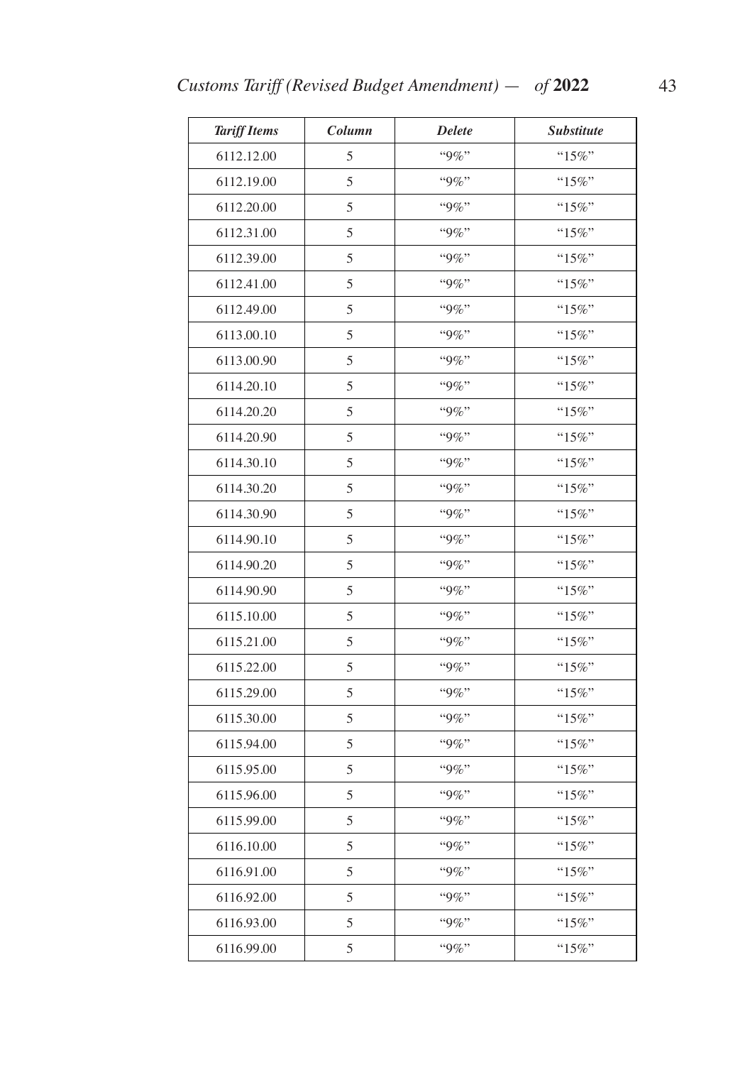| *Tariff Items* | *Column* | *Delete* | *Substitute* |
|---|---|---|---|
| 6112.12.00 | 5 | "9%" | "15%" |
| 6112.19.00 | 5 | "9%" | "15%" |
| 6112.20.00 | 5 | "9%" | "15%" |
| 6112.31.00 | 5 | "9%" | "15%" |
| 6112.39.00 | 5 | "9%" | "15%" |
| 6112.41.00 | 5 | "9%" | "15%" |
| 6112.49.00 | 5 | "9%" | "15%" |
| 6113.00.10 | 5 | "9%" | "15%" |
| 6113.00.90 | 5 | "9%" | "15%" |
| 6114.20.10 | 5 | "9%" | "15%" |
| 6114.20.20 | 5 | "9%" | "15%" |
| 6114.20.90 | 5 | "9%" | "15%" |
| 6114.30.10 | 5 | "9%" | "15%" |
| 6114.30.20 | 5 | "9%" | "15%" |
| 6114.30.90 | 5 | "9%" | "15%" |
| 6114.90.10 | 5 | "9%" | "15%" |
| 6114.90.20 | 5 | "9%" | "15%" |
| 6114.90.90 | 5 | "9%" | "15%" |
| 6115.10.00 | 5 | "9%" | "15%" |
| 6115.21.00 | 5 | "9%" | "15%" |
| 6115.22.00 | 5 | "9%" | "15%" |
| 6115.29.00 | 5 | "9%" | "15%" |
| 6115.30.00 | 5 | "9%" | "15%" |
| 6115.94.00 | 5 | "9%" | "15%" |
| 6115.95.00 | 5 | "9%" | "15%" |
| 6115.96.00 | 5 | "9%" | "15%" |
| 6115.99.00 | 5 | "9%" | "15%" |
| 6116.10.00 | 5 | "9%" | "15%" |
| 6116.91.00 | 5 | "9%" | "15%" |
| 6116.92.00 | 5 | "9%" | "15%" |
| 6116.93.00 | 5 | "9%" | "15%" |
| 6116.99.00 | 5 | "9%" | "15%" |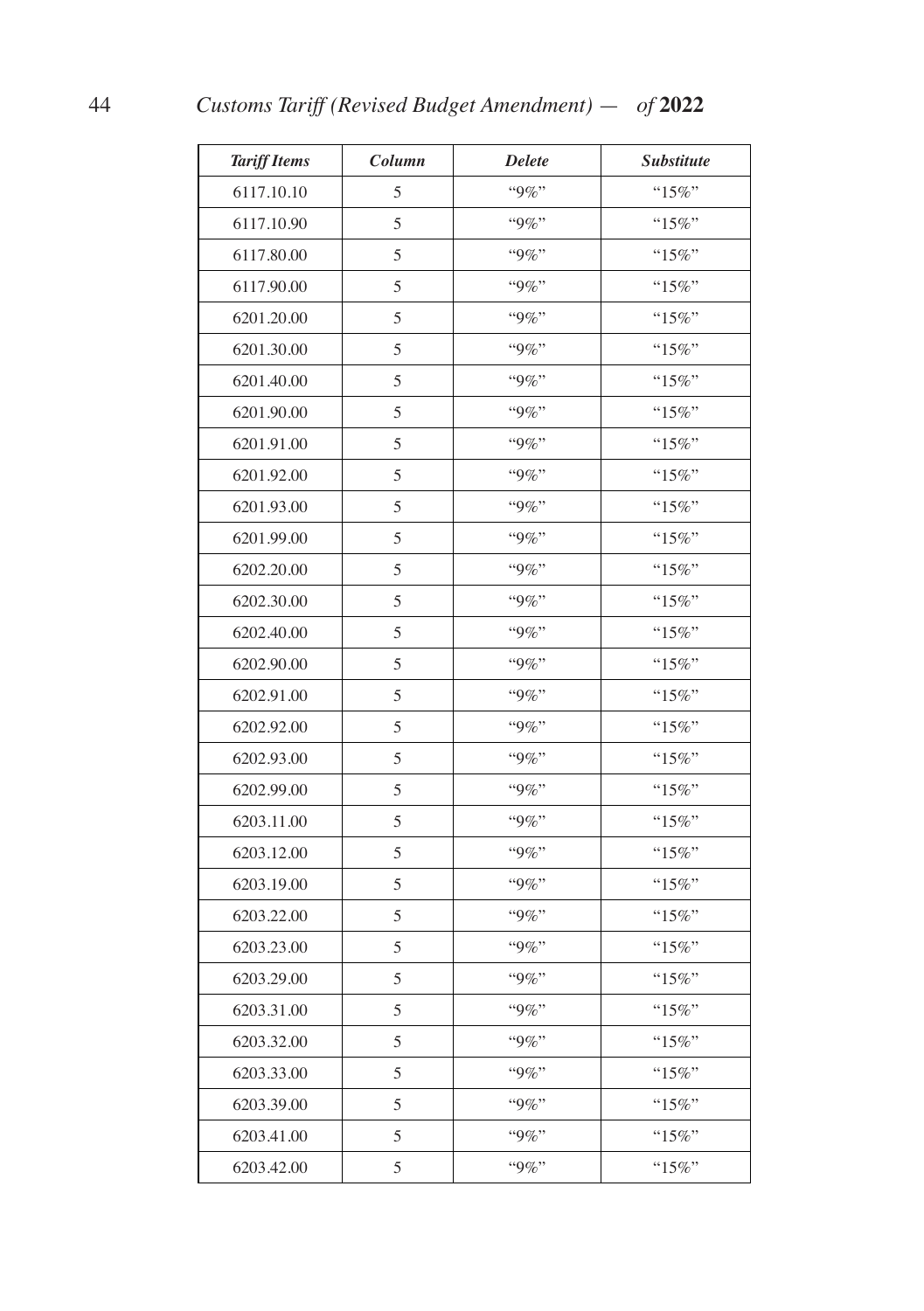| *Tariff Items* | *Column* | *Delete* | *Substitute* |
|---|---|---|---|
| 6117.10.10 | 5 | "9%" | "15%" |
| 6117.10.90 | 5 | "9%" | "15%" |
| 6117.80.00 | 5 | "9%" | "15%" |
| 6117.90.00 | 5 | "9%" | "15%" |
| 6201.20.00 | 5 | "9%" | "15%" |
| 6201.30.00 | 5 | "9%" | "15%" |
| 6201.40.00 | 5 | "9%" | "15%" |
| 6201.90.00 | 5 | "9%" | "15%" |
| 6201.91.00 | 5 | "9%" | "15%" |
| 6201.92.00 | 5 | "9%" | "15%" |
| 6201.93.00 | 5 | "9%" | "15%" |
| 6201.99.00 | 5 | "9%" | "15%" |
| 6202.20.00 | 5 | "9%" | "15%" |
| 6202.30.00 | 5 | "9%" | "15%" |
| 6202.40.00 | 5 | "9%" | "15%" |
| 6202.90.00 | 5 | "9%" | "15%" |
| 6202.91.00 | 5 | "9%" | "15%" |
| 6202.92.00 | 5 | "9%" | "15%" |
| 6202.93.00 | 5 | "9%" | "15%" |
| 6202.99.00 | 5 | "9%" | "15%" |
| 6203.11.00 | 5 | "9%" | "15%" |
| 6203.12.00 | 5 | "9%" | "15%" |
| 6203.19.00 | 5 | "9%" | "15%" |
| 6203.22.00 | 5 | "9%" | "15%" |
| 6203.23.00 | 5 | "9%" | "15%" |
| 6203.29.00 | 5 | "9%" | "15%" |
| 6203.31.00 | 5 | "9%" | "15%" |
| 6203.32.00 | 5 | "9%" | "15%" |
| 6203.33.00 | 5 | "9%" | "15%" |
| 6203.39.00 | 5 | "9%" | "15%" |
| 6203.41.00 | 5 | "9%" | "15%" |
| 6203.42.00 | 5 | "9%" | "15%" |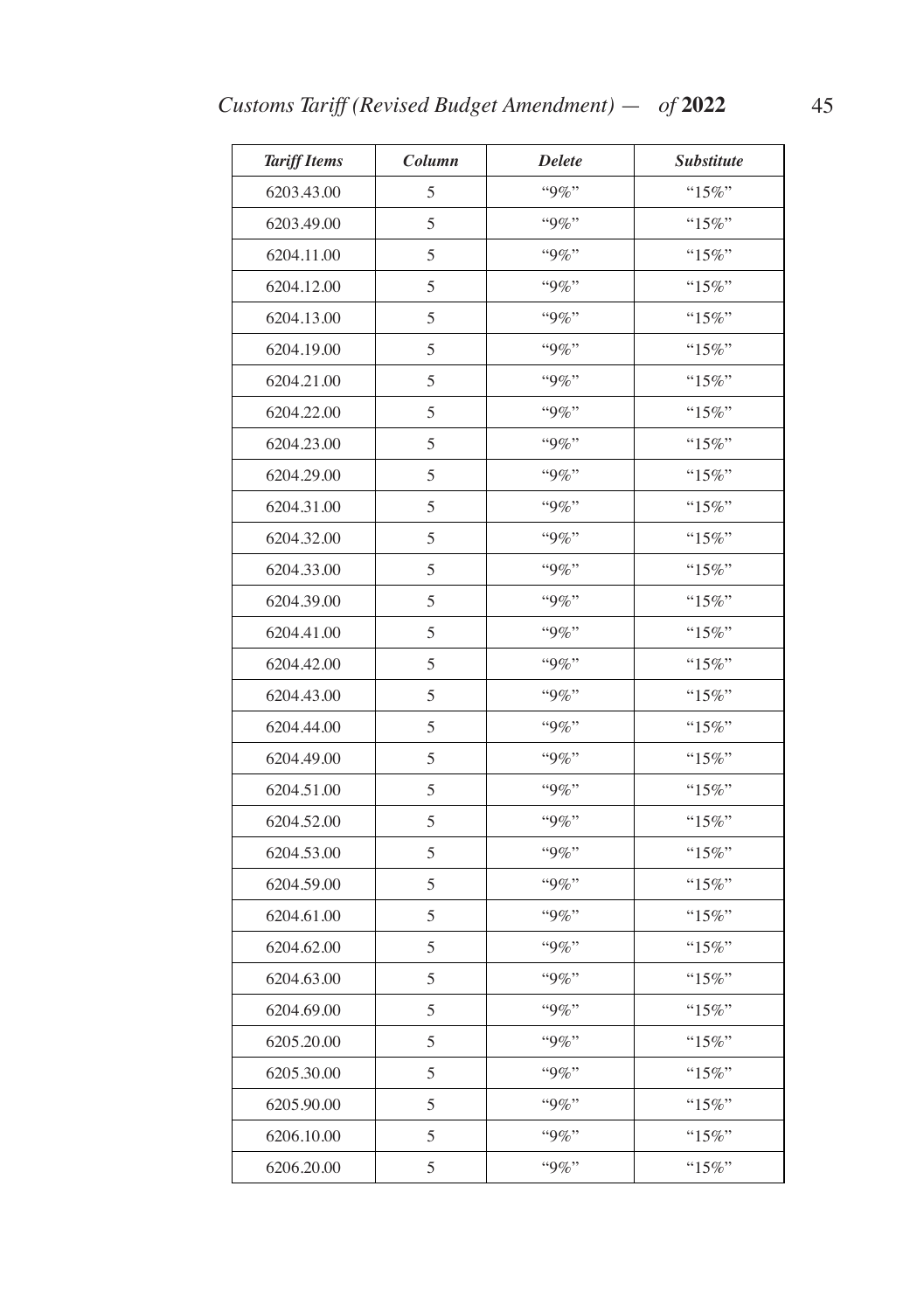| *Tariff Items* | *Column* | *Delete* | *Substitute* |
|---|---|---|---|
| 6203.43.00 | 5 | "9%" | "15%" |
| 6203.49.00 | 5 | "9%" | "15%" |
| 6204.11.00 | 5 | "9%" | "15%" |
| 6204.12.00 | 5 | "9%" | "15%" |
| 6204.13.00 | 5 | "9%" | "15%" |
| 6204.19.00 | 5 | "9%" | "15%" |
| 6204.21.00 | 5 | "9%" | "15%" |
| 6204.22.00 | 5 | "9%" | "15%" |
| 6204.23.00 | 5 | "9%" | "15%" |
| 6204.29.00 | 5 | "9%" | "15%" |
| 6204.31.00 | 5 | "9%" | "15%" |
| 6204.32.00 | 5 | "9%" | "15%" |
| 6204.33.00 | 5 | "9%" | "15%" |
| 6204.39.00 | 5 | "9%" | "15%" |
| 6204.41.00 | 5 | "9%" | "15%" |
| 6204.42.00 | 5 | "9%" | "15%" |
| 6204.43.00 | 5 | "9%" | "15%" |
| 6204.44.00 | 5 | "9%" | "15%" |
| 6204.49.00 | 5 | "9%" | "15%" |
| 6204.51.00 | 5 | "9%" | "15%" |
| 6204.52.00 | 5 | "9%" | "15%" |
| 6204.53.00 | 5 | "9%" | "15%" |
| 6204.59.00 | 5 | "9%" | "15%" |
| 6204.61.00 | 5 | "9%" | "15%" |
| 6204.62.00 | 5 | "9%" | "15%" |
| 6204.63.00 | 5 | "9%" | "15%" |
| 6204.69.00 | 5 | "9%" | "15%" |
| 6205.20.00 | 5 | "9%" | "15%" |
| 6205.30.00 | 5 | "9%" | "15%" |
| 6205.90.00 | 5 | "9%" | "15%" |
| 6206.10.00 | 5 | "9%" | "15%" |
| 6206.20.00 | 5 | "9%" | "15%" |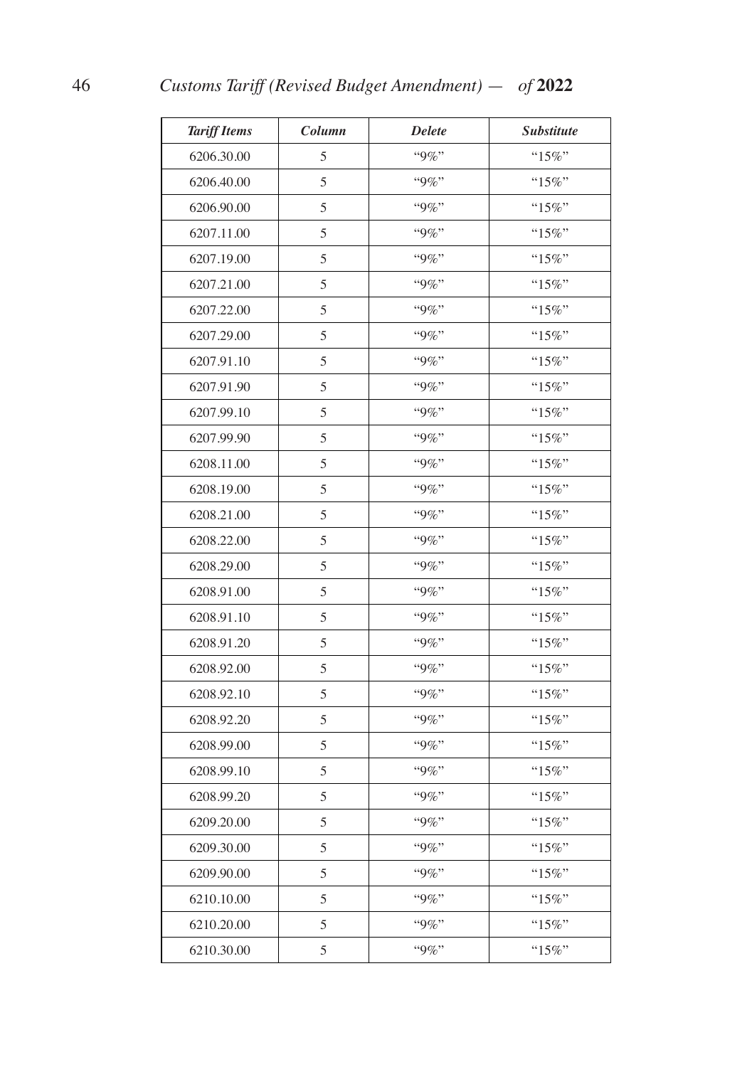| *Tariff Items* | *Column* | *Delete* | *Substitute* |
|---|---|---|---|
| 6206.30.00 | 5 | "9%" | "15%" |
| 6206.40.00 | 5 | "9%" | "15%" |
| 6206.90.00 | 5 | "9%" | "15%" |
| 6207.11.00 | 5 | "9%" | "15%" |
| 6207.19.00 | 5 | "9%" | "15%" |
| 6207.21.00 | 5 | "9%" | "15%" |
| 6207.22.00 | 5 | "9%" | "15%" |
| 6207.29.00 | 5 | "9%" | "15%" |
| 6207.91.10 | 5 | "9%" | "15%" |
| 6207.91.90 | 5 | "9%" | "15%" |
| 6207.99.10 | 5 | "9%" | "15%" |
| 6207.99.90 | 5 | "9%" | "15%" |
| 6208.11.00 | 5 | "9%" | "15%" |
| 6208.19.00 | 5 | "9%" | "15%" |
| 6208.21.00 | 5 | "9%" | "15%" |
| 6208.22.00 | 5 | "9%" | "15%" |
| 6208.29.00 | 5 | "9%" | "15%" |
| 6208.91.00 | 5 | "9%" | "15%" |
| 6208.91.10 | 5 | "9%" | "15%" |
| 6208.91.20 | 5 | "9%" | "15%" |
| 6208.92.00 | 5 | "9%" | "15%" |
| 6208.92.10 | 5 | "9%" | "15%" |
| 6208.92.20 | 5 | "9%" | "15%" |
| 6208.99.00 | 5 | "9%" | "15%" |
| 6208.99.10 | 5 | "9%" | "15%" |
| 6208.99.20 | 5 | "9%" | "15%" |
| 6209.20.00 | 5 | "9%" | "15%" |
| 6209.30.00 | 5 | "9%" | "15%" |
| 6209.90.00 | 5 | "9%" | "15%" |
| 6210.10.00 | 5 | "9%" | "15%" |
| 6210.20.00 | 5 | "9%" | "15%" |
| 6210.30.00 | 5 | "9%" | "15%" |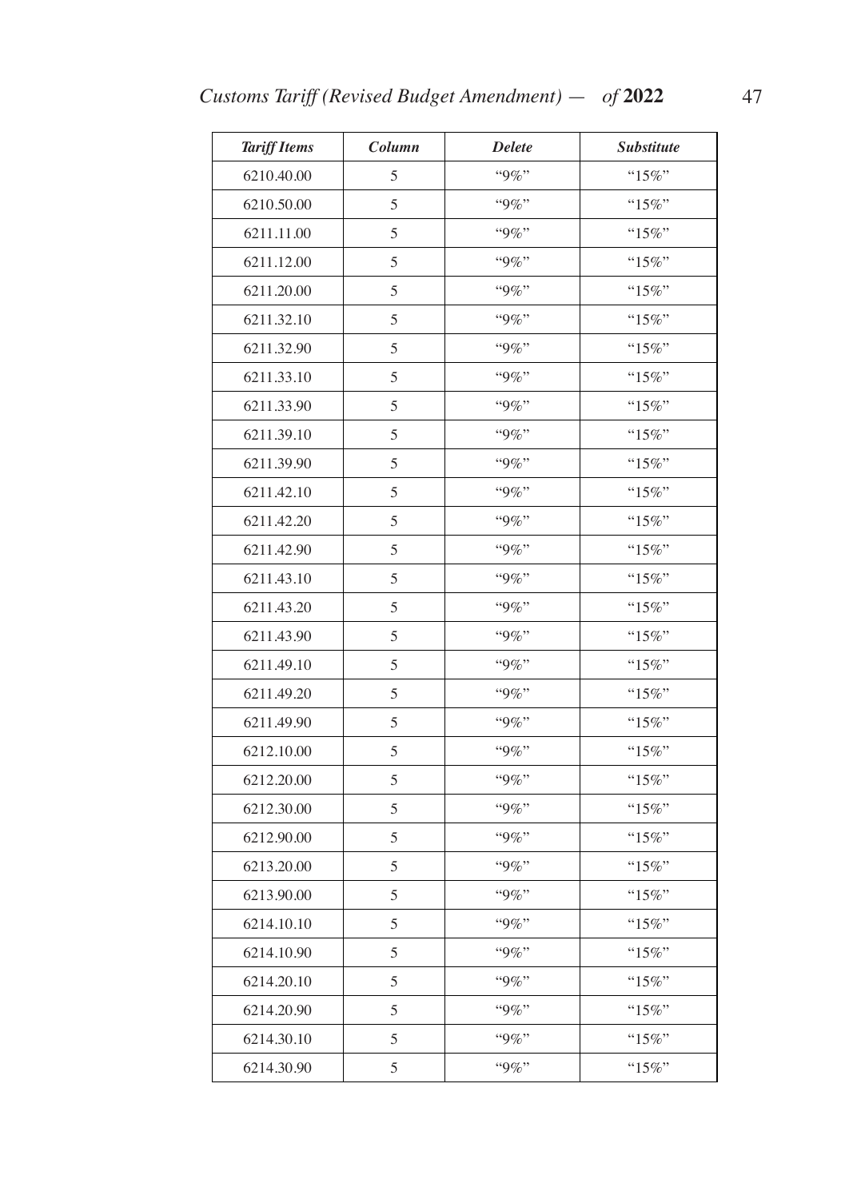| *Tariff Items* | *Column* | *Delete* | *Substitute* |
|---|---|---|---|
| 6210.40.00 | 5 | "9%" | "15%" |
| 6210.50.00 | 5 | "9%" | "15%" |
| 6211.11.00 | 5 | "9%" | "15%" |
| 6211.12.00 | 5 | "9%" | "15%" |
| 6211.20.00 | 5 | "9%" | "15%" |
| 6211.32.10 | 5 | "9%" | "15%" |
| 6211.32.90 | 5 | "9%" | "15%" |
| 6211.33.10 | 5 | "9%" | "15%" |
| 6211.33.90 | 5 | "9%" | "15%" |
| 6211.39.10 | 5 | "9%" | "15%" |
| 6211.39.90 | 5 | "9%" | "15%" |
| 6211.42.10 | 5 | "9%" | "15%" |
| 6211.42.20 | 5 | "9%" | "15%" |
| 6211.42.90 | 5 | "9%" | "15%" |
| 6211.43.10 | 5 | "9%" | "15%" |
| 6211.43.20 | 5 | "9%" | "15%" |
| 6211.43.90 | 5 | "9%" | "15%" |
| 6211.49.10 | 5 | "9%" | "15%" |
| 6211.49.20 | 5 | "9%" | "15%" |
| 6211.49.90 | 5 | "9%" | "15%" |
| 6212.10.00 | 5 | "9%" | "15%" |
| 6212.20.00 | 5 | "9%" | "15%" |
| 6212.30.00 | 5 | "9%" | "15%" |
| 6212.90.00 | 5 | "9%" | "15%" |
| 6213.20.00 | 5 | "9%" | "15%" |
| 6213.90.00 | 5 | "9%" | "15%" |
| 6214.10.10 | 5 | "9%" | "15%" |
| 6214.10.90 | 5 | "9%" | "15%" |
| 6214.20.10 | 5 | "9%" | "15%" |
| 6214.20.90 | 5 | "9%" | "15%" |
| 6214.30.10 | 5 | "9%" | "15%" |
| 6214.30.90 | 5 | "9%" | "15%" |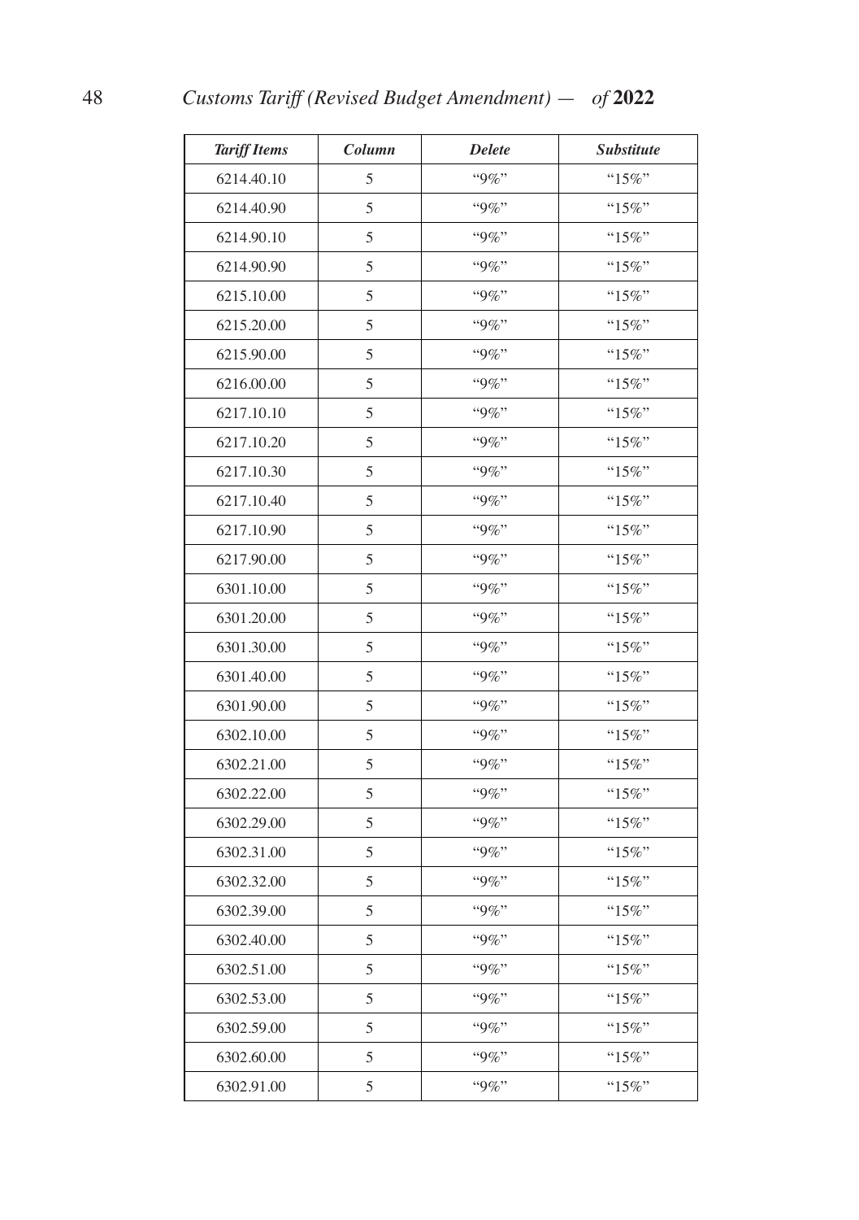| *Tariff Items* | *Column* | *Delete* | *Substitute* |
|---|---|---|---|
| 6214.40.10 | 5 | "9%" | "15%" |
| 6214.40.90 | 5 | "9%" | "15%" |
| 6214.90.10 | 5 | "9%" | "15%" |
| 6214.90.90 | 5 | "9%" | "15%" |
| 6215.10.00 | 5 | "9%" | "15%" |
| 6215.20.00 | 5 | "9%" | "15%" |
| 6215.90.00 | 5 | "9%" | "15%" |
| 6216.00.00 | 5 | "9%" | "15%" |
| 6217.10.10 | 5 | "9%" | "15%" |
| 6217.10.20 | 5 | "9%" | "15%" |
| 6217.10.30 | 5 | "9%" | "15%" |
| 6217.10.40 | 5 | "9%" | "15%" |
| 6217.10.90 | 5 | "9%" | "15%" |
| 6217.90.00 | 5 | "9%" | "15%" |
| 6301.10.00 | 5 | "9%" | "15%" |
| 6301.20.00 | 5 | "9%" | "15%" |
| 6301.30.00 | 5 | "9%" | "15%" |
| 6301.40.00 | 5 | "9%" | "15%" |
| 6301.90.00 | 5 | "9%" | "15%" |
| 6302.10.00 | 5 | "9%" | "15%" |
| 6302.21.00 | 5 | "9%" | "15%" |
| 6302.22.00 | 5 | "9%" | "15%" |
| 6302.29.00 | 5 | "9%" | "15%" |
| 6302.31.00 | 5 | "9%" | "15%" |
| 6302.32.00 | 5 | "9%" | "15%" |
| 6302.39.00 | 5 | "9%" | "15%" |
| 6302.40.00 | 5 | "9%" | "15%" |
| 6302.51.00 | 5 | "9%" | "15%" |
| 6302.53.00 | 5 | "9%" | "15%" |
| 6302.59.00 | 5 | "9%" | "15%" |
| 6302.60.00 | 5 | "9%" | "15%" |
| 6302.91.00 | 5 | "9%" | "15%" |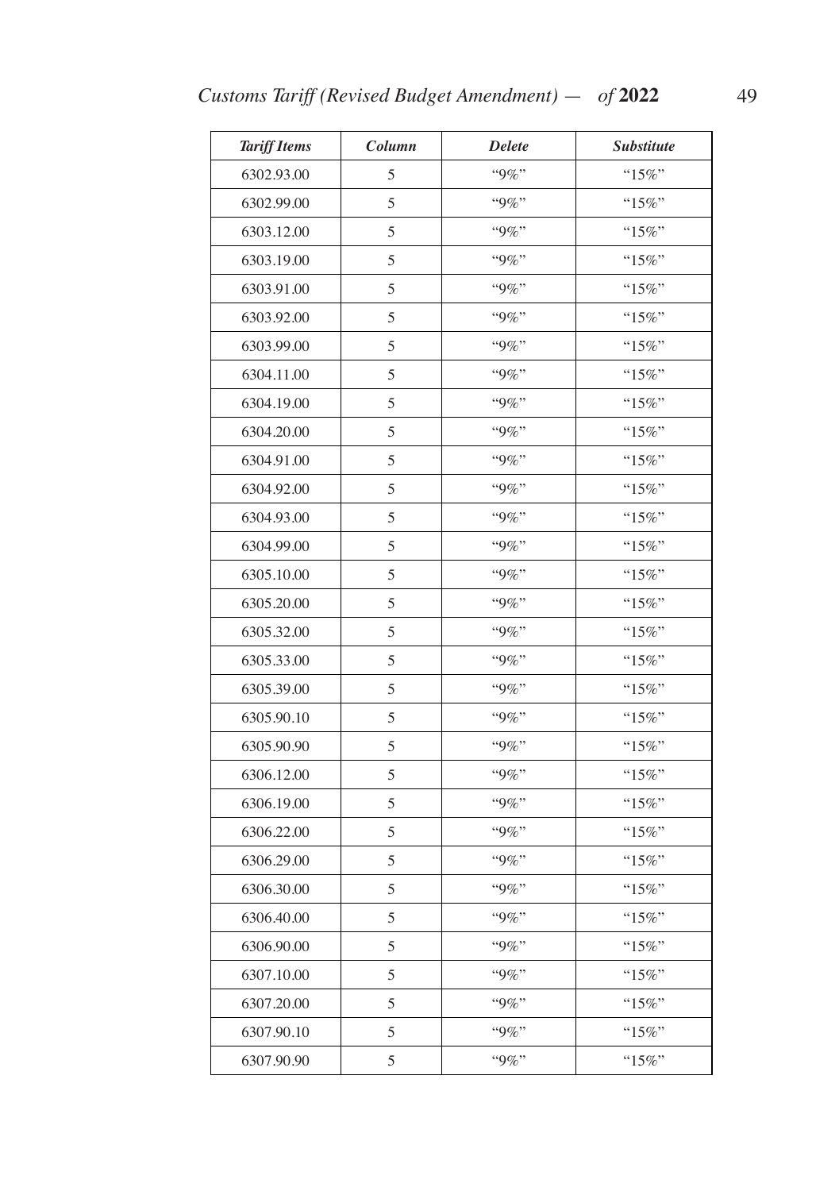| *Tariff Items* | *Column* | *Delete* | *Substitute* |
|---|---|---|---|
| 6302.93.00 | 5 | "9%" | "15%" |
| 6302.99.00 | 5 | "9%" | "15%" |
| 6303.12.00 | 5 | "9%" | "15%" |
| 6303.19.00 | 5 | "9%" | "15%" |
| 6303.91.00 | 5 | "9%" | "15%" |
| 6303.92.00 | 5 | "9%" | "15%" |
| 6303.99.00 | 5 | "9%" | "15%" |
| 6304.11.00 | 5 | "9%" | "15%" |
| 6304.19.00 | 5 | "9%" | "15%" |
| 6304.20.00 | 5 | "9%" | "15%" |
| 6304.91.00 | 5 | "9%" | "15%" |
| 6304.92.00 | 5 | "9%" | "15%" |
| 6304.93.00 | 5 | "9%" | "15%" |
| 6304.99.00 | 5 | "9%" | "15%" |
| 6305.10.00 | 5 | "9%" | "15%" |
| 6305.20.00 | 5 | "9%" | "15%" |
| 6305.32.00 | 5 | "9%" | "15%" |
| 6305.33.00 | 5 | "9%" | "15%" |
| 6305.39.00 | 5 | "9%" | "15%" |
| 6305.90.10 | 5 | "9%" | "15%" |
| 6305.90.90 | 5 | "9%" | "15%" |
| 6306.12.00 | 5 | "9%" | "15%" |
| 6306.19.00 | 5 | "9%" | "15%" |
| 6306.22.00 | 5 | "9%" | "15%" |
| 6306.29.00 | 5 | "9%" | "15%" |
| 6306.30.00 | 5 | "9%" | "15%" |
| 6306.40.00 | 5 | "9%" | "15%" |
| 6306.90.00 | 5 | "9%" | "15%" |
| 6307.10.00 | 5 | "9%" | "15%" |
| 6307.20.00 | 5 | "9%" | "15%" |
| 6307.90.10 | 5 | "9%" | "15%" |
| 6307.90.90 | 5 | "9%" | "15%" |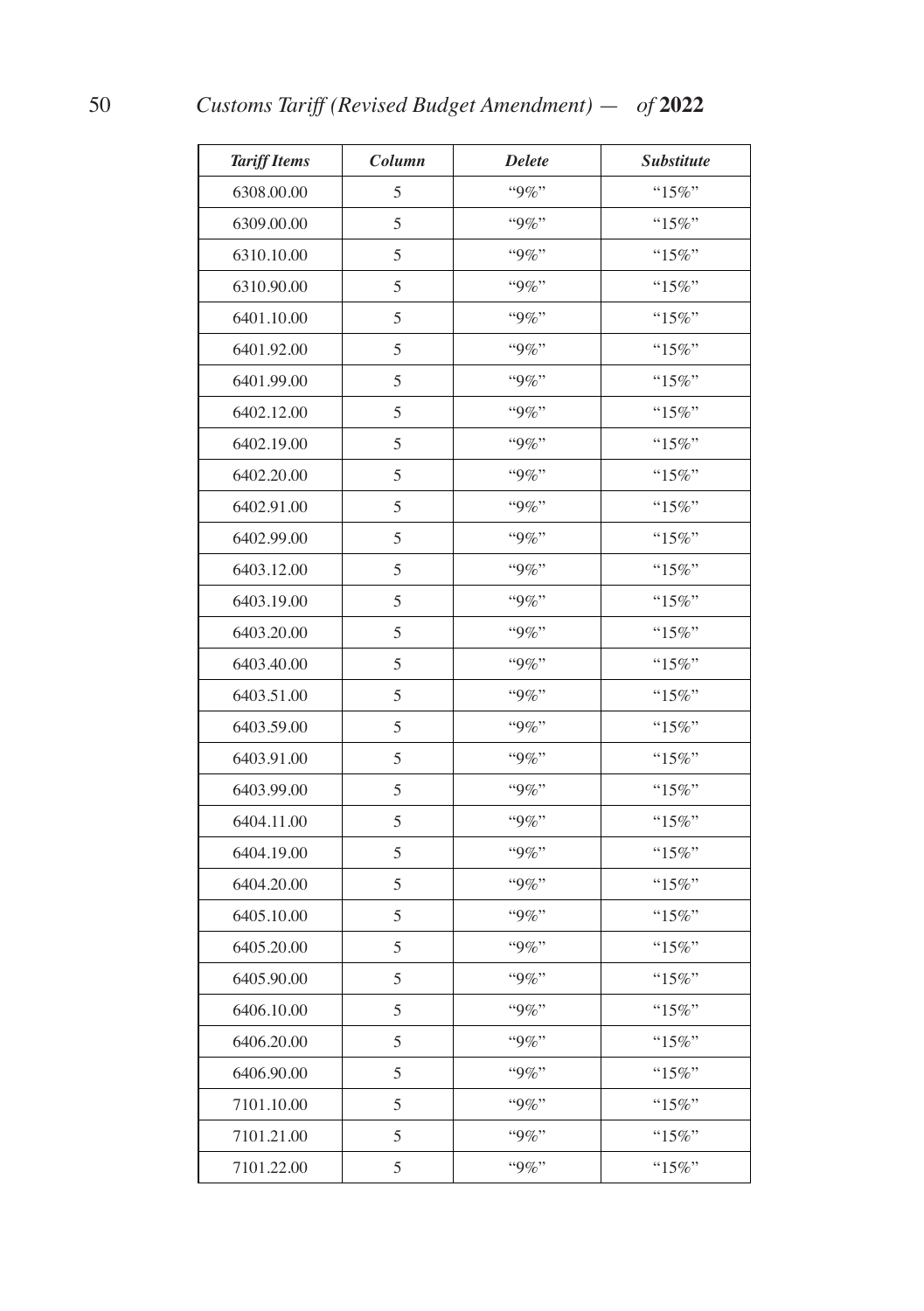| *Tariff Items* | *Column* | *Delete* | *Substitute* |
|---|---|---|---|
| 6308.00.00 | 5 | “9%” | “15%” |
| 6309.00.00 | 5 | “9%” | “15%” |
| 6310.10.00 | 5 | “9%” | “15%” |
| 6310.90.00 | 5 | “9%” | “15%” |
| 6401.10.00 | 5 | “9%” | “15%” |
| 6401.92.00 | 5 | “9%” | “15%” |
| 6401.99.00 | 5 | “9%” | “15%” |
| 6402.12.00 | 5 | “9%” | “15%” |
| 6402.19.00 | 5 | “9%” | “15%” |
| 6402.20.00 | 5 | “9%” | “15%” |
| 6402.91.00 | 5 | “9%” | “15%” |
| 6402.99.00 | 5 | “9%” | “15%” |
| 6403.12.00 | 5 | “9%” | “15%” |
| 6403.19.00 | 5 | “9%” | “15%” |
| 6403.20.00 | 5 | “9%” | “15%” |
| 6403.40.00 | 5 | “9%” | “15%” |
| 6403.51.00 | 5 | “9%” | “15%” |
| 6403.59.00 | 5 | “9%” | “15%” |
| 6403.91.00 | 5 | “9%” | “15%” |
| 6403.99.00 | 5 | “9%” | “15%” |
| 6404.11.00 | 5 | “9%” | “15%” |
| 6404.19.00 | 5 | “9%” | “15%” |
| 6404.20.00 | 5 | “9%” | “15%” |
| 6405.10.00 | 5 | “9%” | “15%” |
| 6405.20.00 | 5 | “9%” | “15%” |
| 6405.90.00 | 5 | “9%” | “15%” |
| 6406.10.00 | 5 | “9%” | “15%” |
| 6406.20.00 | 5 | “9%” | “15%” |
| 6406.90.00 | 5 | “9%” | “15%” |
| 7101.10.00 | 5 | “9%” | “15%” |
| 7101.21.00 | 5 | “9%” | “15%” |
| 7101.22.00 | 5 | “9%” | “15%” |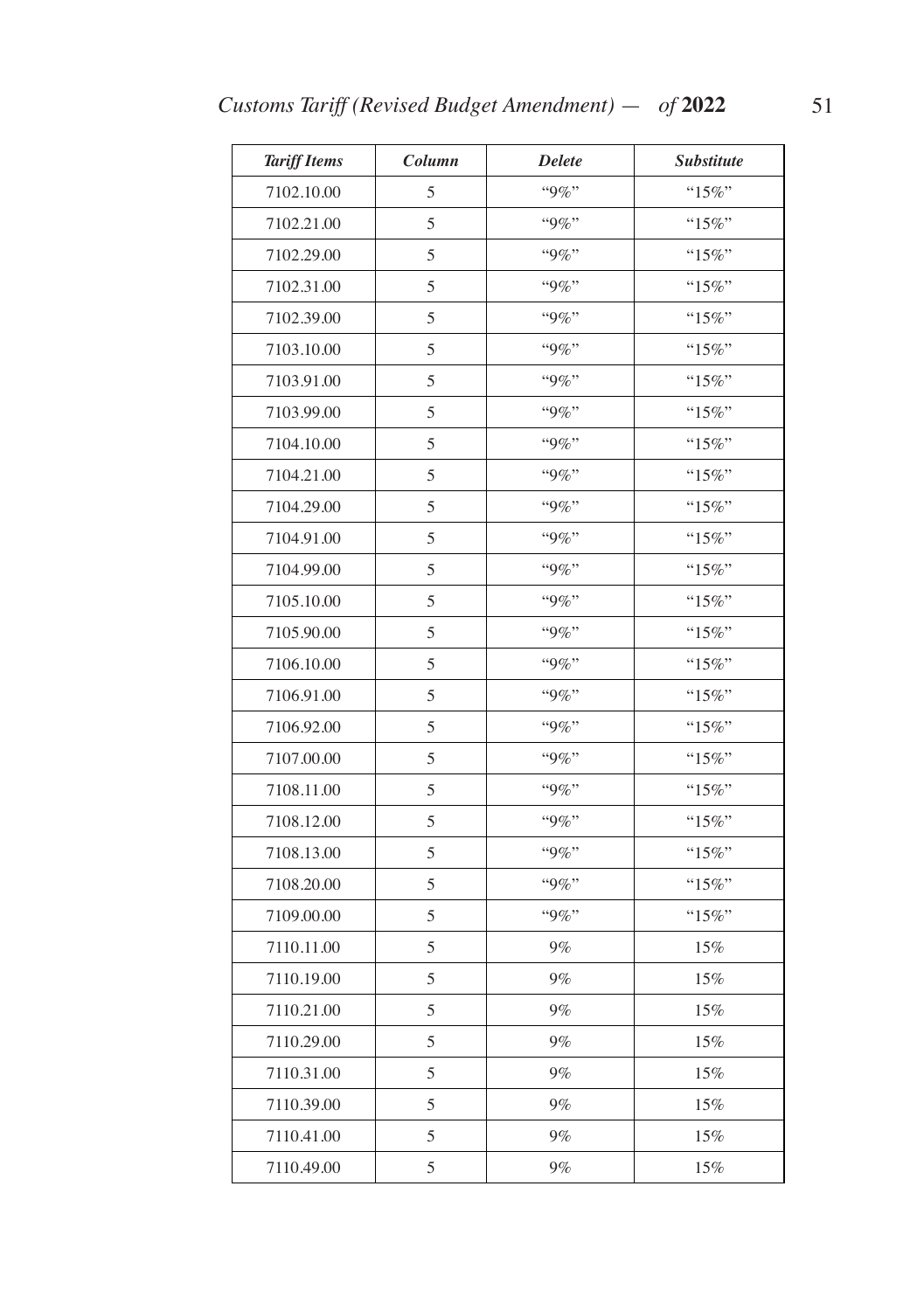| *Tariff Items* | *Column* | *Delete* | *Substitute* |
|---|---|---|---|
| 7102.10.00 | 5 | "9%" | "15%" |
| 7102.21.00 | 5 | "9%" | "15%" |
| 7102.29.00 | 5 | "9%" | "15%" |
| 7102.31.00 | 5 | "9%" | "15%" |
| 7102.39.00 | 5 | "9%" | "15%" |
| 7103.10.00 | 5 | "9%" | "15%" |
| 7103.91.00 | 5 | "9%" | "15%" |
| 7103.99.00 | 5 | "9%" | "15%" |
| 7104.10.00 | 5 | "9%" | "15%" |
| 7104.21.00 | 5 | "9%" | "15%" |
| 7104.29.00 | 5 | "9%" | "15%" |
| 7104.91.00 | 5 | "9%" | "15%" |
| 7104.99.00 | 5 | "9%" | "15%" |
| 7105.10.00 | 5 | "9%" | "15%" |
| 7105.90.00 | 5 | "9%" | "15%" |
| 7106.10.00 | 5 | "9%" | "15%" |
| 7106.91.00 | 5 | "9%" | "15%" |
| 7106.92.00 | 5 | "9%" | "15%" |
| 7107.00.00 | 5 | "9%" | "15%" |
| 7108.11.00 | 5 | "9%" | "15%" |
| 7108.12.00 | 5 | "9%" | "15%" |
| 7108.13.00 | 5 | "9%" | "15%" |
| 7108.20.00 | 5 | "9%" | "15%" |
| 7109.00.00 | 5 | "9%" | "15%" |
| 7110.11.00 | 5 | 9% | 15% |
| 7110.19.00 | 5 | 9% | 15% |
| 7110.21.00 | 5 | 9% | 15% |
| 7110.29.00 | 5 | 9% | 15% |
| 7110.31.00 | 5 | 9% | 15% |
| 7110.39.00 | 5 | 9% | 15% |
| 7110.41.00 | 5 | 9% | 15% |
| 7110.49.00 | 5 | 9% | 15% |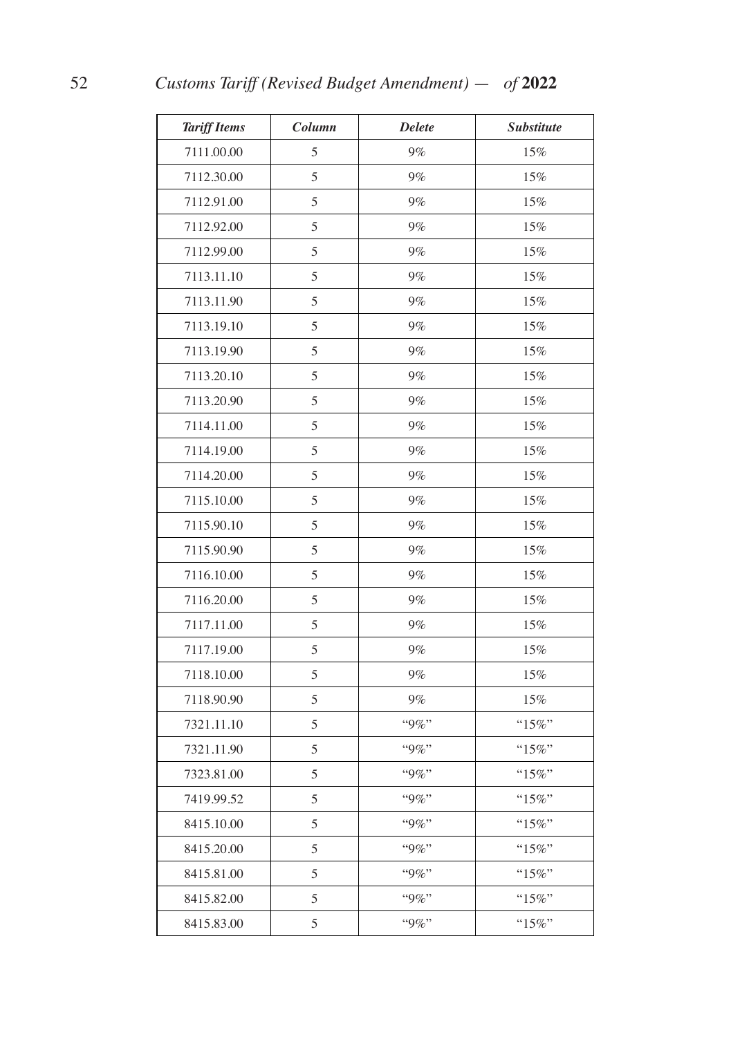| *Tariff Items* | *Column* | *Delete* | *Substitute* |
|---|---|---|---|
| 7111.00.00 | 5 | 9% | 15% |
| 7112.30.00 | 5 | 9% | 15% |
| 7112.91.00 | 5 | 9% | 15% |
| 7112.92.00 | 5 | 9% | 15% |
| 7112.99.00 | 5 | 9% | 15% |
| 7113.11.10 | 5 | 9% | 15% |
| 7113.11.90 | 5 | 9% | 15% |
| 7113.19.10 | 5 | 9% | 15% |
| 7113.19.90 | 5 | 9% | 15% |
| 7113.20.10 | 5 | 9% | 15% |
| 7113.20.90 | 5 | 9% | 15% |
| 7114.11.00 | 5 | 9% | 15% |
| 7114.19.00 | 5 | 9% | 15% |
| 7114.20.00 | 5 | 9% | 15% |
| 7115.10.00 | 5 | 9% | 15% |
| 7115.90.10 | 5 | 9% | 15% |
| 7115.90.90 | 5 | 9% | 15% |
| 7116.10.00 | 5 | 9% | 15% |
| 7116.20.00 | 5 | 9% | 15% |
| 7117.11.00 | 5 | 9% | 15% |
| 7117.19.00 | 5 | 9% | 15% |
| 7118.10.00 | 5 | 9% | 15% |
| 7118.90.90 | 5 | 9% | 15% |
| 7321.11.10 | 5 | "9%" | "15%" |
| 7321.11.90 | 5 | "9%" | "15%" |
| 7323.81.00 | 5 | "9%" | "15%" |
| 7419.99.52 | 5 | "9%" | "15%" |
| 8415.10.00 | 5 | "9%" | "15%" |
| 8415.20.00 | 5 | "9%" | "15%" |
| 8415.81.00 | 5 | "9%" | "15%" |
| 8415.82.00 | 5 | "9%" | "15%" |
| 8415.83.00 | 5 | "9%" | "15%" |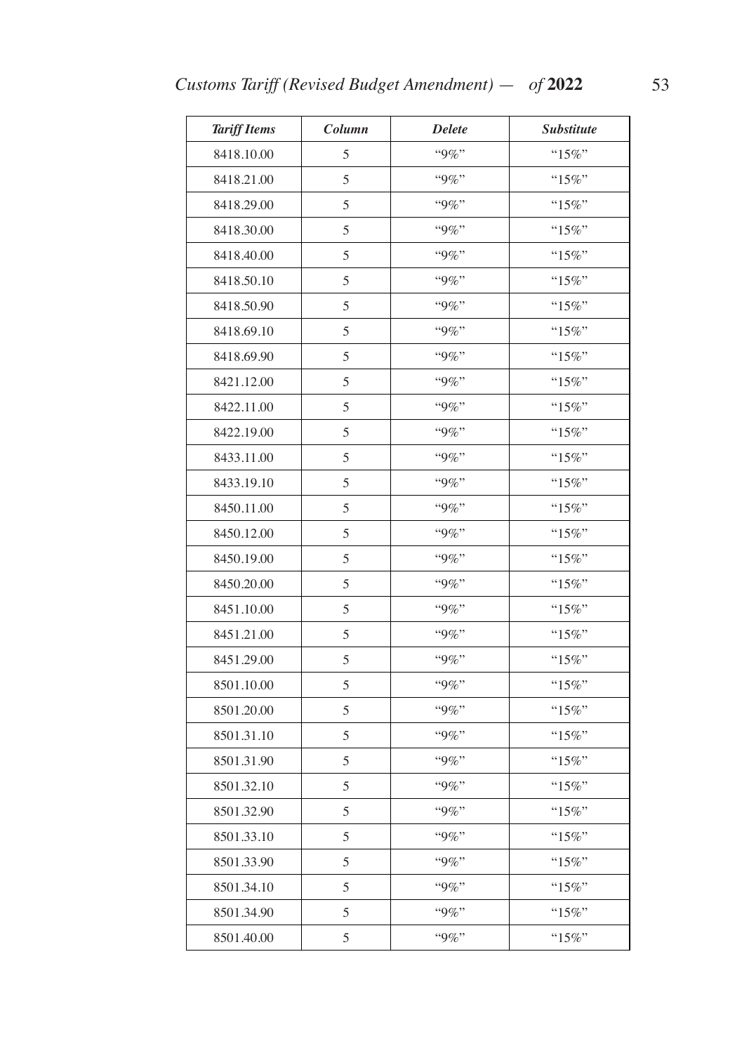| *Tariff Items* | *Column* | *Delete* | *Substitute* |
|---|---|---|---|
| 8418.10.00 | 5 | "9%" | "15%" |
| 8418.21.00 | 5 | "9%" | "15%" |
| 8418.29.00 | 5 | "9%" | "15%" |
| 8418.30.00 | 5 | "9%" | "15%" |
| 8418.40.00 | 5 | "9%" | "15%" |
| 8418.50.10 | 5 | "9%" | "15%" |
| 8418.50.90 | 5 | "9%" | "15%" |
| 8418.69.10 | 5 | "9%" | "15%" |
| 8418.69.90 | 5 | "9%" | "15%" |
| 8421.12.00 | 5 | "9%" | "15%" |
| 8422.11.00 | 5 | "9%" | "15%" |
| 8422.19.00 | 5 | "9%" | "15%" |
| 8433.11.00 | 5 | "9%" | "15%" |
| 8433.19.10 | 5 | "9%" | "15%" |
| 8450.11.00 | 5 | "9%" | "15%" |
| 8450.12.00 | 5 | "9%" | "15%" |
| 8450.19.00 | 5 | "9%" | "15%" |
| 8450.20.00 | 5 | "9%" | "15%" |
| 8451.10.00 | 5 | "9%" | "15%" |
| 8451.21.00 | 5 | "9%" | "15%" |
| 8451.29.00 | 5 | "9%" | "15%" |
| 8501.10.00 | 5 | "9%" | "15%" |
| 8501.20.00 | 5 | "9%" | "15%" |
| 8501.31.10 | 5 | "9%" | "15%" |
| 8501.31.90 | 5 | "9%" | "15%" |
| 8501.32.10 | 5 | "9%" | "15%" |
| 8501.32.90 | 5 | "9%" | "15%" |
| 8501.33.10 | 5 | "9%" | "15%" |
| 8501.33.90 | 5 | "9%" | "15%" |
| 8501.34.10 | 5 | "9%" | "15%" |
| 8501.34.90 | 5 | "9%" | "15%" |
| 8501.40.00 | 5 | "9%" | "15%" |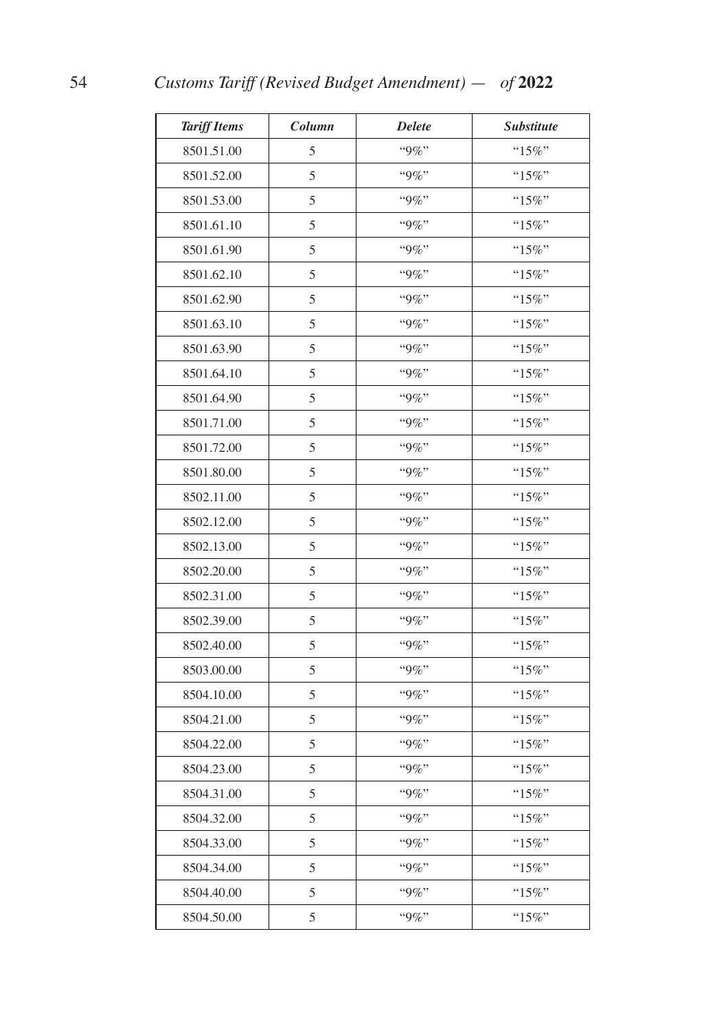| *Tariff Items* | *Column* | *Delete* | *Substitute* |
|---|---|---|---|
| 8501.51.00 | 5 | "9%" | "15%" |
| 8501.52.00 | 5 | "9%" | "15%" |
| 8501.53.00 | 5 | "9%" | "15%" |
| 8501.61.10 | 5 | "9%" | "15%" |
| 8501.61.90 | 5 | "9%" | "15%" |
| 8501.62.10 | 5 | "9%" | "15%" |
| 8501.62.90 | 5 | "9%" | "15%" |
| 8501.63.10 | 5 | "9%" | "15%" |
| 8501.63.90 | 5 | "9%" | "15%" |
| 8501.64.10 | 5 | "9%" | "15%" |
| 8501.64.90 | 5 | "9%" | "15%" |
| 8501.71.00 | 5 | "9%" | "15%" |
| 8501.72.00 | 5 | "9%" | "15%" |
| 8501.80.00 | 5 | "9%" | "15%" |
| 8502.11.00 | 5 | "9%" | "15%" |
| 8502.12.00 | 5 | "9%" | "15%" |
| 8502.13.00 | 5 | "9%" | "15%" |
| 8502.20.00 | 5 | "9%" | "15%" |
| 8502.31.00 | 5 | "9%" | "15%" |
| 8502.39.00 | 5 | "9%" | "15%" |
| 8502.40.00 | 5 | "9%" | "15%" |
| 8503.00.00 | 5 | "9%" | "15%" |
| 8504.10.00 | 5 | "9%" | "15%" |
| 8504.21.00 | 5 | "9%" | "15%" |
| 8504.22.00 | 5 | "9%" | "15%" |
| 8504.23.00 | 5 | "9%" | "15%" |
| 8504.31.00 | 5 | "9%" | "15%" |
| 8504.32.00 | 5 | "9%" | "15%" |
| 8504.33.00 | 5 | "9%" | "15%" |
| 8504.34.00 | 5 | "9%" | "15%" |
| 8504.40.00 | 5 | "9%" | "15%" |
| 8504.50.00 | 5 | "9%" | "15%" |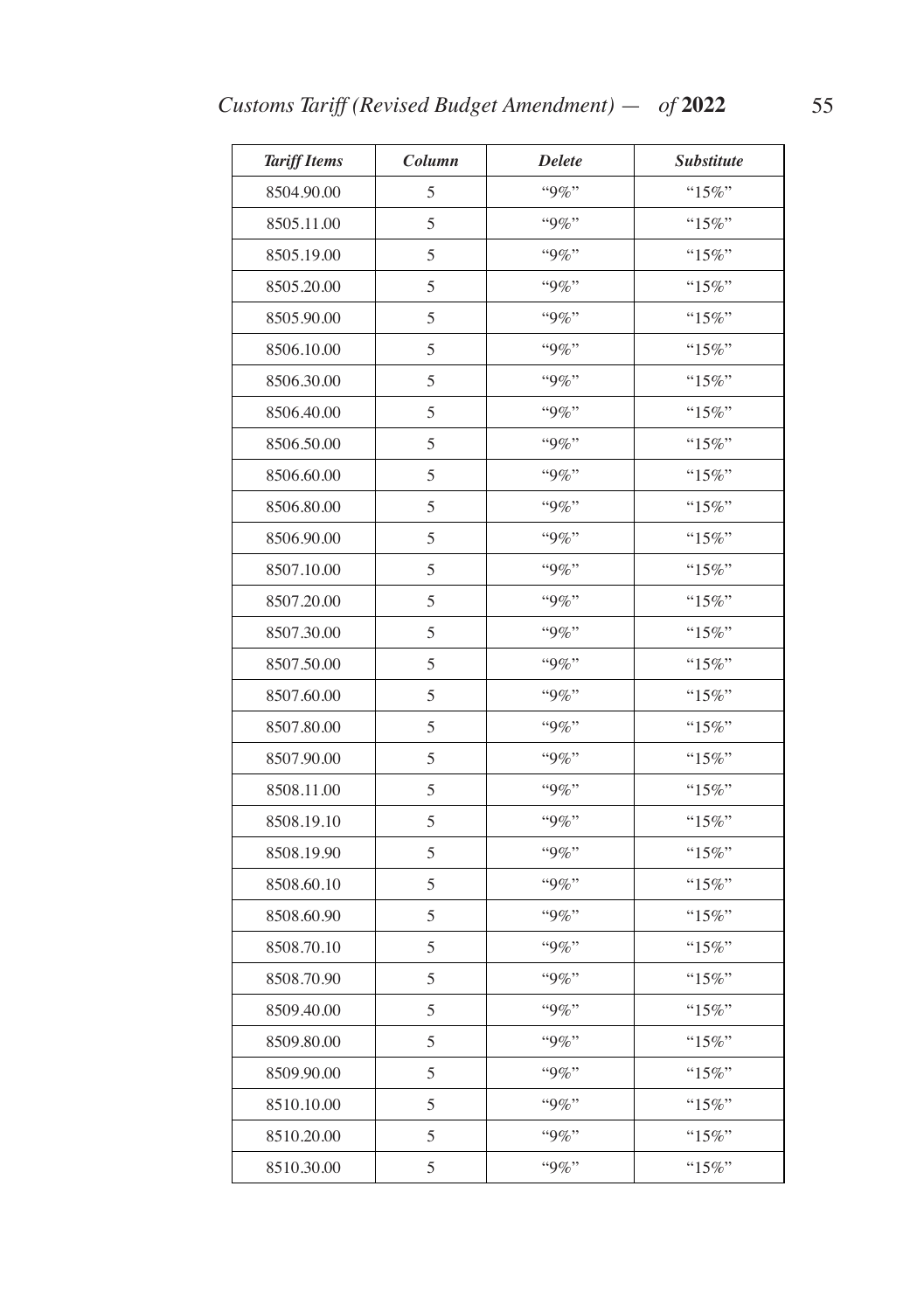| *Tariff Items* | *Column* | *Delete* | *Substitute* |
|---|---|---|---|
| 8504.90.00 | 5 | "9%" | "15%" |
| 8505.11.00 | 5 | "9%" | "15%" |
| 8505.19.00 | 5 | "9%" | "15%" |
| 8505.20.00 | 5 | "9%" | "15%" |
| 8505.90.00 | 5 | "9%" | "15%" |
| 8506.10.00 | 5 | "9%" | "15%" |
| 8506.30.00 | 5 | "9%" | "15%" |
| 8506.40.00 | 5 | "9%" | "15%" |
| 8506.50.00 | 5 | "9%" | "15%" |
| 8506.60.00 | 5 | "9%" | "15%" |
| 8506.80.00 | 5 | "9%" | "15%" |
| 8506.90.00 | 5 | "9%" | "15%" |
| 8507.10.00 | 5 | "9%" | "15%" |
| 8507.20.00 | 5 | "9%" | "15%" |
| 8507.30.00 | 5 | "9%" | "15%" |
| 8507.50.00 | 5 | "9%" | "15%" |
| 8507.60.00 | 5 | "9%" | "15%" |
| 8507.80.00 | 5 | "9%" | "15%" |
| 8507.90.00 | 5 | "9%" | "15%" |
| 8508.11.00 | 5 | "9%" | "15%" |
| 8508.19.10 | 5 | "9%" | "15%" |
| 8508.19.90 | 5 | "9%" | "15%" |
| 8508.60.10 | 5 | "9%" | "15%" |
| 8508.60.90 | 5 | "9%" | "15%" |
| 8508.70.10 | 5 | "9%" | "15%" |
| 8508.70.90 | 5 | "9%" | "15%" |
| 8509.40.00 | 5 | "9%" | "15%" |
| 8509.80.00 | 5 | "9%" | "15%" |
| 8509.90.00 | 5 | "9%" | "15%" |
| 8510.10.00 | 5 | "9%" | "15%" |
| 8510.20.00 | 5 | "9%" | "15%" |
| 8510.30.00 | 5 | "9%" | "15%" |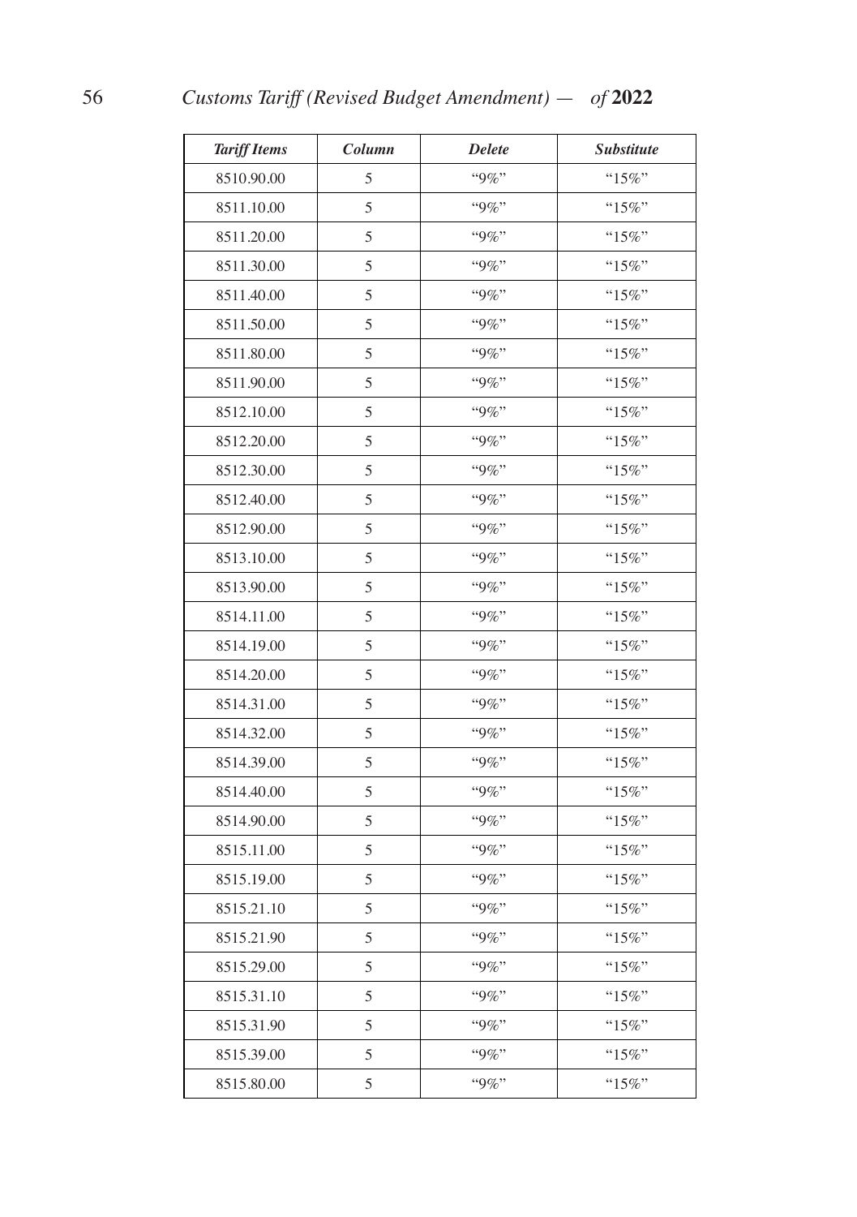| *Tariff Items* | *Column* | *Delete* | *Substitute* |
|---|---|---|---|
| 8510.90.00 | 5 | "9%" | "15%" |
| 8511.10.00 | 5 | "9%" | "15%" |
| 8511.20.00 | 5 | "9%" | "15%" |
| 8511.30.00 | 5 | "9%" | "15%" |
| 8511.40.00 | 5 | "9%" | "15%" |
| 8511.50.00 | 5 | "9%" | "15%" |
| 8511.80.00 | 5 | "9%" | "15%" |
| 8511.90.00 | 5 | "9%" | "15%" |
| 8512.10.00 | 5 | "9%" | "15%" |
| 8512.20.00 | 5 | "9%" | "15%" |
| 8512.30.00 | 5 | "9%" | "15%" |
| 8512.40.00 | 5 | "9%" | "15%" |
| 8512.90.00 | 5 | "9%" | "15%" |
| 8513.10.00 | 5 | "9%" | "15%" |
| 8513.90.00 | 5 | "9%" | "15%" |
| 8514.11.00 | 5 | "9%" | "15%" |
| 8514.19.00 | 5 | "9%" | "15%" |
| 8514.20.00 | 5 | "9%" | "15%" |
| 8514.31.00 | 5 | "9%" | "15%" |
| 8514.32.00 | 5 | "9%" | "15%" |
| 8514.39.00 | 5 | "9%" | "15%" |
| 8514.40.00 | 5 | "9%" | "15%" |
| 8514.90.00 | 5 | "9%" | "15%" |
| 8515.11.00 | 5 | "9%" | "15%" |
| 8515.19.00 | 5 | "9%" | "15%" |
| 8515.21.10 | 5 | "9%" | "15%" |
| 8515.21.90 | 5 | "9%" | "15%" |
| 8515.29.00 | 5 | "9%" | "15%" |
| 8515.31.10 | 5 | "9%" | "15%" |
| 8515.31.90 | 5 | "9%" | "15%" |
| 8515.39.00 | 5 | "9%" | "15%" |
| 8515.80.00 | 5 | "9%" | "15%" |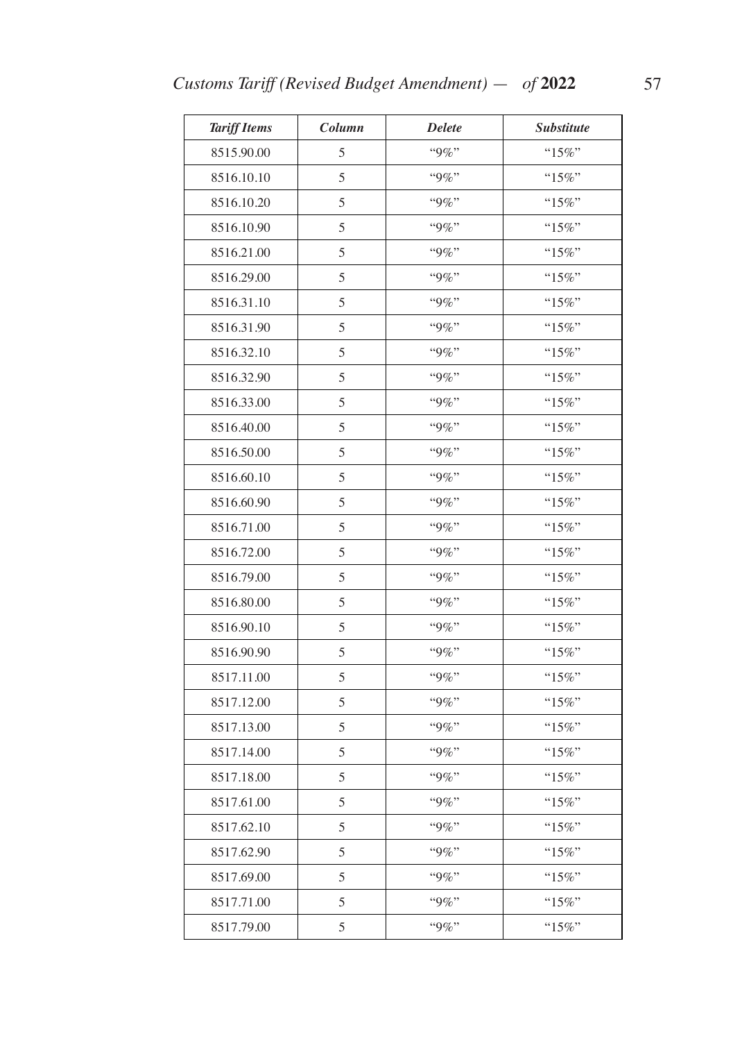| *Tariff Items* | *Column* | *Delete* | *Substitute* |
|---|---|---|---|
| 8515.90.00 | 5 | "9%" | "15%" |
| 8516.10.10 | 5 | "9%" | "15%" |
| 8516.10.20 | 5 | "9%" | "15%" |
| 8516.10.90 | 5 | "9%" | "15%" |
| 8516.21.00 | 5 | "9%" | "15%" |
| 8516.29.00 | 5 | "9%" | "15%" |
| 8516.31.10 | 5 | "9%" | "15%" |
| 8516.31.90 | 5 | "9%" | "15%" |
| 8516.32.10 | 5 | "9%" | "15%" |
| 8516.32.90 | 5 | "9%" | "15%" |
| 8516.33.00 | 5 | "9%" | "15%" |
| 8516.40.00 | 5 | "9%" | "15%" |
| 8516.50.00 | 5 | "9%" | "15%" |
| 8516.60.10 | 5 | "9%" | "15%" |
| 8516.60.90 | 5 | "9%" | "15%" |
| 8516.71.00 | 5 | "9%" | "15%" |
| 8516.72.00 | 5 | "9%" | "15%" |
| 8516.79.00 | 5 | "9%" | "15%" |
| 8516.80.00 | 5 | "9%" | "15%" |
| 8516.90.10 | 5 | "9%" | "15%" |
| 8516.90.90 | 5 | "9%" | "15%" |
| 8517.11.00 | 5 | "9%" | "15%" |
| 8517.12.00 | 5 | "9%" | "15%" |
| 8517.13.00 | 5 | "9%" | "15%" |
| 8517.14.00 | 5 | "9%" | "15%" |
| 8517.18.00 | 5 | "9%" | "15%" |
| 8517.61.00 | 5 | "9%" | "15%" |
| 8517.62.10 | 5 | "9%" | "15%" |
| 8517.62.90 | 5 | "9%" | "15%" |
| 8517.69.00 | 5 | "9%" | "15%" |
| 8517.71.00 | 5 | "9%" | "15%" |
| 8517.79.00 | 5 | "9%" | "15%" |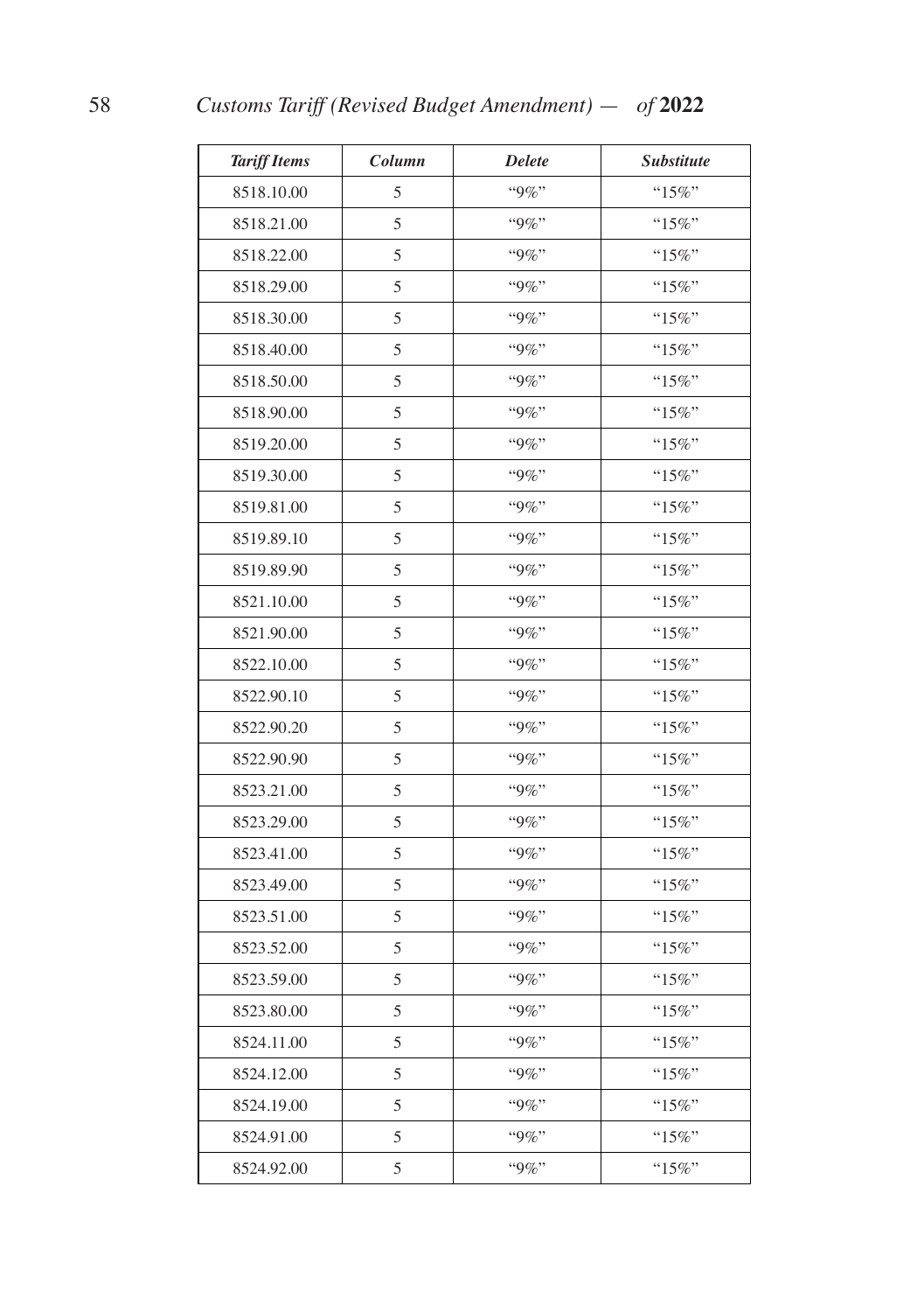| *Tariff Items* | *Column* | *Delete* | *Substitute* |
|---|---|---|---|
| 8518.10.00 | 5 | "9%" | "15%" |
| 8518.21.00 | 5 | "9%" | "15%" |
| 8518.22.00 | 5 | "9%" | "15%" |
| 8518.29.00 | 5 | "9%" | "15%" |
| 8518.30.00 | 5 | "9%" | "15%" |
| 8518.40.00 | 5 | "9%" | "15%" |
| 8518.50.00 | 5 | "9%" | "15%" |
| 8518.90.00 | 5 | "9%" | "15%" |
| 8519.20.00 | 5 | "9%" | "15%" |
| 8519.30.00 | 5 | "9%" | "15%" |
| 8519.81.00 | 5 | "9%" | "15%" |
| 8519.89.10 | 5 | "9%" | "15%" |
| 8519.89.90 | 5 | "9%" | "15%" |
| 8521.10.00 | 5 | "9%" | "15%" |
| 8521.90.00 | 5 | "9%" | "15%" |
| 8522.10.00 | 5 | "9%" | "15%" |
| 8522.90.10 | 5 | "9%" | "15%" |
| 8522.90.20 | 5 | "9%" | "15%" |
| 8522.90.90 | 5 | "9%" | "15%" |
| 8523.21.00 | 5 | "9%" | "15%" |
| 8523.29.00 | 5 | "9%" | "15%" |
| 8523.41.00 | 5 | "9%" | "15%" |
| 8523.49.00 | 5 | "9%" | "15%" |
| 8523.51.00 | 5 | "9%" | "15%" |
| 8523.52.00 | 5 | "9%" | "15%" |
| 8523.59.00 | 5 | "9%" | "15%" |
| 8523.80.00 | 5 | "9%" | "15%" |
| 8524.11.00 | 5 | "9%" | "15%" |
| 8524.12.00 | 5 | "9%" | "15%" |
| 8524.19.00 | 5 | "9%" | "15%" |
| 8524.91.00 | 5 | "9%" | "15%" |
| 8524.92.00 | 5 | "9%" | "15%" |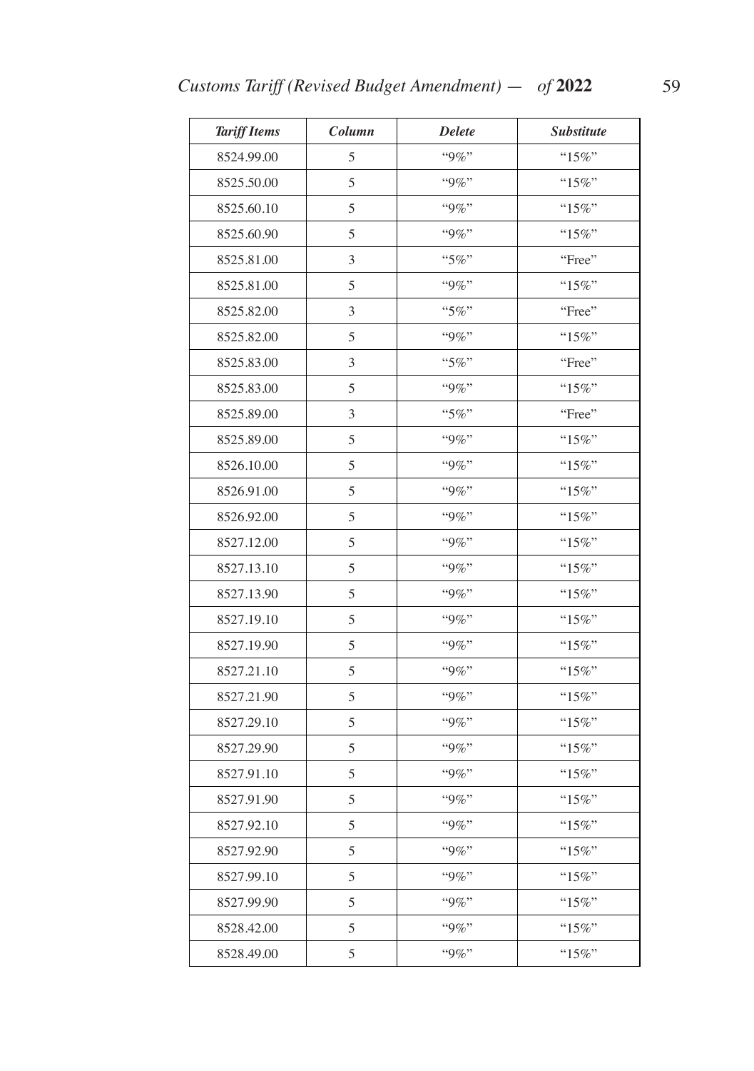| *Tariff Items* | *Column* | *Delete* | *Substitute* |
|---|---|---|---|
| 8524.99.00 | 5 | "9%" | "15%" |
| 8525.50.00 | 5 | "9%" | "15%" |
| 8525.60.10 | 5 | "9%" | "15%" |
| 8525.60.90 | 5 | "9%" | "15%" |
| 8525.81.00 | 3 | "5%" | "Free" |
| 8525.81.00 | 5 | "9%" | "15%" |
| 8525.82.00 | 3 | "5%" | "Free" |
| 8525.82.00 | 5 | "9%" | "15%" |
| 8525.83.00 | 3 | "5%" | "Free" |
| 8525.83.00 | 5 | "9%" | "15%" |
| 8525.89.00 | 3 | "5%" | "Free" |
| 8525.89.00 | 5 | "9%" | "15%" |
| 8526.10.00 | 5 | "9%" | "15%" |
| 8526.91.00 | 5 | "9%" | "15%" |
| 8526.92.00 | 5 | "9%" | "15%" |
| 8527.12.00 | 5 | "9%" | "15%" |
| 8527.13.10 | 5 | "9%" | "15%" |
| 8527.13.90 | 5 | "9%" | "15%" |
| 8527.19.10 | 5 | "9%" | "15%" |
| 8527.19.90 | 5 | "9%" | "15%" |
| 8527.21.10 | 5 | "9%" | "15%" |
| 8527.21.90 | 5 | "9%" | "15%" |
| 8527.29.10 | 5 | "9%" | "15%" |
| 8527.29.90 | 5 | "9%" | "15%" |
| 8527.91.10 | 5 | "9%" | "15%" |
| 8527.91.90 | 5 | "9%" | "15%" |
| 8527.92.10 | 5 | "9%" | "15%" |
| 8527.92.90 | 5 | "9%" | "15%" |
| 8527.99.10 | 5 | "9%" | "15%" |
| 8527.99.90 | 5 | "9%" | "15%" |
| 8528.42.00 | 5 | "9%" | "15%" |
| 8528.49.00 | 5 | "9%" | "15%" |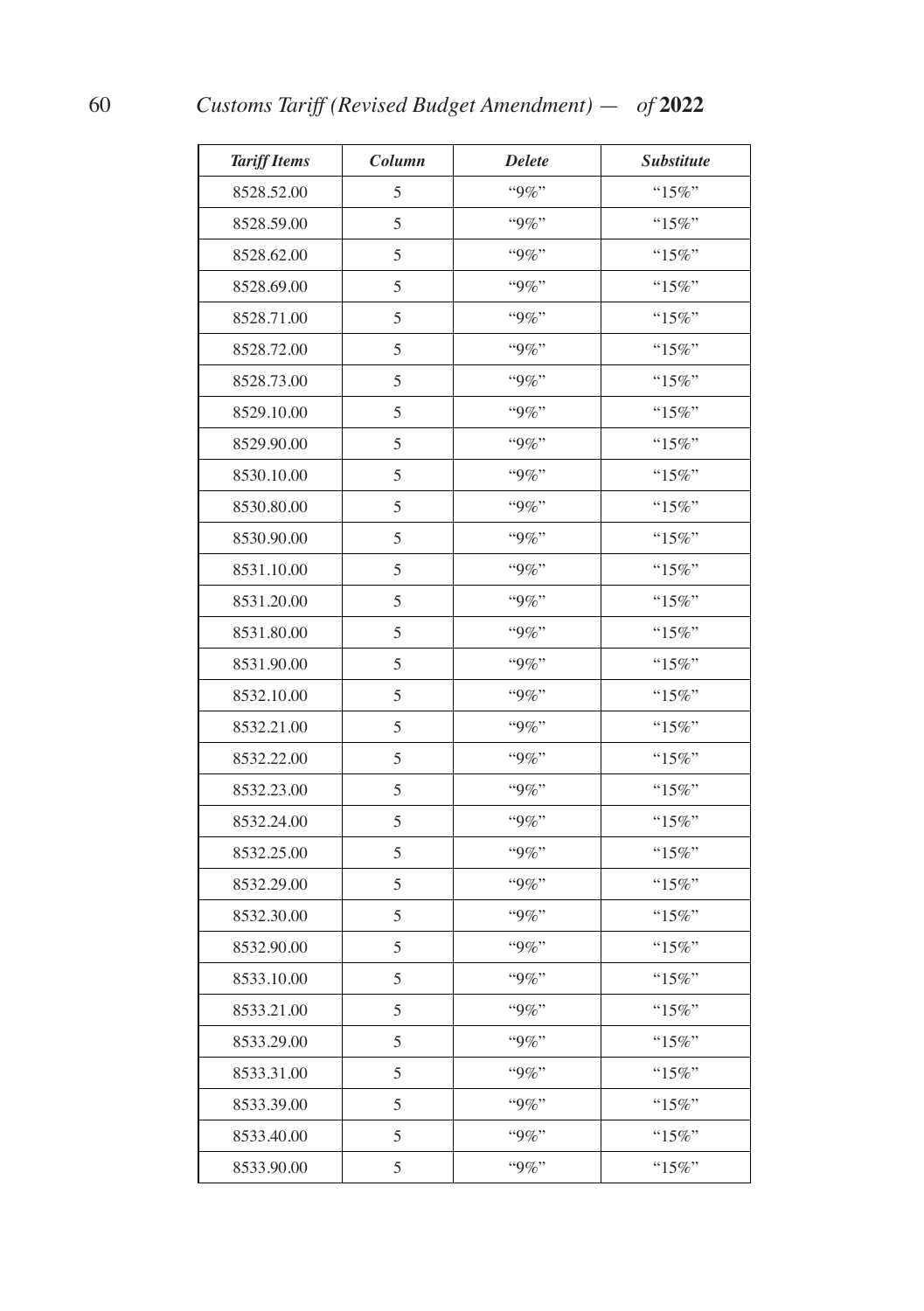| *Tariff Items* | *Column* | *Delete* | *Substitute* |
|---|---|---|---|
| 8528.52.00 | 5 | "9%" | "15%" |
| 8528.59.00 | 5 | "9%" | "15%" |
| 8528.62.00 | 5 | "9%" | "15%" |
| 8528.69.00 | 5 | "9%" | "15%" |
| 8528.71.00 | 5 | "9%" | "15%" |
| 8528.72.00 | 5 | "9%" | "15%" |
| 8528.73.00 | 5 | "9%" | "15%" |
| 8529.10.00 | 5 | "9%" | "15%" |
| 8529.90.00 | 5 | "9%" | "15%" |
| 8530.10.00 | 5 | "9%" | "15%" |
| 8530.80.00 | 5 | "9%" | "15%" |
| 8530.90.00 | 5 | "9%" | "15%" |
| 8531.10.00 | 5 | "9%" | "15%" |
| 8531.20.00 | 5 | "9%" | "15%" |
| 8531.80.00 | 5 | "9%" | "15%" |
| 8531.90.00 | 5 | "9%" | "15%" |
| 8532.10.00 | 5 | "9%" | "15%" |
| 8532.21.00 | 5 | "9%" | "15%" |
| 8532.22.00 | 5 | "9%" | "15%" |
| 8532.23.00 | 5 | "9%" | "15%" |
| 8532.24.00 | 5 | "9%" | "15%" |
| 8532.25.00 | 5 | "9%" | "15%" |
| 8532.29.00 | 5 | "9%" | "15%" |
| 8532.30.00 | 5 | "9%" | "15%" |
| 8532.90.00 | 5 | "9%" | "15%" |
| 8533.10.00 | 5 | "9%" | "15%" |
| 8533.21.00 | 5 | "9%" | "15%" |
| 8533.29.00 | 5 | "9%" | "15%" |
| 8533.31.00 | 5 | "9%" | "15%" |
| 8533.39.00 | 5 | "9%" | "15%" |
| 8533.40.00 | 5 | "9%" | "15%" |
| 8533.90.00 | 5 | "9%" | "15%" |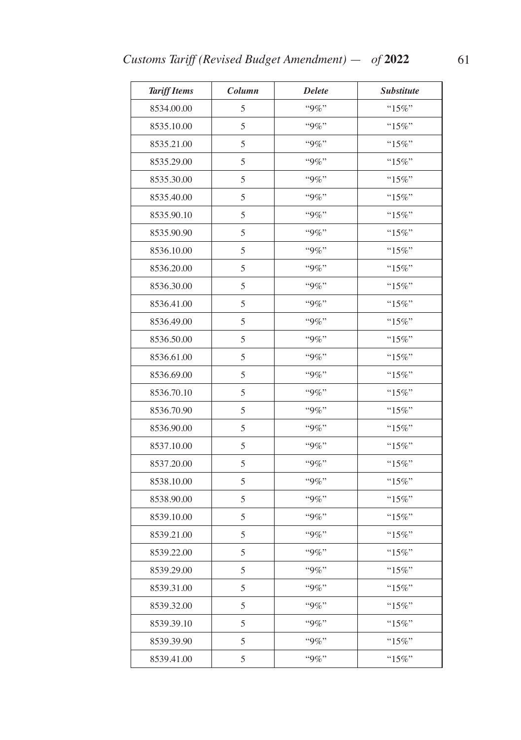| *Tariff Items* | *Column* | *Delete* | *Substitute* |
|---|---|---|---|
| 8534.00.00 | 5 | "9%" | "15%" |
| 8535.10.00 | 5 | "9%" | "15%" |
| 8535.21.00 | 5 | "9%" | "15%" |
| 8535.29.00 | 5 | "9%" | "15%" |
| 8535.30.00 | 5 | "9%" | "15%" |
| 8535.40.00 | 5 | "9%" | "15%" |
| 8535.90.10 | 5 | "9%" | "15%" |
| 8535.90.90 | 5 | "9%" | "15%" |
| 8536.10.00 | 5 | "9%" | "15%" |
| 8536.20.00 | 5 | "9%" | "15%" |
| 8536.30.00 | 5 | "9%" | "15%" |
| 8536.41.00 | 5 | "9%" | "15%" |
| 8536.49.00 | 5 | "9%" | "15%" |
| 8536.50.00 | 5 | "9%" | "15%" |
| 8536.61.00 | 5 | "9%" | "15%" |
| 8536.69.00 | 5 | "9%" | "15%" |
| 8536.70.10 | 5 | "9%" | "15%" |
| 8536.70.90 | 5 | "9%" | "15%" |
| 8536.90.00 | 5 | "9%" | "15%" |
| 8537.10.00 | 5 | "9%" | "15%" |
| 8537.20.00 | 5 | "9%" | "15%" |
| 8538.10.00 | 5 | "9%" | "15%" |
| 8538.90.00 | 5 | "9%" | "15%" |
| 8539.10.00 | 5 | "9%" | "15%" |
| 8539.21.00 | 5 | "9%" | "15%" |
| 8539.22.00 | 5 | "9%" | "15%" |
| 8539.29.00 | 5 | "9%" | "15%" |
| 8539.31.00 | 5 | "9%" | "15%" |
| 8539.32.00 | 5 | "9%" | "15%" |
| 8539.39.10 | 5 | "9%" | "15%" |
| 8539.39.90 | 5 | "9%" | "15%" |
| 8539.41.00 | 5 | "9%" | "15%" |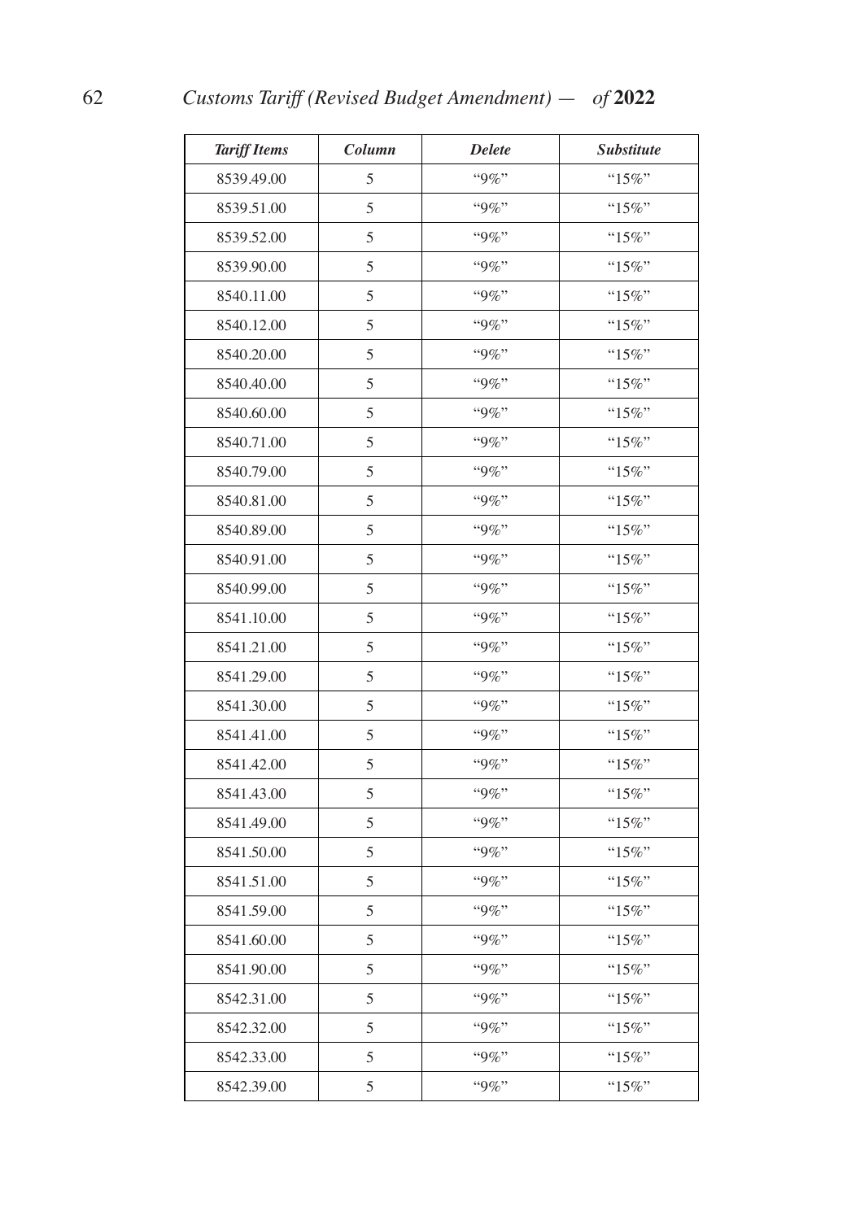| Tariff Items | Column | Delete | Substitute |
|---|---|---|---|
| 8539.49.00 | 5 | "9%" | "15%" |
| 8539.51.00 | 5 | "9%" | "15%" |
| 8539.52.00 | 5 | "9%" | "15%" |
| 8539.90.00 | 5 | "9%" | "15%" |
| 8540.11.00 | 5 | "9%" | "15%" |
| 8540.12.00 | 5 | "9%" | "15%" |
| 8540.20.00 | 5 | "9%" | "15%" |
| 8540.40.00 | 5 | "9%" | "15%" |
| 8540.60.00 | 5 | "9%" | "15%" |
| 8540.71.00 | 5 | "9%" | "15%" |
| 8540.79.00 | 5 | "9%" | "15%" |
| 8540.81.00 | 5 | "9%" | "15%" |
| 8540.89.00 | 5 | "9%" | "15%" |
| 8540.91.00 | 5 | "9%" | "15%" |
| 8540.99.00 | 5 | "9%" | "15%" |
| 8541.10.00 | 5 | "9%" | "15%" |
| 8541.21.00 | 5 | "9%" | "15%" |
| 8541.29.00 | 5 | "9%" | "15%" |
| 8541.30.00 | 5 | "9%" | "15%" |
| 8541.41.00 | 5 | "9%" | "15%" |
| 8541.42.00 | 5 | "9%" | "15%" |
| 8541.43.00 | 5 | "9%" | "15%" |
| 8541.49.00 | 5 | "9%" | "15%" |
| 8541.50.00 | 5 | "9%" | "15%" |
| 8541.51.00 | 5 | "9%" | "15%" |
| 8541.59.00 | 5 | "9%" | "15%" |
| 8541.60.00 | 5 | "9%" | "15%" |
| 8541.90.00 | 5 | "9%" | "15%" |
| 8542.31.00 | 5 | "9%" | "15%" |
| 8542.32.00 | 5 | "9%" | "15%" |
| 8542.33.00 | 5 | "9%" | "15%" |
| 8542.39.00 | 5 | "9%" | "15%" |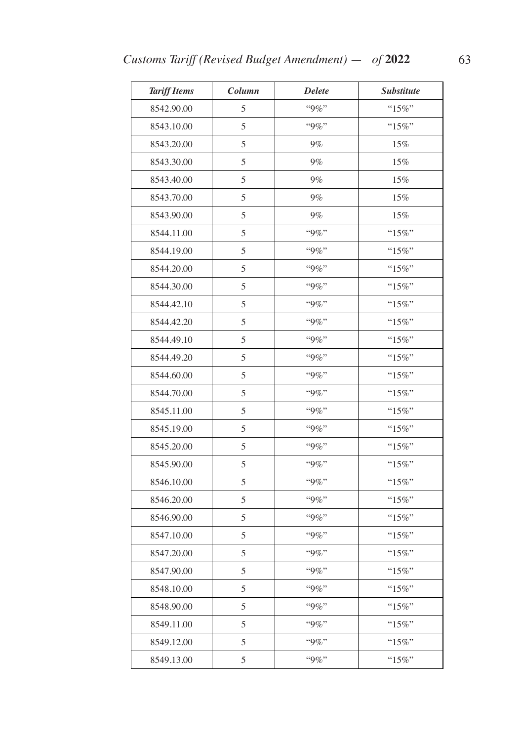| *Tariff Items* | *Column* | *Delete* | *Substitute* |
|---|---|---|---|
| 8542.90.00 | 5 | "9%" | "15%" |
| 8543.10.00 | 5 | "9%" | "15%" |
| 8543.20.00 | 5 | 9% | 15% |
| 8543.30.00 | 5 | 9% | 15% |
| 8543.40.00 | 5 | 9% | 15% |
| 8543.70.00 | 5 | 9% | 15% |
| 8543.90.00 | 5 | 9% | 15% |
| 8544.11.00 | 5 | "9%" | "15%" |
| 8544.19.00 | 5 | "9%" | "15%" |
| 8544.20.00 | 5 | "9%" | "15%" |
| 8544.30.00 | 5 | "9%" | "15%" |
| 8544.42.10 | 5 | "9%" | "15%" |
| 8544.42.20 | 5 | "9%" | "15%" |
| 8544.49.10 | 5 | "9%" | "15%" |
| 8544.49.20 | 5 | "9%" | "15%" |
| 8544.60.00 | 5 | "9%" | "15%" |
| 8544.70.00 | 5 | "9%" | "15%" |
| 8545.11.00 | 5 | "9%" | "15%" |
| 8545.19.00 | 5 | "9%" | "15%" |
| 8545.20.00 | 5 | "9%" | "15%" |
| 8545.90.00 | 5 | "9%" | "15%" |
| 8546.10.00 | 5 | "9%" | "15%" |
| 8546.20.00 | 5 | "9%" | "15%" |
| 8546.90.00 | 5 | "9%" | "15%" |
| 8547.10.00 | 5 | "9%" | "15%" |
| 8547.20.00 | 5 | "9%" | "15%" |
| 8547.90.00 | 5 | "9%" | "15%" |
| 8548.10.00 | 5 | "9%" | "15%" |
| 8548.90.00 | 5 | "9%" | "15%" |
| 8549.11.00 | 5 | "9%" | "15%" |
| 8549.12.00 | 5 | "9%" | "15%" |
| 8549.13.00 | 5 | "9%" | "15%" |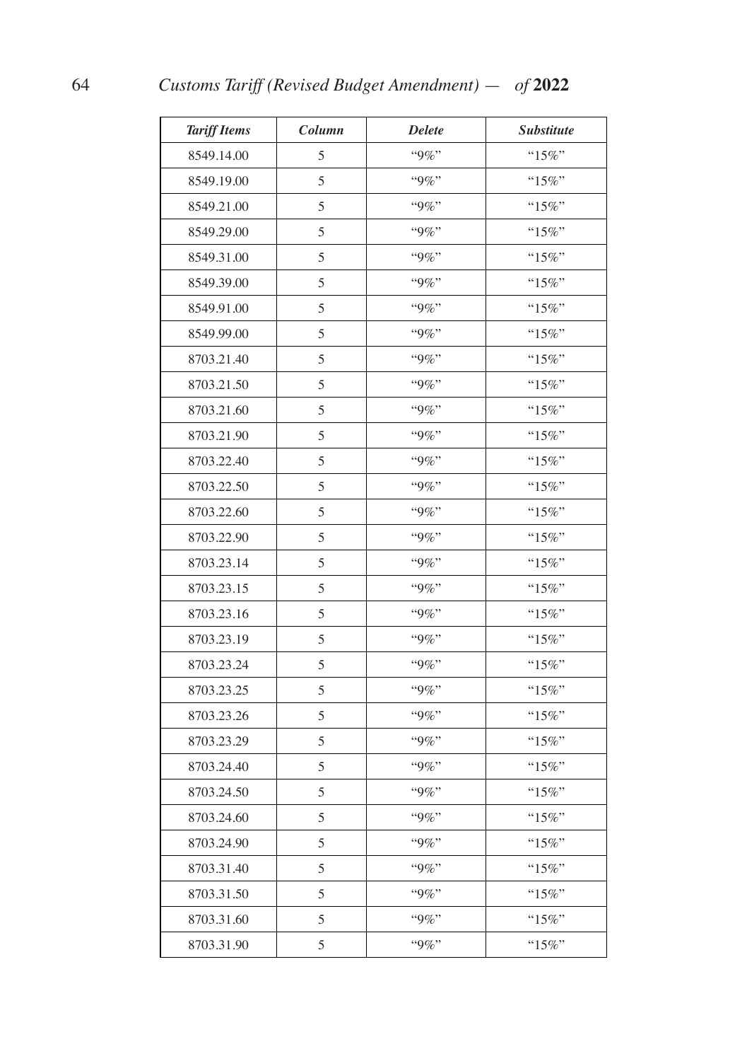| *Tariff Items* | *Column* | *Delete* | *Substitute* |
|---|---|---|---|
| 8549.14.00 | 5 | "9%" | "15%" |
| 8549.19.00 | 5 | "9%" | "15%" |
| 8549.21.00 | 5 | "9%" | "15%" |
| 8549.29.00 | 5 | "9%" | "15%" |
| 8549.31.00 | 5 | "9%" | "15%" |
| 8549.39.00 | 5 | "9%" | "15%" |
| 8549.91.00 | 5 | "9%" | "15%" |
| 8549.99.00 | 5 | "9%" | "15%" |
| 8703.21.40 | 5 | "9%" | "15%" |
| 8703.21.50 | 5 | "9%" | "15%" |
| 8703.21.60 | 5 | "9%" | "15%" |
| 8703.21.90 | 5 | "9%" | "15%" |
| 8703.22.40 | 5 | "9%" | "15%" |
| 8703.22.50 | 5 | "9%" | "15%" |
| 8703.22.60 | 5 | "9%" | "15%" |
| 8703.22.90 | 5 | "9%" | "15%" |
| 8703.23.14 | 5 | "9%" | "15%" |
| 8703.23.15 | 5 | "9%" | "15%" |
| 8703.23.16 | 5 | "9%" | "15%" |
| 8703.23.19 | 5 | "9%" | "15%" |
| 8703.23.24 | 5 | "9%" | "15%" |
| 8703.23.25 | 5 | "9%" | "15%" |
| 8703.23.26 | 5 | "9%" | "15%" |
| 8703.23.29 | 5 | "9%" | "15%" |
| 8703.24.40 | 5 | "9%" | "15%" |
| 8703.24.50 | 5 | "9%" | "15%" |
| 8703.24.60 | 5 | "9%" | "15%" |
| 8703.24.90 | 5 | "9%" | "15%" |
| 8703.31.40 | 5 | "9%" | "15%" |
| 8703.31.50 | 5 | "9%" | "15%" |
| 8703.31.60 | 5 | "9%" | "15%" |
| 8703.31.90 | 5 | "9%" | "15%" |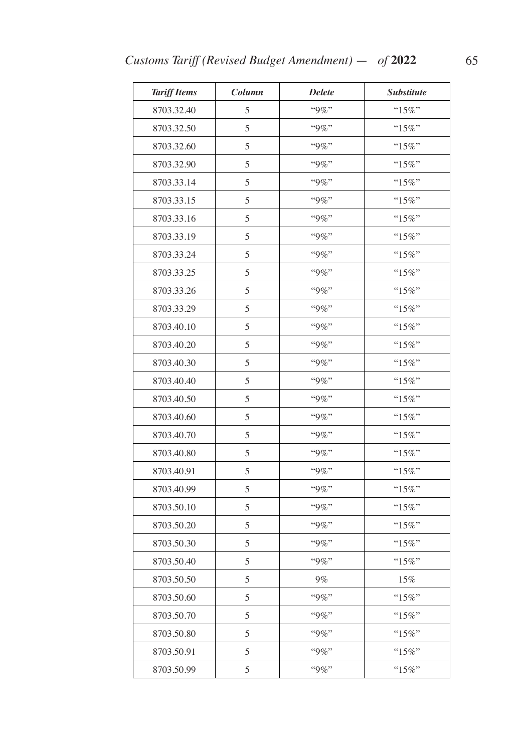| *Tariff Items* | *Column* | *Delete* | *Substitute* |
|---|---|---|---|
| 8703.32.40 | 5 | "9%" | "15%" |
| 8703.32.50 | 5 | "9%" | "15%" |
| 8703.32.60 | 5 | "9%" | "15%" |
| 8703.32.90 | 5 | "9%" | "15%" |
| 8703.33.14 | 5 | "9%" | "15%" |
| 8703.33.15 | 5 | "9%" | "15%" |
| 8703.33.16 | 5 | "9%" | "15%" |
| 8703.33.19 | 5 | "9%" | "15%" |
| 8703.33.24 | 5 | "9%" | "15%" |
| 8703.33.25 | 5 | "9%" | "15%" |
| 8703.33.26 | 5 | "9%" | "15%" |
| 8703.33.29 | 5 | "9%" | "15%" |
| 8703.40.10 | 5 | "9%" | "15%" |
| 8703.40.20 | 5 | "9%" | "15%" |
| 8703.40.30 | 5 | "9%" | "15%" |
| 8703.40.40 | 5 | "9%" | "15%" |
| 8703.40.50 | 5 | "9%" | "15%" |
| 8703.40.60 | 5 | "9%" | "15%" |
| 8703.40.70 | 5 | "9%" | "15%" |
| 8703.40.80 | 5 | "9%" | "15%" |
| 8703.40.91 | 5 | "9%" | "15%" |
| 8703.40.99 | 5 | "9%" | "15%" |
| 8703.50.10 | 5 | "9%" | "15%" |
| 8703.50.20 | 5 | "9%" | "15%" |
| 8703.50.30 | 5 | "9%" | "15%" |
| 8703.50.40 | 5 | "9%" | "15%" |
| 8703.50.50 | 5 | 9% | 15% |
| 8703.50.60 | 5 | "9%" | "15%" |
| 8703.50.70 | 5 | "9%" | "15%" |
| 8703.50.80 | 5 | "9%" | "15%" |
| 8703.50.91 | 5 | "9%" | "15%" |
| 8703.50.99 | 5 | "9%" | "15%" |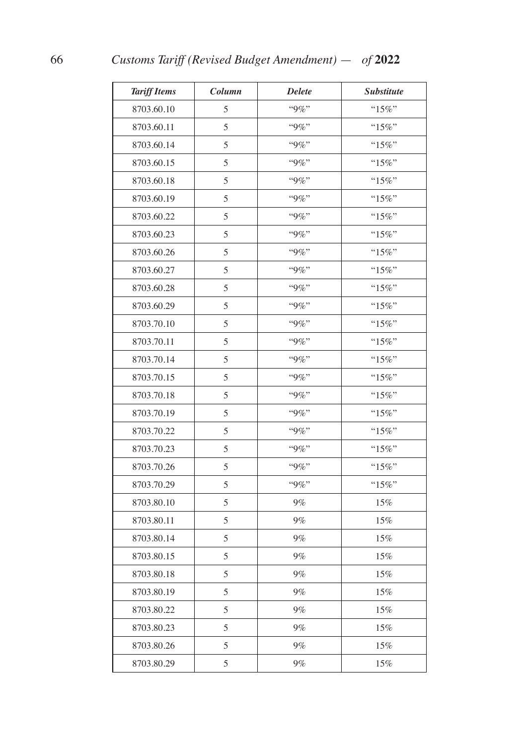| *Tariff Items* | *Column* | *Delete* | *Substitute* |
|---|---|---|---|
| 8703.60.10 | 5 | "9%" | "15%" |
| 8703.60.11 | 5 | "9%" | "15%" |
| 8703.60.14 | 5 | "9%" | "15%" |
| 8703.60.15 | 5 | "9%" | "15%" |
| 8703.60.18 | 5 | "9%" | "15%" |
| 8703.60.19 | 5 | "9%" | "15%" |
| 8703.60.22 | 5 | "9%" | "15%" |
| 8703.60.23 | 5 | "9%" | "15%" |
| 8703.60.26 | 5 | "9%" | "15%" |
| 8703.60.27 | 5 | "9%" | "15%" |
| 8703.60.28 | 5 | "9%" | "15%" |
| 8703.60.29 | 5 | "9%" | "15%" |
| 8703.70.10 | 5 | "9%" | "15%" |
| 8703.70.11 | 5 | "9%" | "15%" |
| 8703.70.14 | 5 | "9%" | "15%" |
| 8703.70.15 | 5 | "9%" | "15%" |
| 8703.70.18 | 5 | "9%" | "15%" |
| 8703.70.19 | 5 | "9%" | "15%" |
| 8703.70.22 | 5 | "9%" | "15%" |
| 8703.70.23 | 5 | "9%" | "15%" |
| 8703.70.26 | 5 | "9%" | "15%" |
| 8703.70.29 | 5 | "9%" | "15%" |
| 8703.80.10 | 5 | 9% | 15% |
| 8703.80.11 | 5 | 9% | 15% |
| 8703.80.14 | 5 | 9% | 15% |
| 8703.80.15 | 5 | 9% | 15% |
| 8703.80.18 | 5 | 9% | 15% |
| 8703.80.19 | 5 | 9% | 15% |
| 8703.80.22 | 5 | 9% | 15% |
| 8703.80.23 | 5 | 9% | 15% |
| 8703.80.26 | 5 | 9% | 15% |
| 8703.80.29 | 5 | 9% | 15% |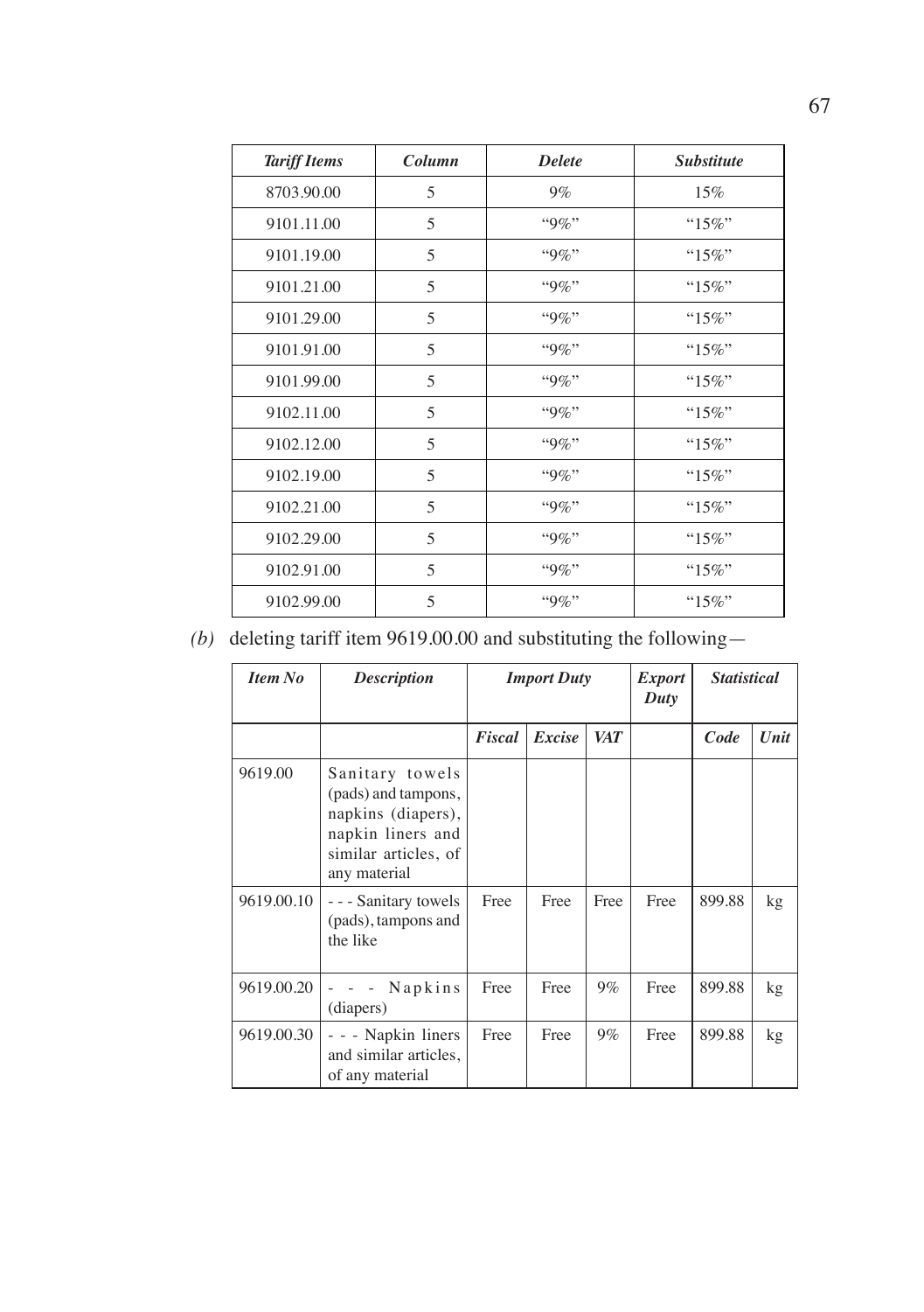| *Tariff Items* | *Column* | *Delete* | *Substitute* |
|---|---|---|---|
| 8703.90.00 | 5 | 9% | 15% |
| 9101.11.00 | 5 | "9%" | "15%" |
| 9101.19.00 | 5 | "9%" | "15%" |
| 9101.21.00 | 5 | "9%" | "15%" |
| 9101.29.00 | 5 | "9%" | "15%" |
| 9101.91.00 | 5 | "9%" | "15%" |
| 9101.99.00 | 5 | "9%" | "15%" |
| 9102.11.00 | 5 | "9%" | "15%" |
| 9102.12.00 | 5 | "9%" | "15%" |
| 9102.19.00 | 5 | "9%" | "15%" |
| 9102.21.00 | 5 | "9%" | "15%" |
| 9102.29.00 | 5 | "9%" | "15%" |
| 9102.91.00 | 5 | "9%" | "15%" |
| 9102.99.00 | 5 | "9%" | "15%" |

*(b)* deleting tariff item 9619.00.00 and substituting the following—

| *Item No* | *Description* | *Import Duty* | | | *Export Duty* | *Statistical* | |
|---|---|---|---|---|---|---|---|
| | | *Fiscal* | *Excise* | *VAT* | | *Code* | *Unit* |
| 9619.00 | Sanitary towels (pads) and tampons, napkins (diapers), napkin liners and similar articles, of any material | | | | | | |
| 9619.00.10 | - - - Sanitary towels (pads), tampons and the like | Free | Free | Free | Free | 899.88 | kg |
| 9619.00.20 | - - - Napkins (diapers) | Free | Free | 9% | Free | 899.88 | kg |
| 9619.00.30 | - - - Napkin liners and similar articles, of any material | Free | Free | 9% | Free | 899.88 | kg |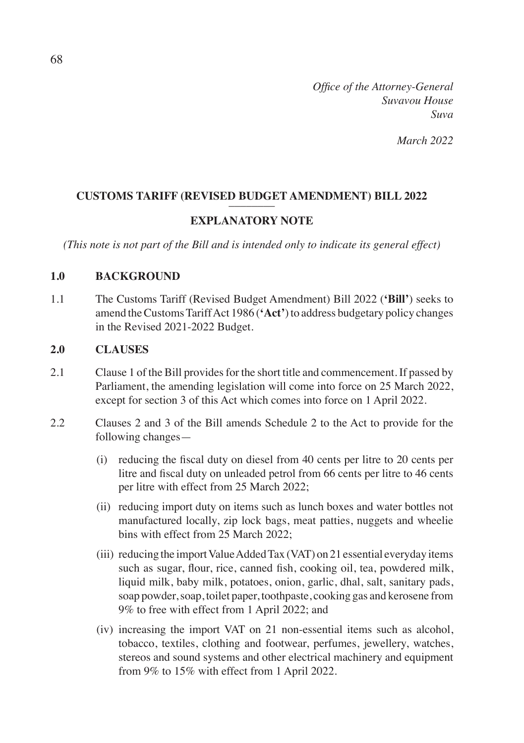*Office of the Attorney-General*
*Suvavou House*
*Suva*

*March 2022*

## CUSTOMS TARIFF (REVISED BUDGET AMENDMENT) BILL 2022

## EXPLANATORY NOTE

*(This note is not part of the Bill and is intended only to indicate its general effect)*

### 1.0 BACKGROUND

1.1 The Customs Tariff (Revised Budget Amendment) Bill 2022 (**'Bill'**) seeks to amend the Customs Tariff Act 1986 (**'Act'**) to address budgetary policy changes in the Revised 2021-2022 Budget.

### 2.0 CLAUSES

2.1 Clause 1 of the Bill provides for the short title and commencement. If passed by Parliament, the amending legislation will come into force on 25 March 2022, except for section 3 of this Act which comes into force on 1 April 2022.

2.2 Clauses 2 and 3 of the Bill amends Schedule 2 to the Act to provide for the following changes—

(i) reducing the fiscal duty on diesel from 40 cents per litre to 20 cents per litre and fiscal duty on unleaded petrol from 66 cents per litre to 46 cents per litre with effect from 25 March 2022;

(ii) reducing import duty on items such as lunch boxes and water bottles not manufactured locally, zip lock bags, meat patties, nuggets and wheelie bins with effect from 25 March 2022;

(iii) reducing the import Value Added Tax (VAT) on 21 essential everyday items such as sugar, flour, rice, canned fish, cooking oil, tea, powdered milk, liquid milk, baby milk, potatoes, onion, garlic, dhal, salt, sanitary pads, soap powder, soap, toilet paper, toothpaste, cooking gas and kerosene from 9% to free with effect from 1 April 2022; and

(iv) increasing the import VAT on 21 non-essential items such as alcohol, tobacco, textiles, clothing and footwear, perfumes, jewellery, watches, stereos and sound systems and other electrical machinery and equipment from 9% to 15% with effect from 1 April 2022.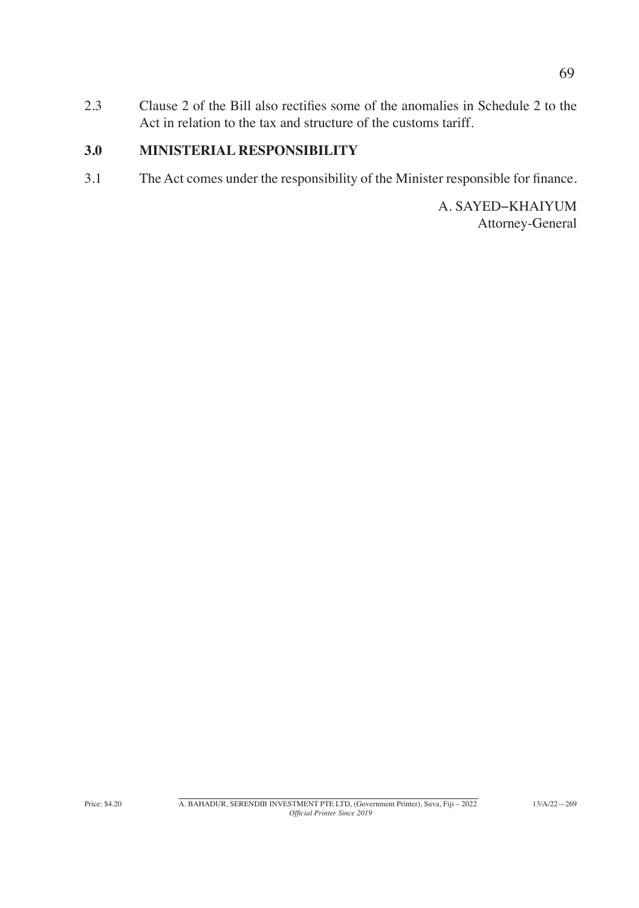2.3 Clause 2 of the Bill also rectifies some of the anomalies in Schedule 2 to the Act in relation to the tax and structure of the customs tariff.

## 3.0 MINISTERIAL RESPONSIBILITY

3.1 The Act comes under the responsibility of the Minister responsible for finance.

A. SAYED–KHAIYUM
Attorney-General